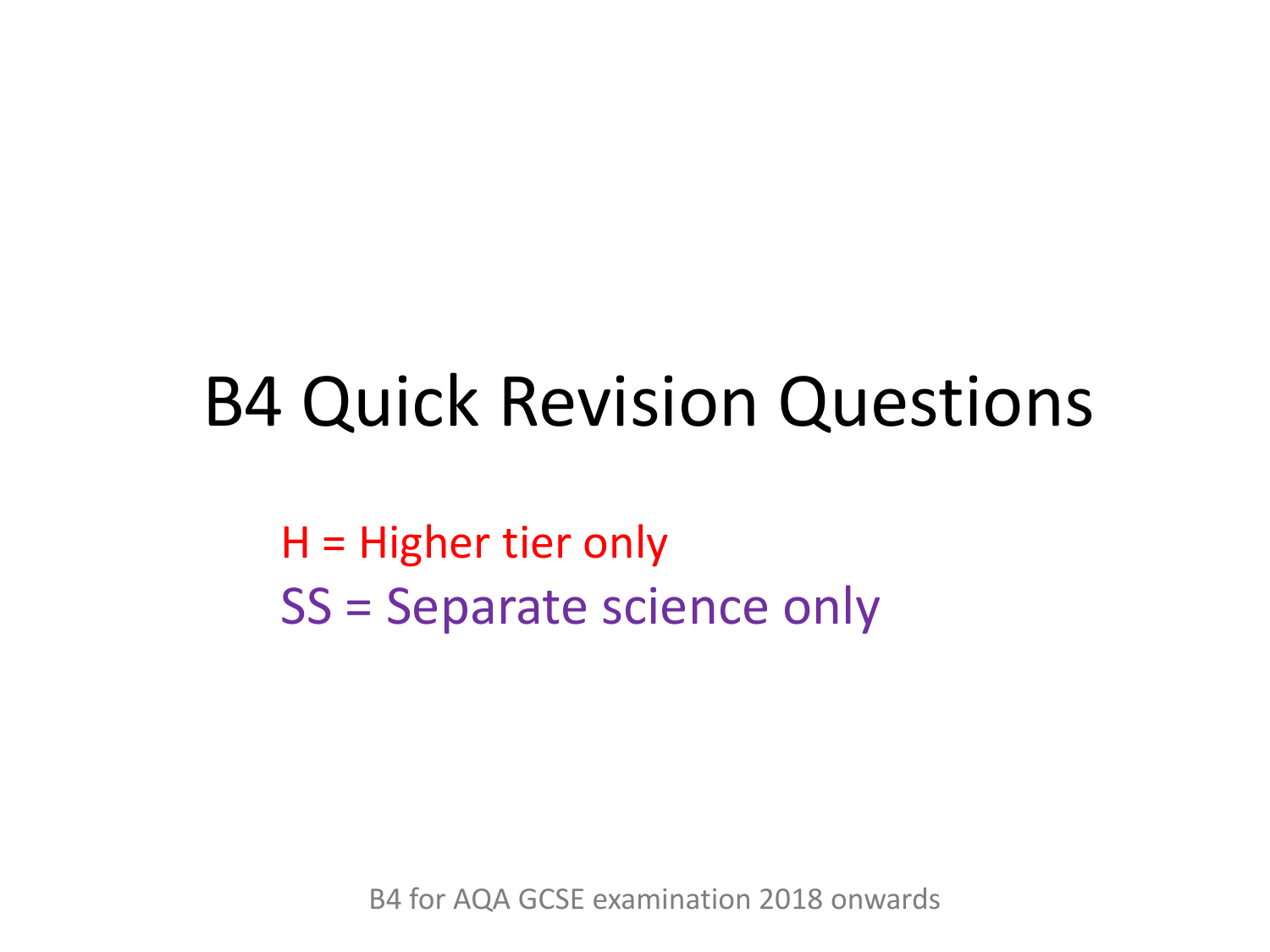# B4 Quick Revision Questions

H = Higher tier only

SS = Separate science only

B4 for AQA GCSE examination 2018 onwards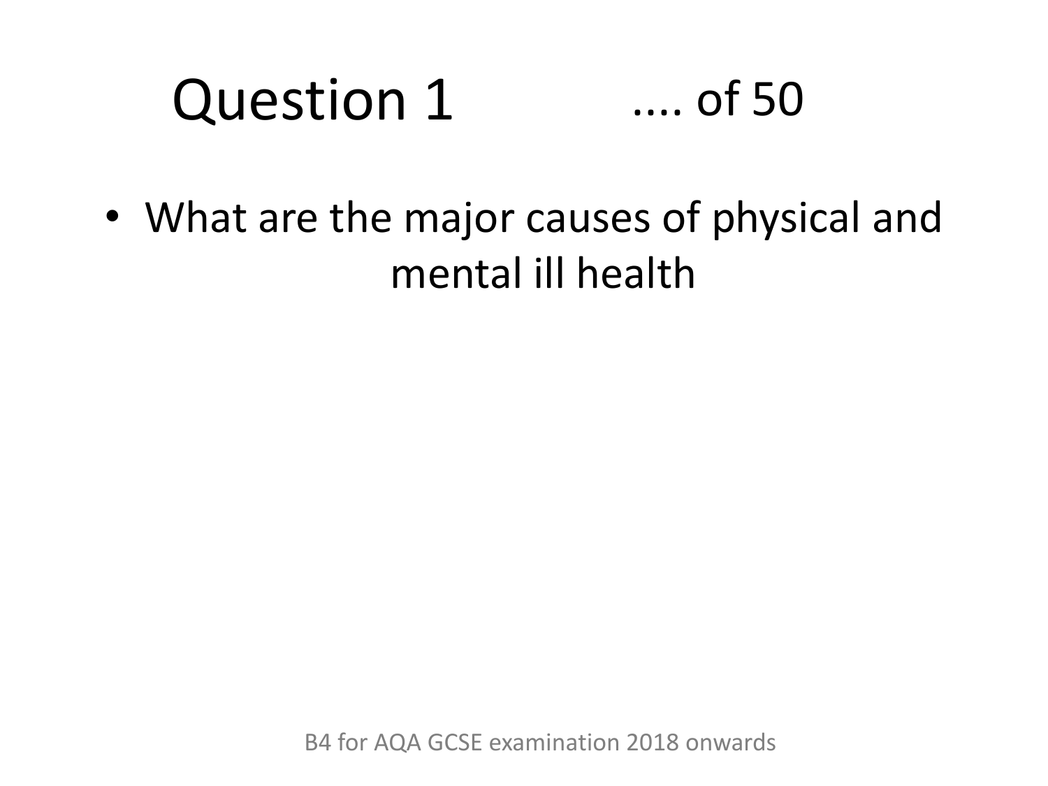# Question 1 .... of 50

- What are the major causes of physical and mental ill health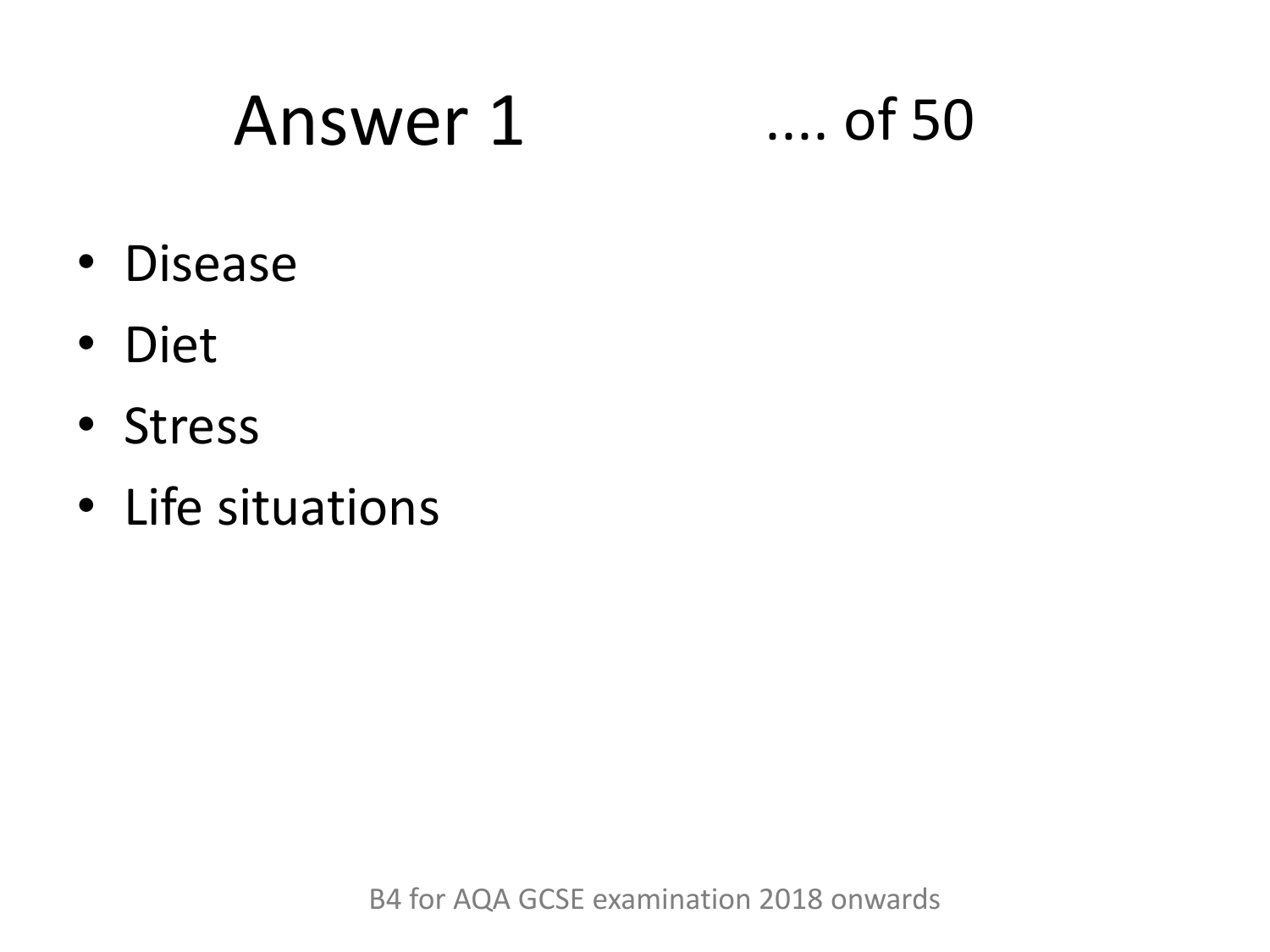# Answer 1 .... of 50

- Disease
- Diet
- Stress
- Life situations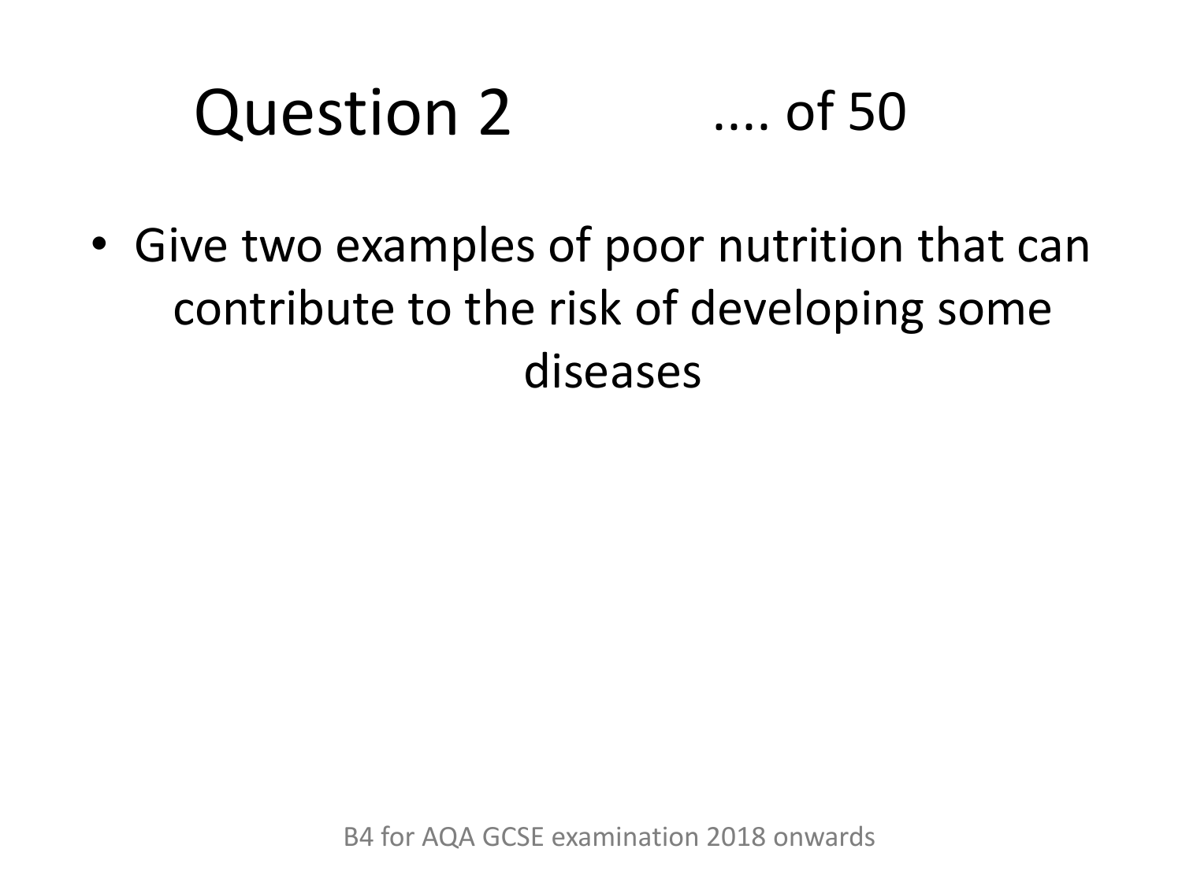# Question 2 .... of 50

- Give two examples of poor nutrition that can contribute to the risk of developing some diseases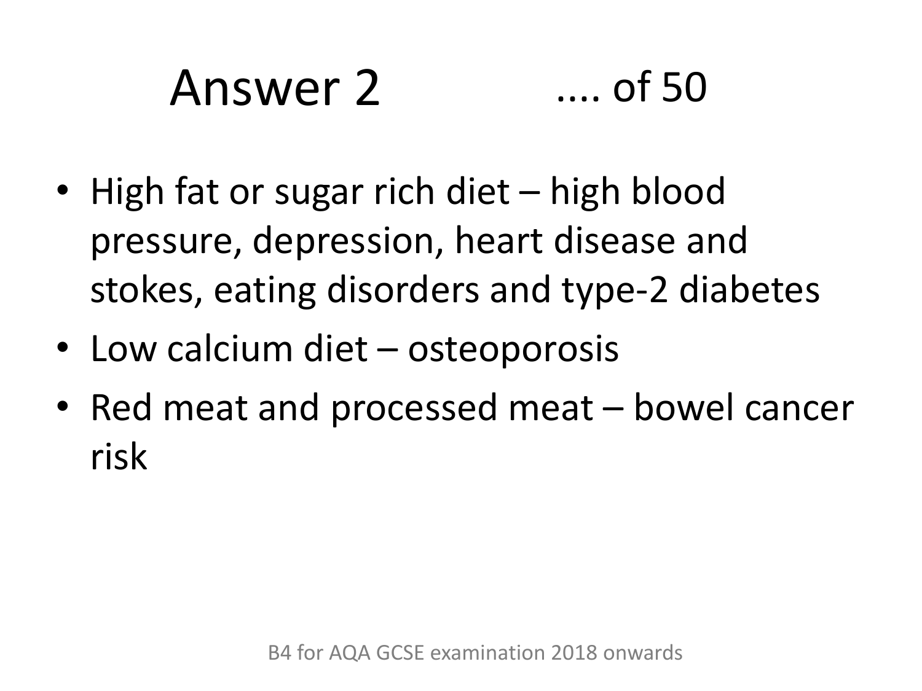# Answer 2 .... of 50

- High fat or sugar rich diet – high blood pressure, depression, heart disease and stokes, eating disorders and type-2 diabetes
- Low calcium diet – osteoporosis
- Red meat and processed meat – bowel cancer risk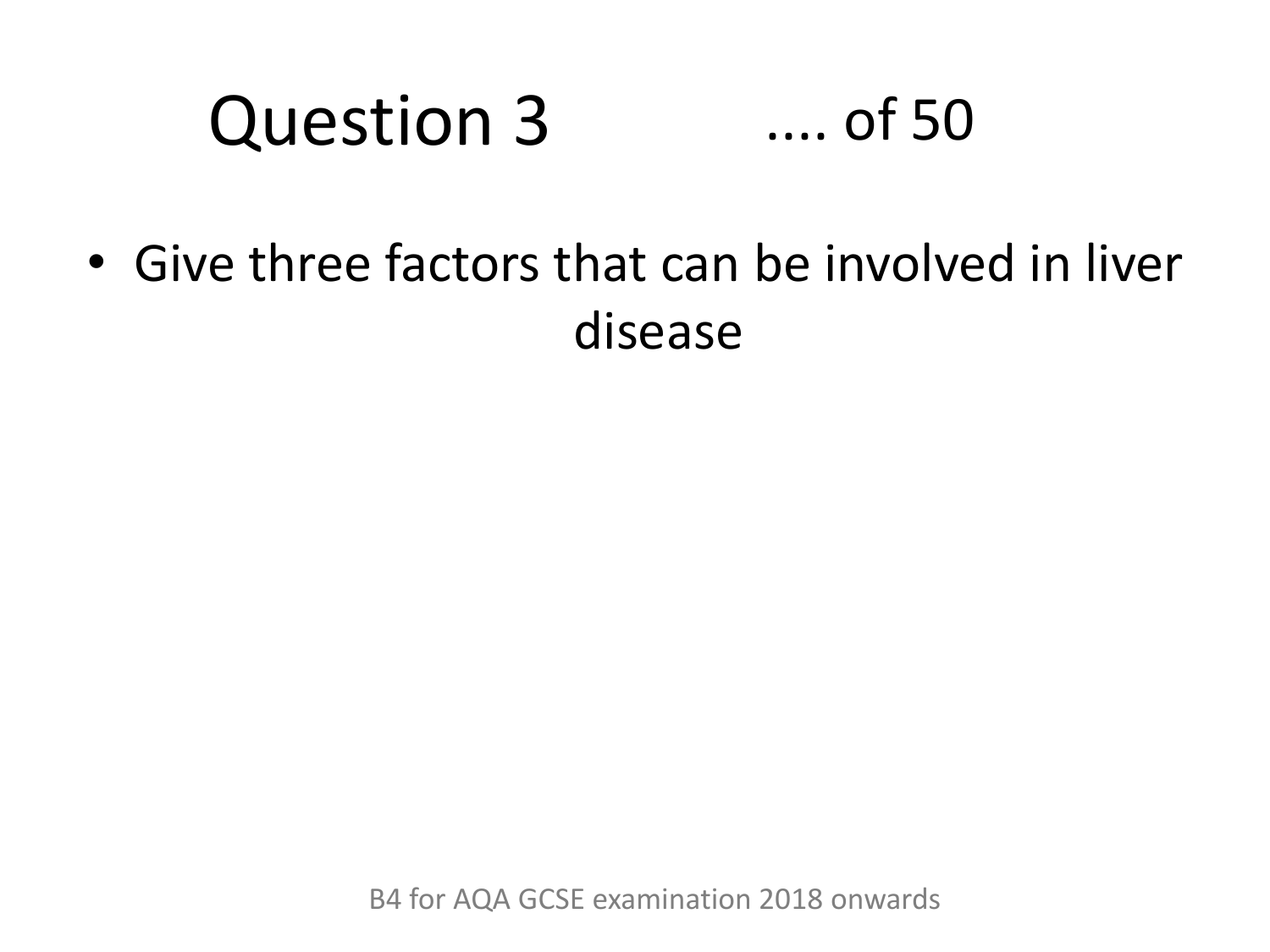# Question 3 .... of 50

- Give three factors that can be involved in liver disease

B4 for AQA GCSE examination 2018 onwards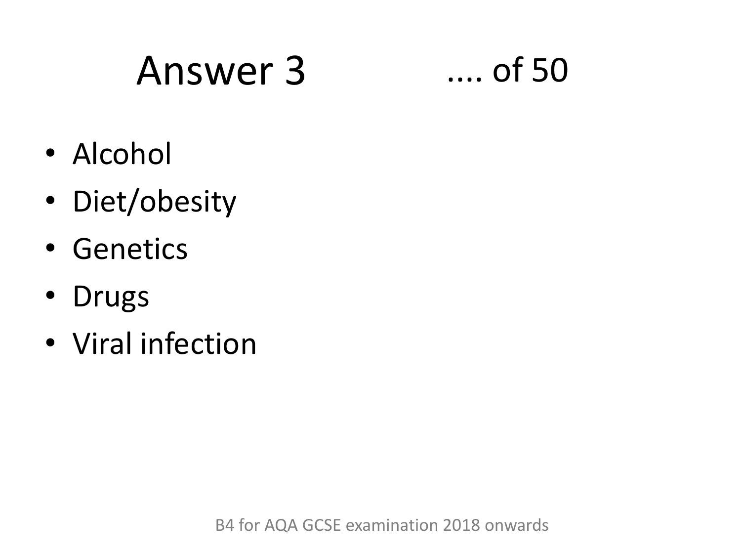# Answer 3 .... of 50

- Alcohol
- Diet/obesity
- Genetics
- Drugs
- Viral infection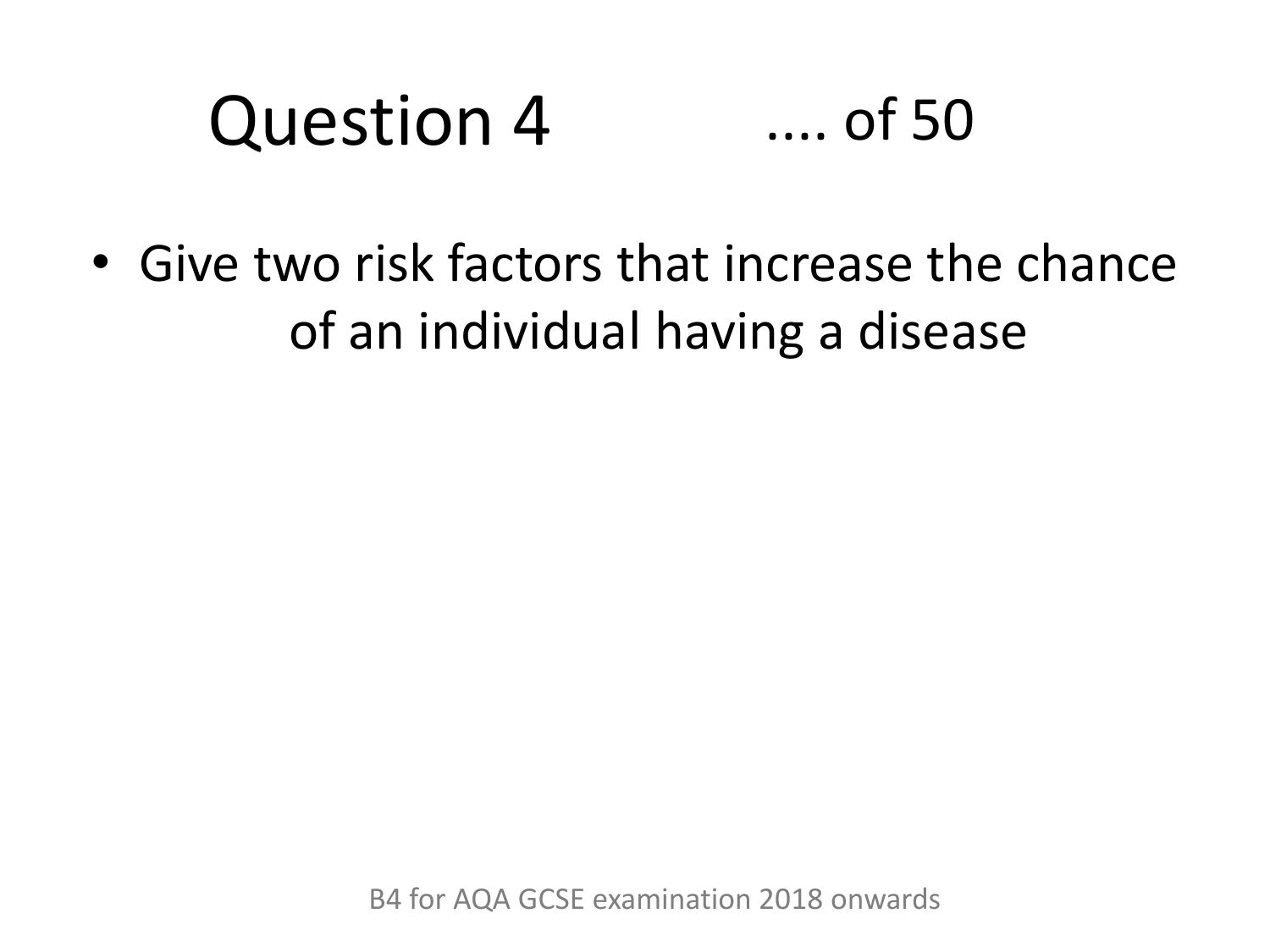# Question 4 .... of 50

- Give two risk factors that increase the chance of an individual having a disease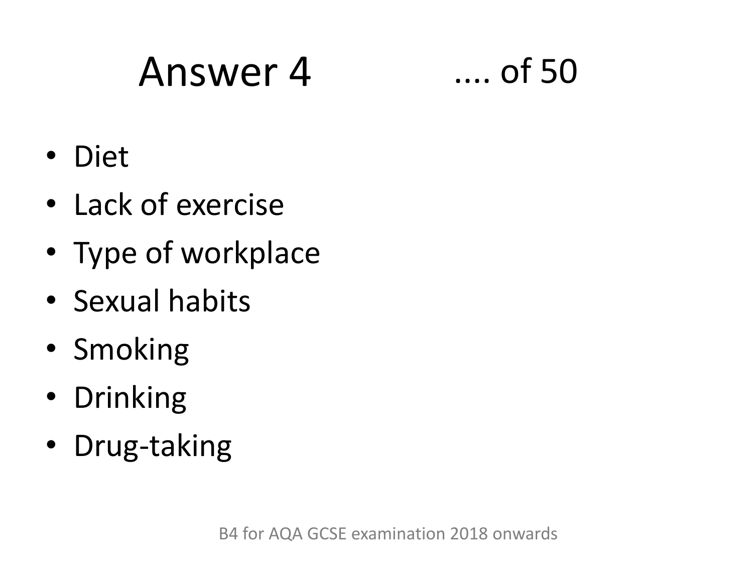# Answer 4 .... of 50

- Diet
- Lack of exercise
- Type of workplace
- Sexual habits
- Smoking
- Drinking
- Drug-taking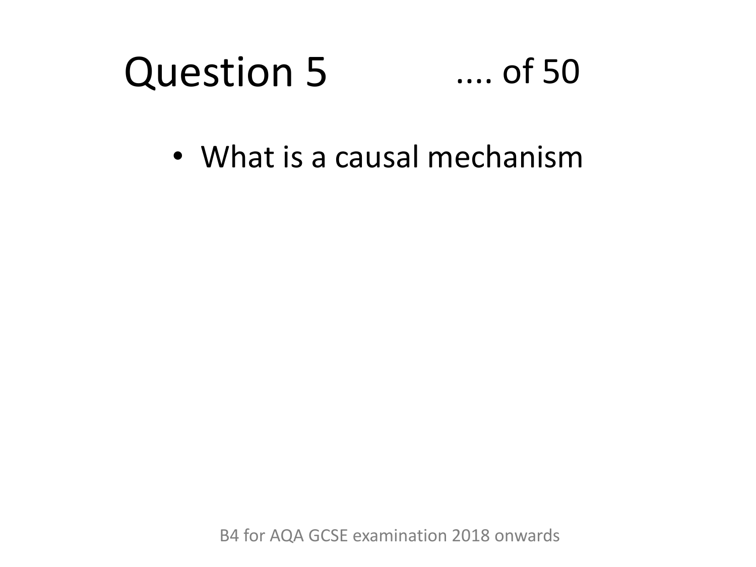# Question 5 .... of 50

- What is a causal mechanism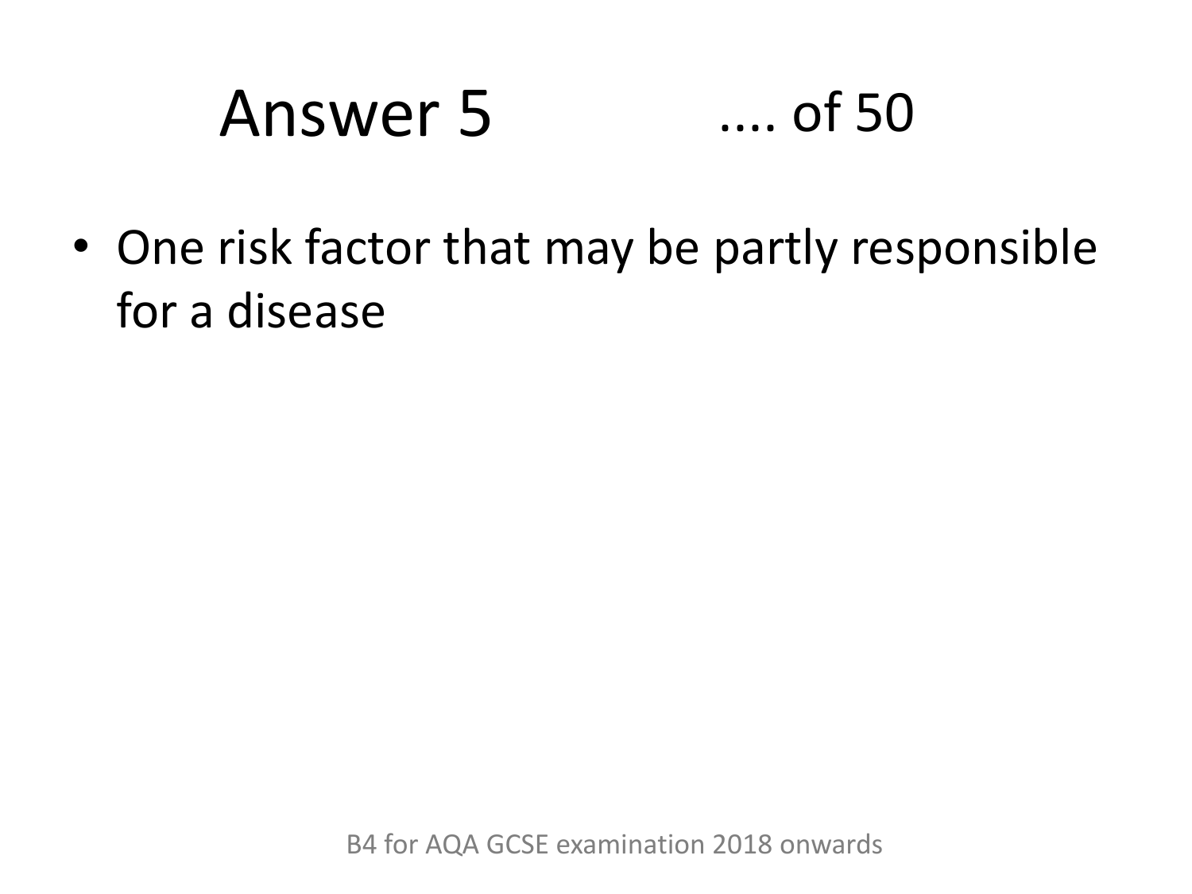# Answer 5

- One risk factor that may be partly responsible for a disease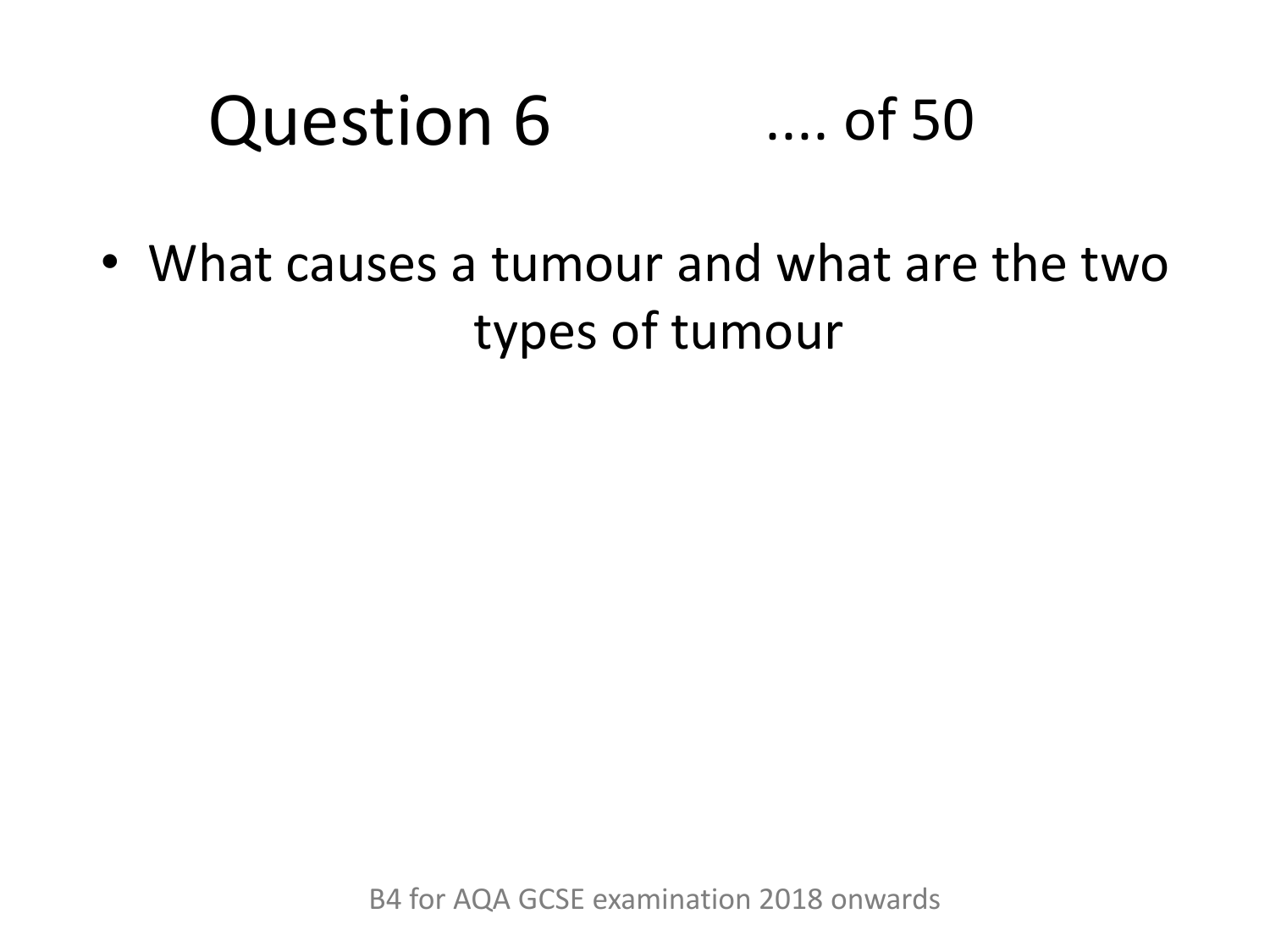# Question 6 .... of 50

- What causes a tumour and what are the two types of tumour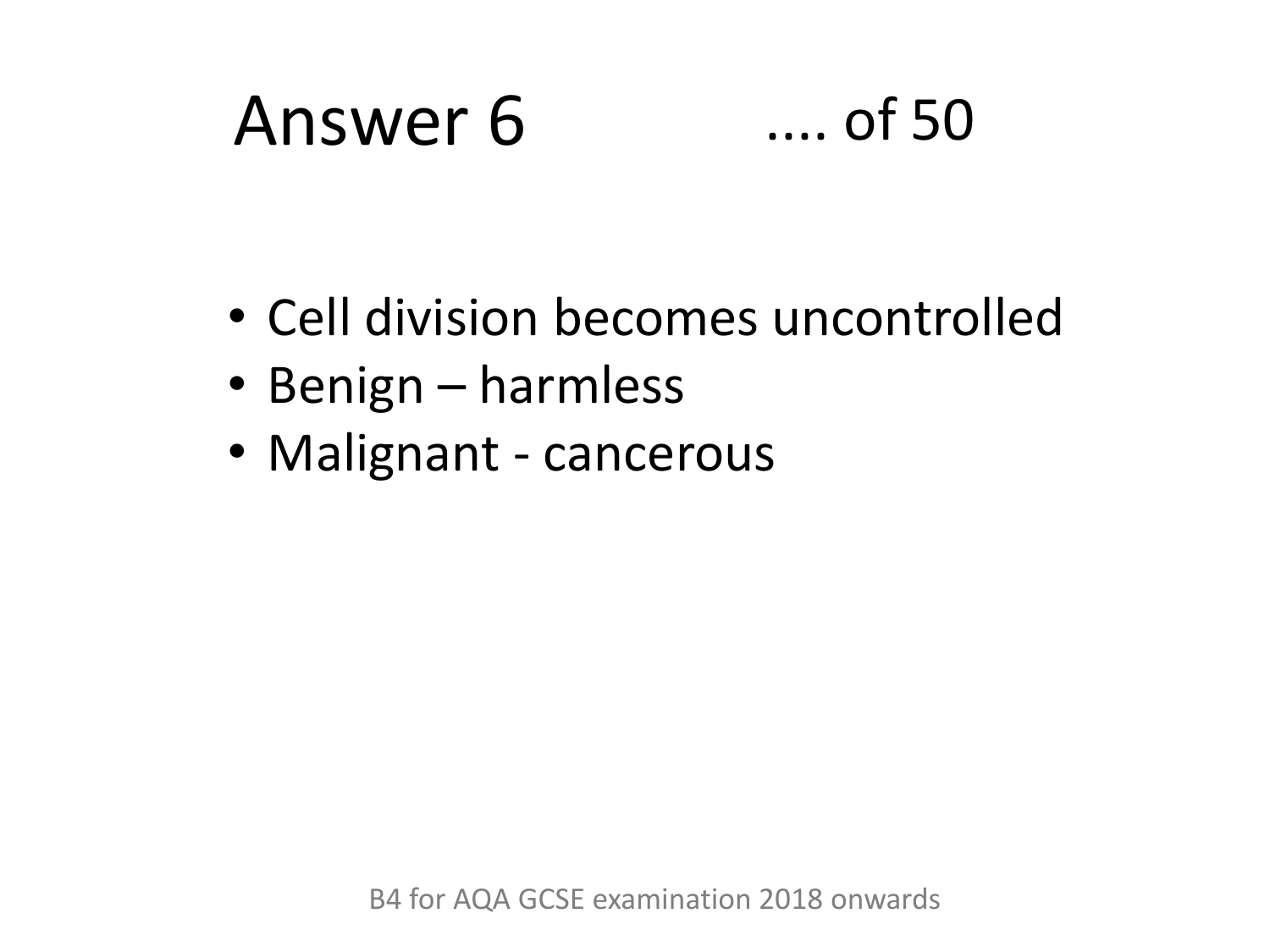# Answer 6 .... of 50

- Cell division becomes uncontrolled
- Benign – harmless
- Malignant - cancerous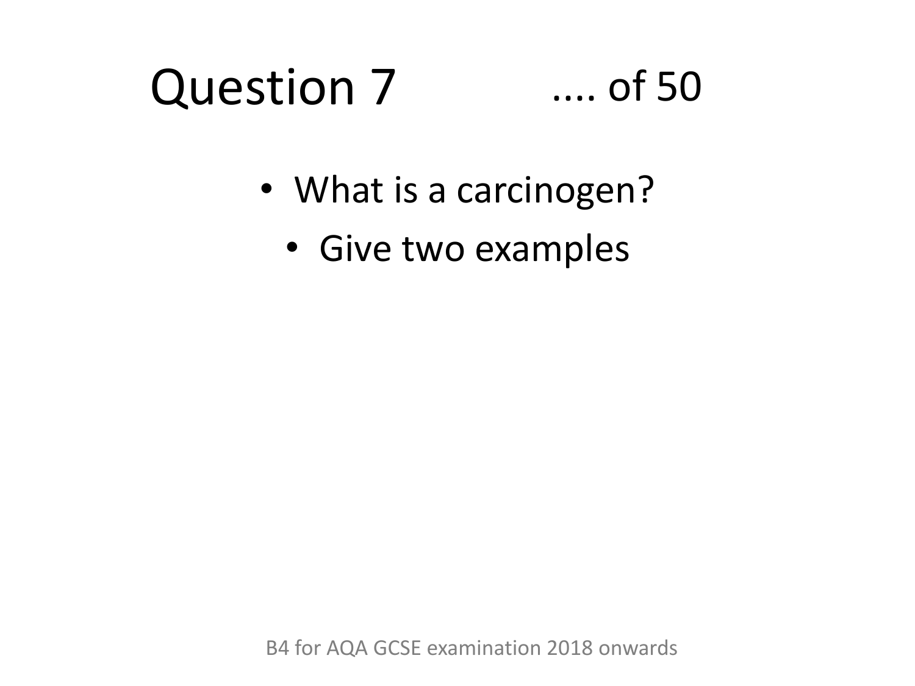# Question 7 .... of 50

- What is a carcinogen?
- Give two examples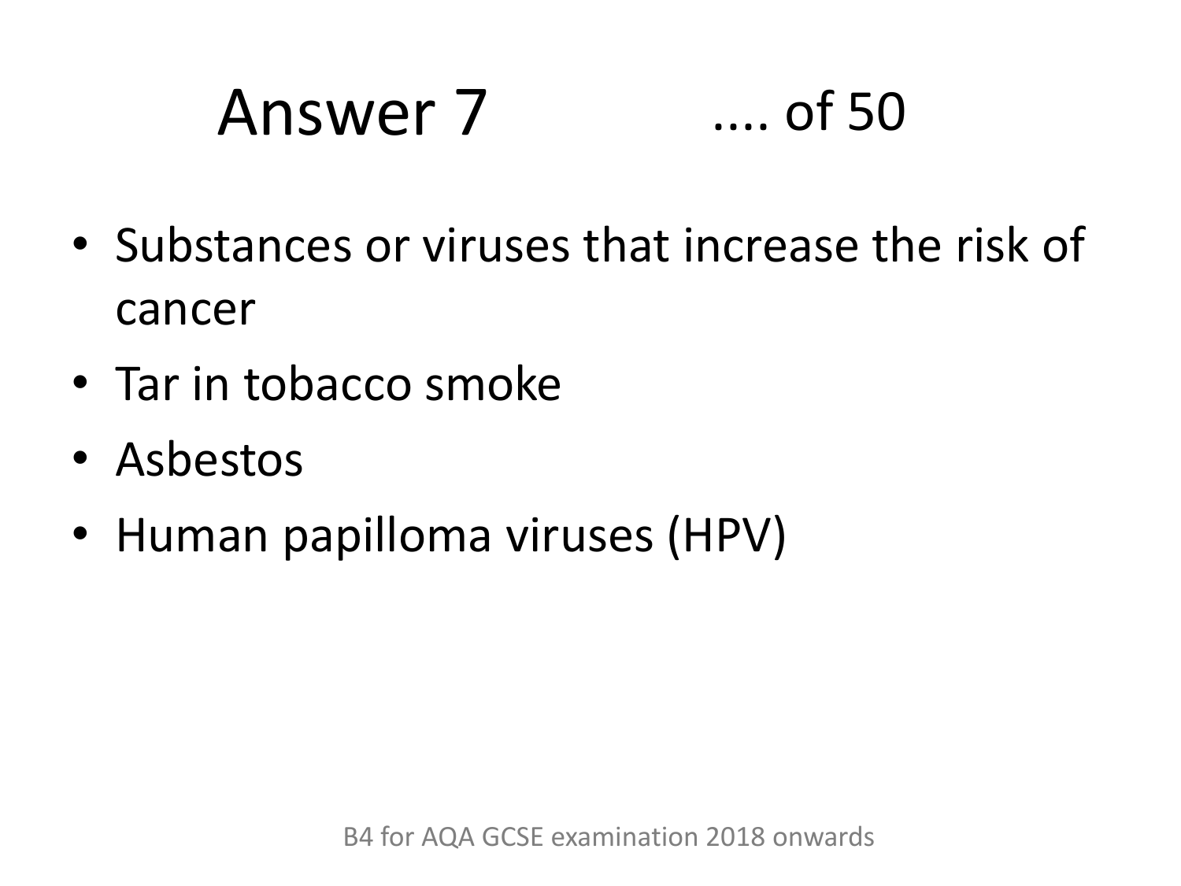# Answer 7

- Substances or viruses that increase the risk of cancer
- Tar in tobacco smoke
- Asbestos
- Human papilloma viruses (HPV)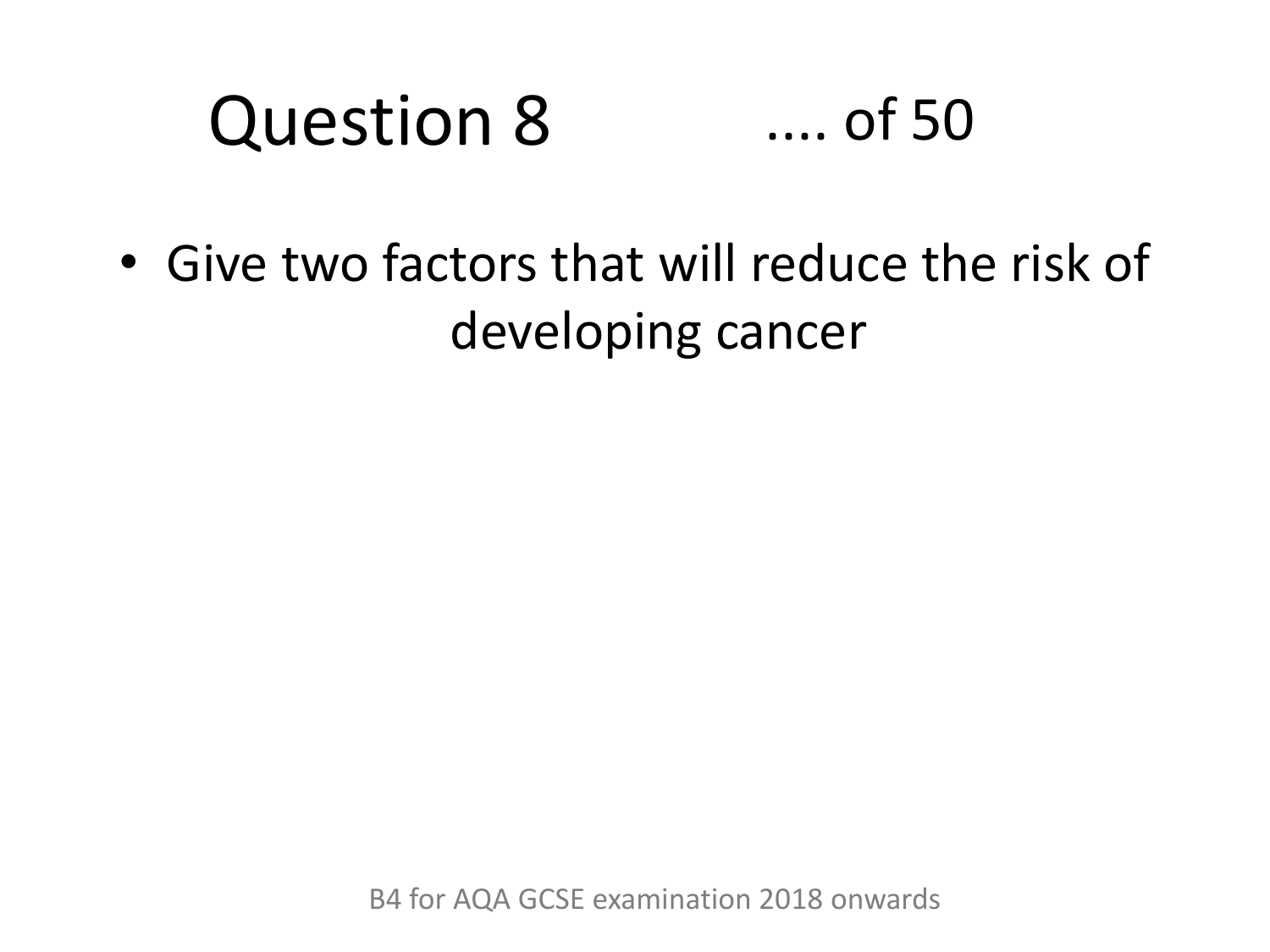# Question 8 .... of 50

- Give two factors that will reduce the risk of developing cancer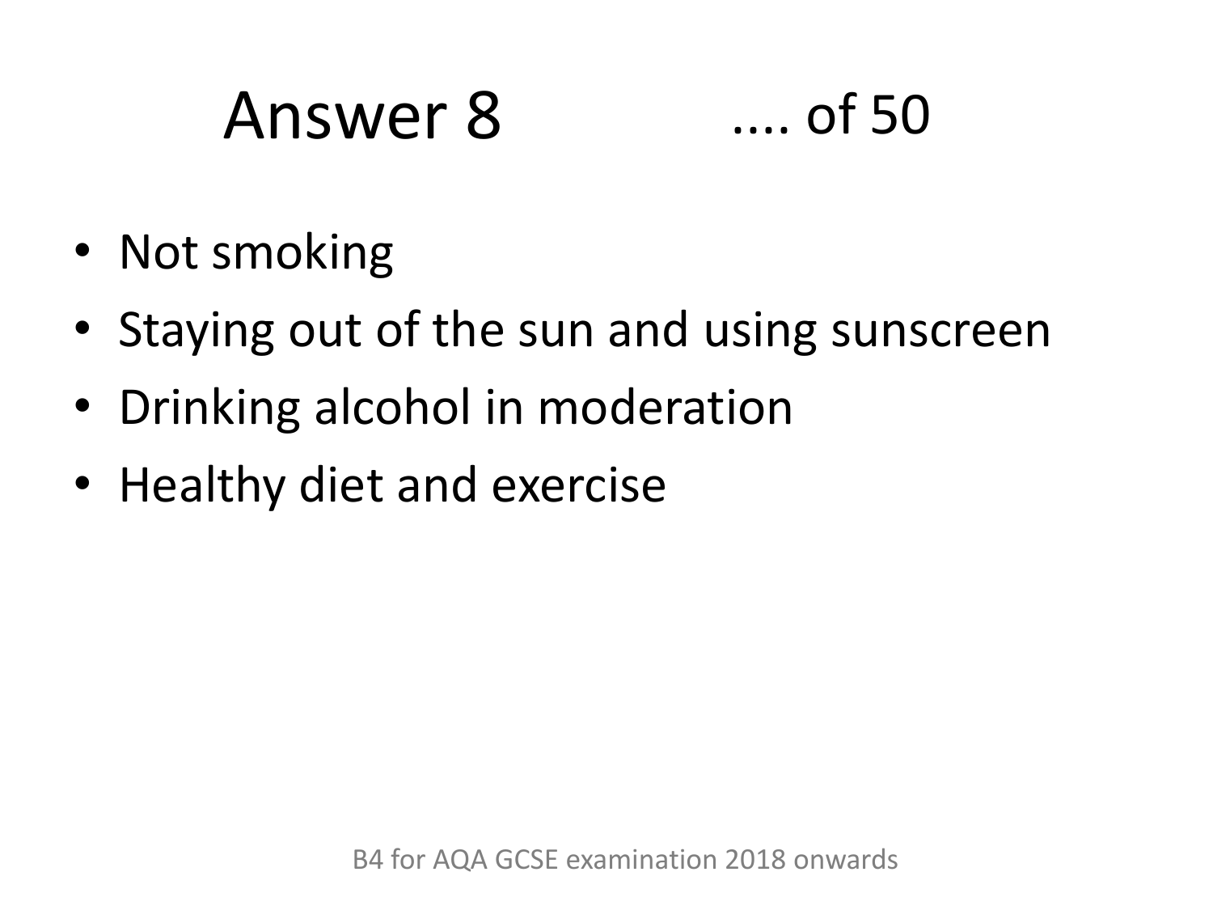# Answer 8 .... of 50

- Not smoking
- Staying out of the sun and using sunscreen
- Drinking alcohol in moderation
- Healthy diet and exercise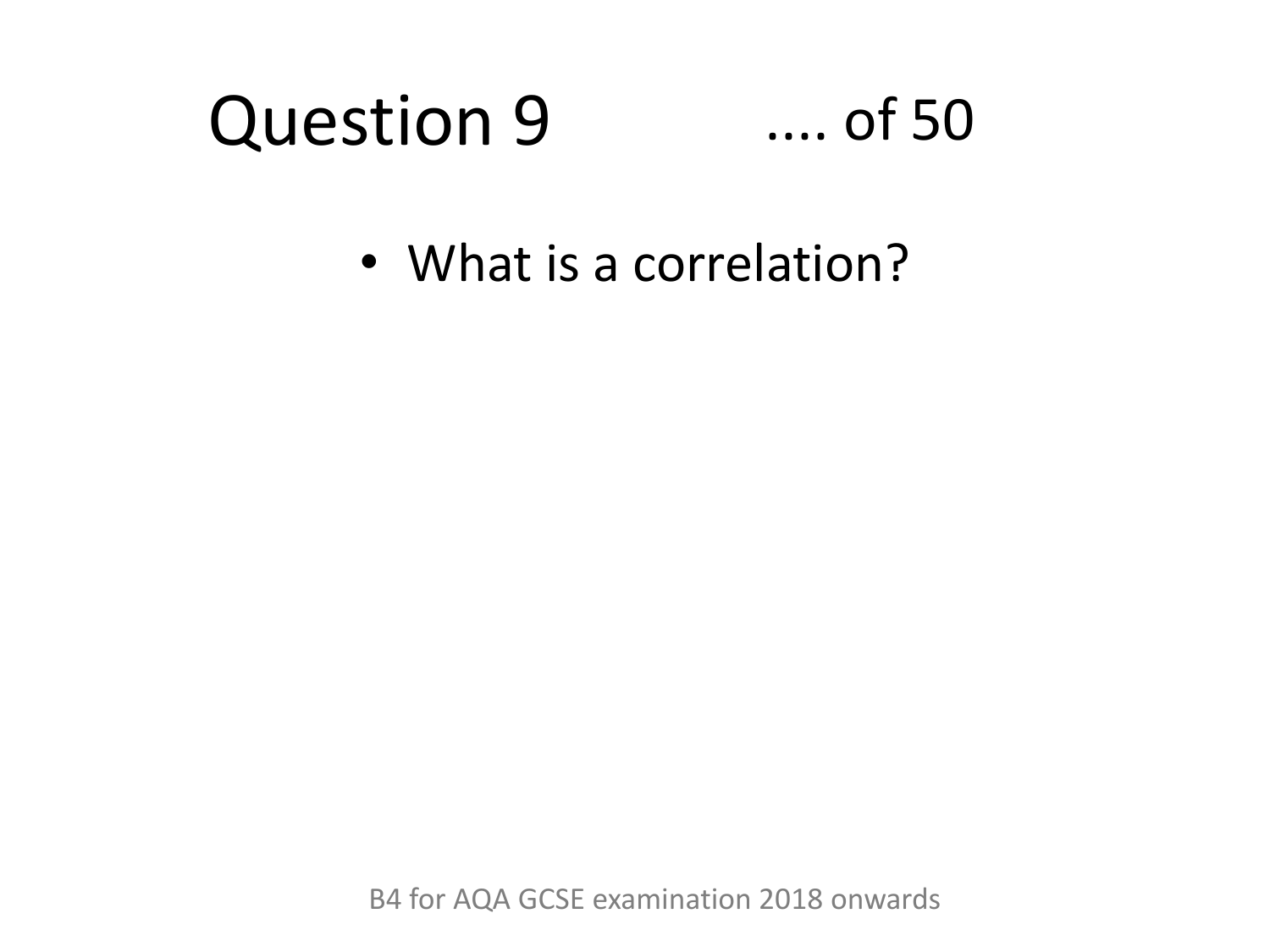# Question 9 .... of 50

- What is a correlation?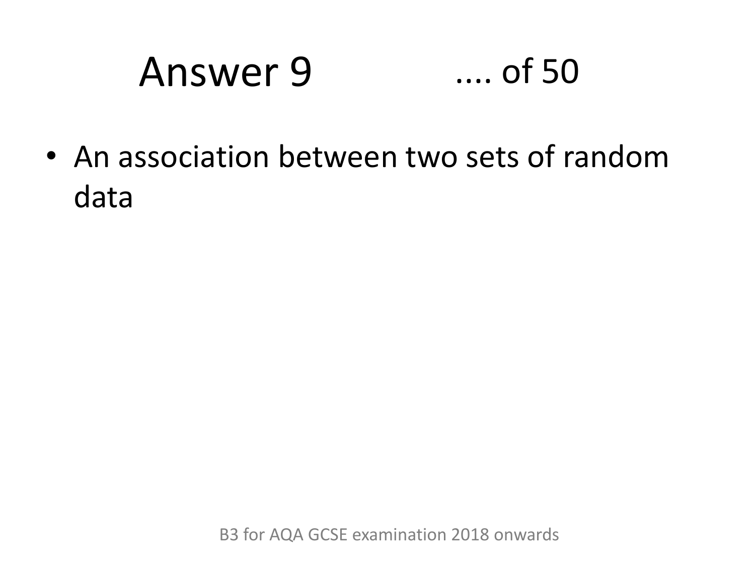# Answer 9 .... of 50

- An association between two sets of random data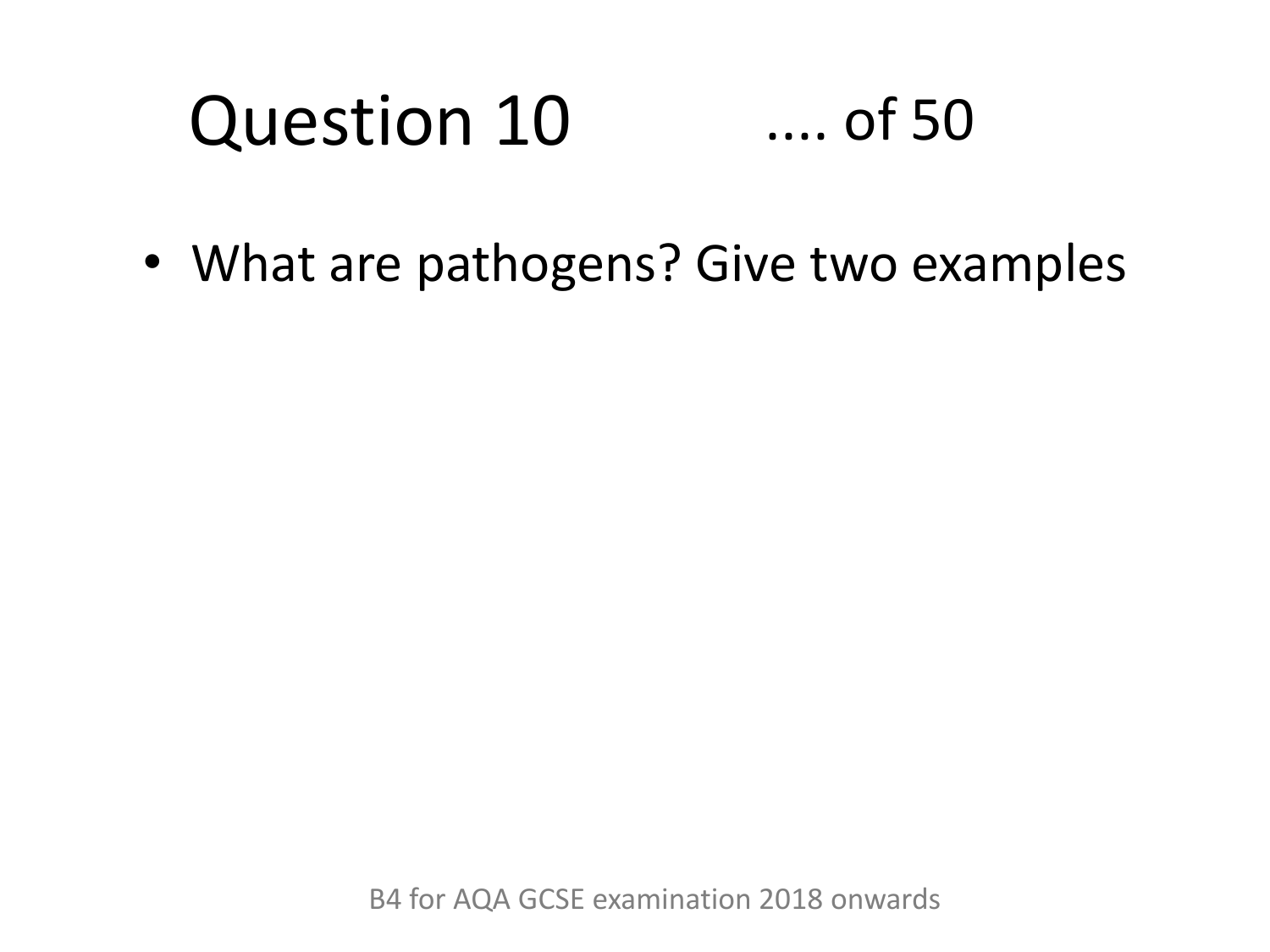# Question 10 .... of 50

- What are pathogens? Give two examples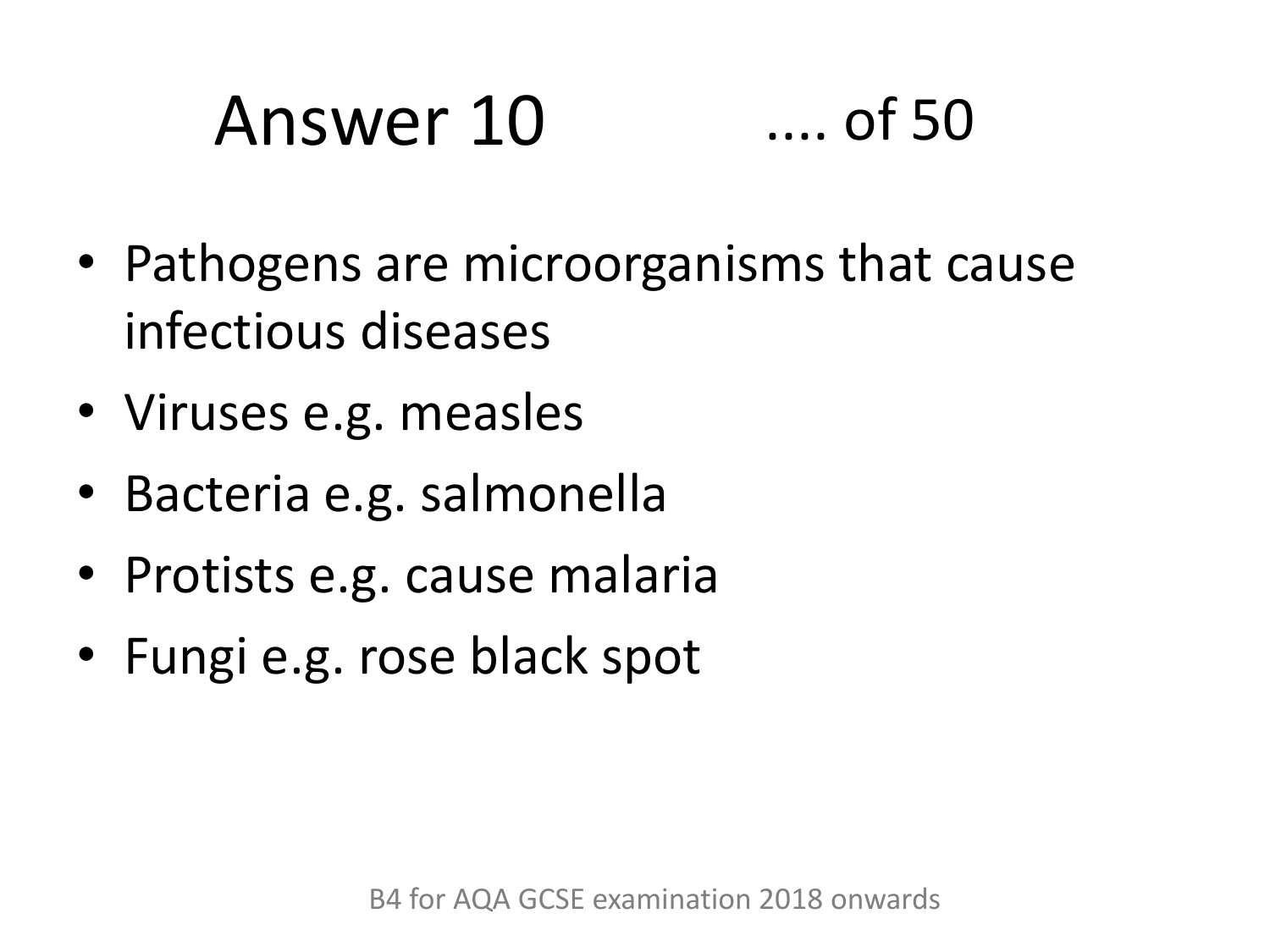# Answer 10 .... of 50

- Pathogens are microorganisms that cause infectious diseases
- Viruses e.g. measles
- Bacteria e.g. salmonella
- Protists e.g. cause malaria
- Fungi e.g. rose black spot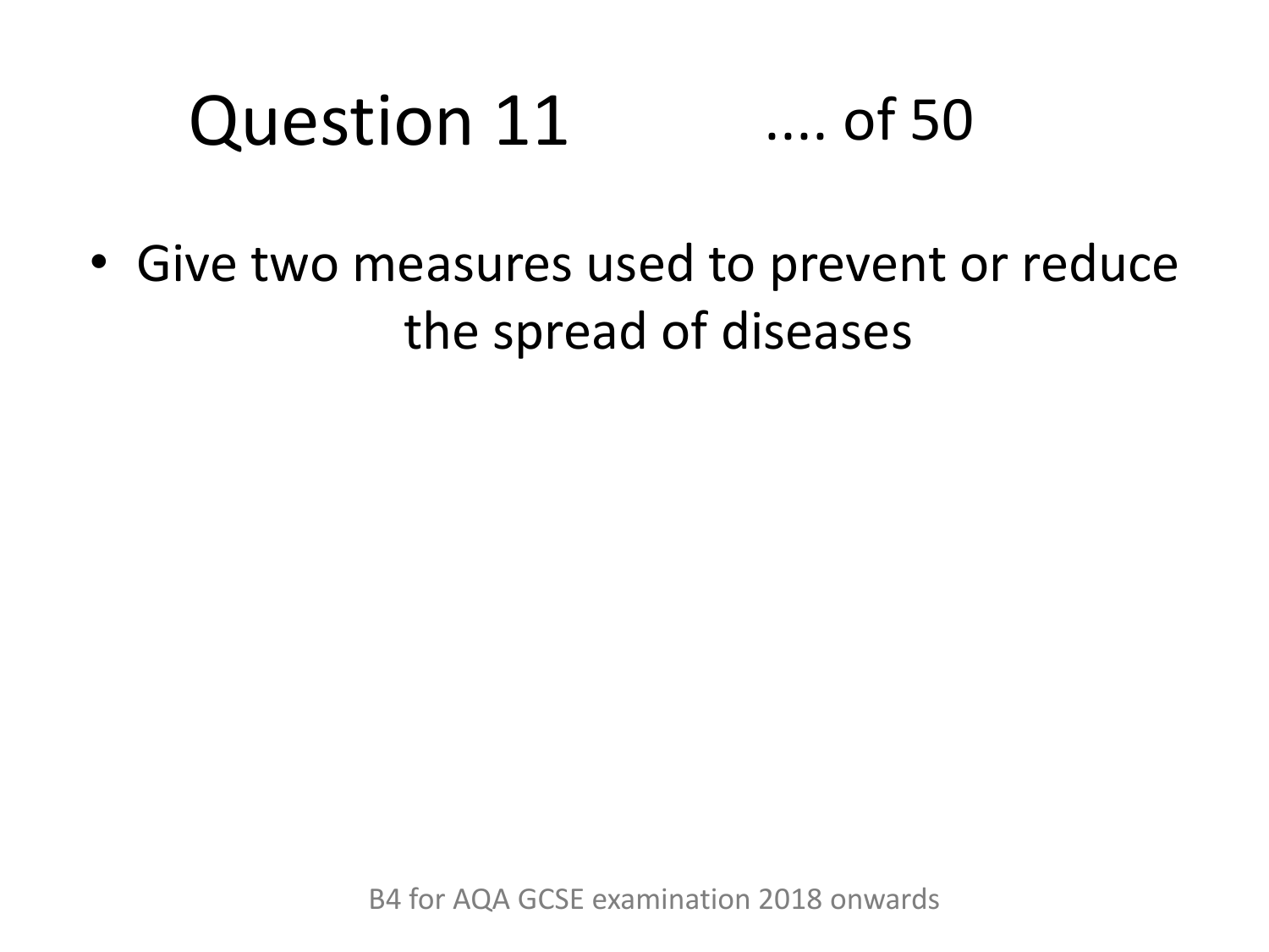# Question 11 .... of 50

- Give two measures used to prevent or reduce the spread of diseases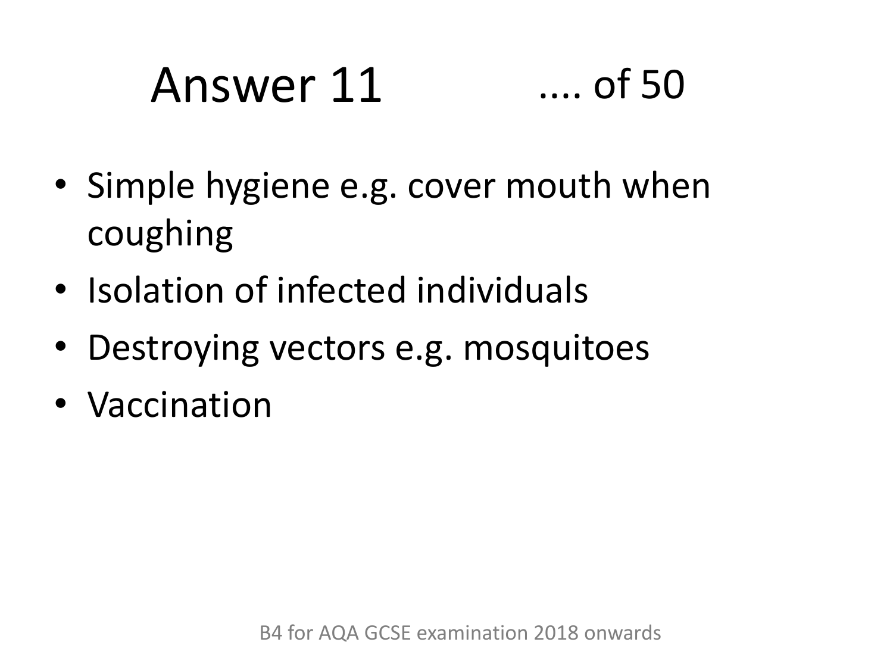# Answer 11 .... of 50

- Simple hygiene e.g. cover mouth when coughing
- Isolation of infected individuals
- Destroying vectors e.g. mosquitoes
- Vaccination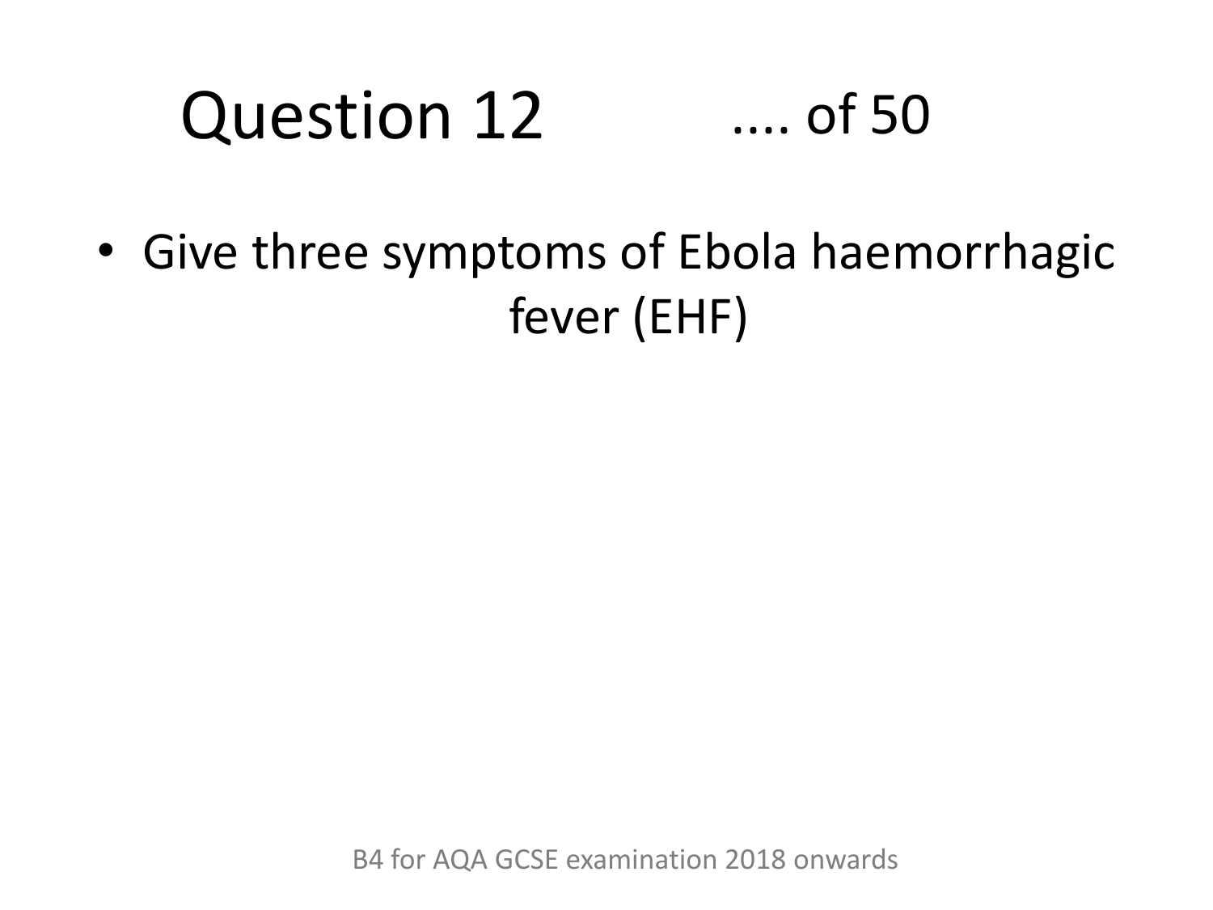# Question 12 .... of 50

- Give three symptoms of Ebola haemorrhagic fever (EHF)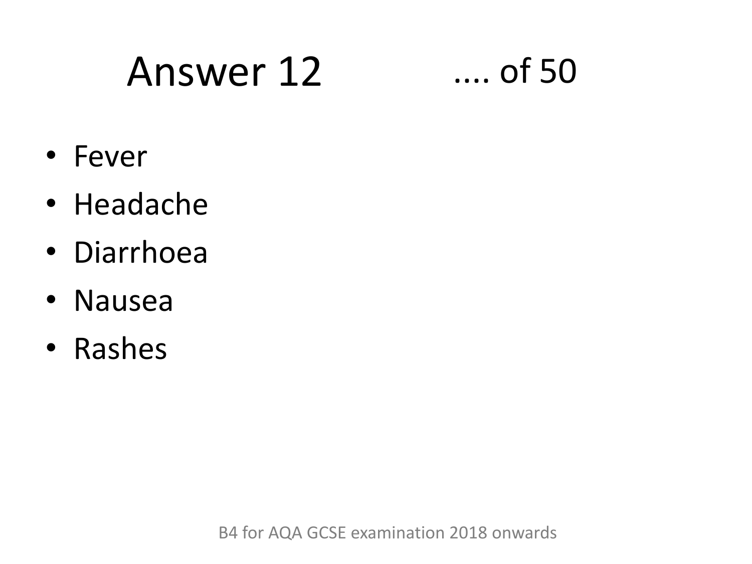# Answer 12 .... of 50

- Fever
- Headache
- Diarrhoea
- Nausea
- Rashes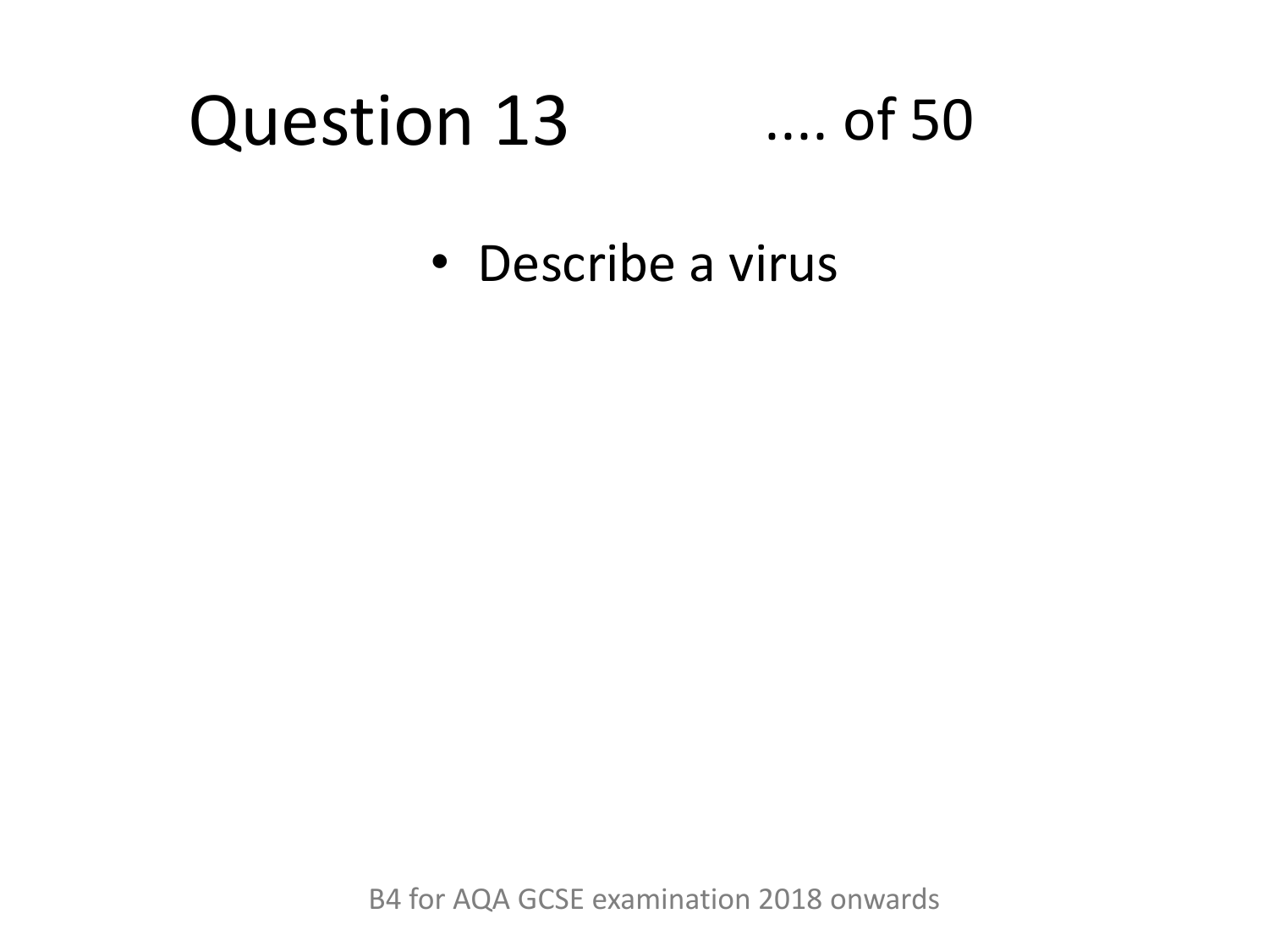# Question 13 .... of 50

- Describe a virus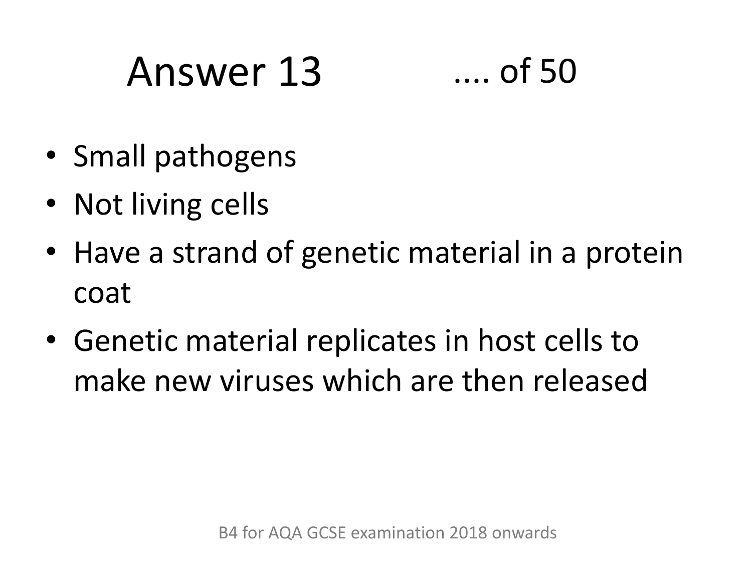# Answer 13 .... of 50

- Small pathogens
- Not living cells
- Have a strand of genetic material in a protein coat
- Genetic material replicates in host cells to make new viruses which are then released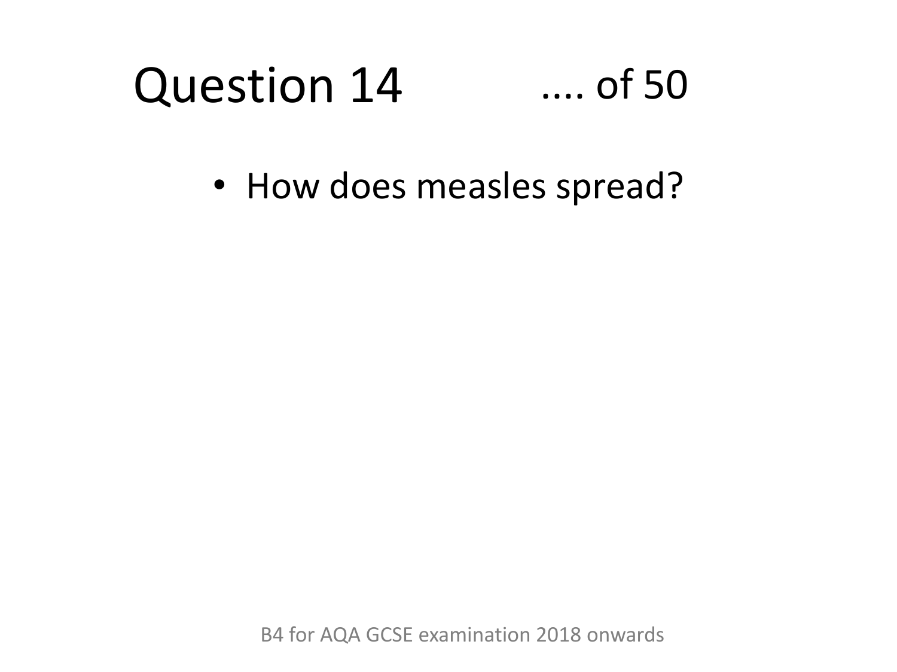# Question 14 .... of 50

- How does measles spread?

B4 for AQA GCSE examination 2018 onwards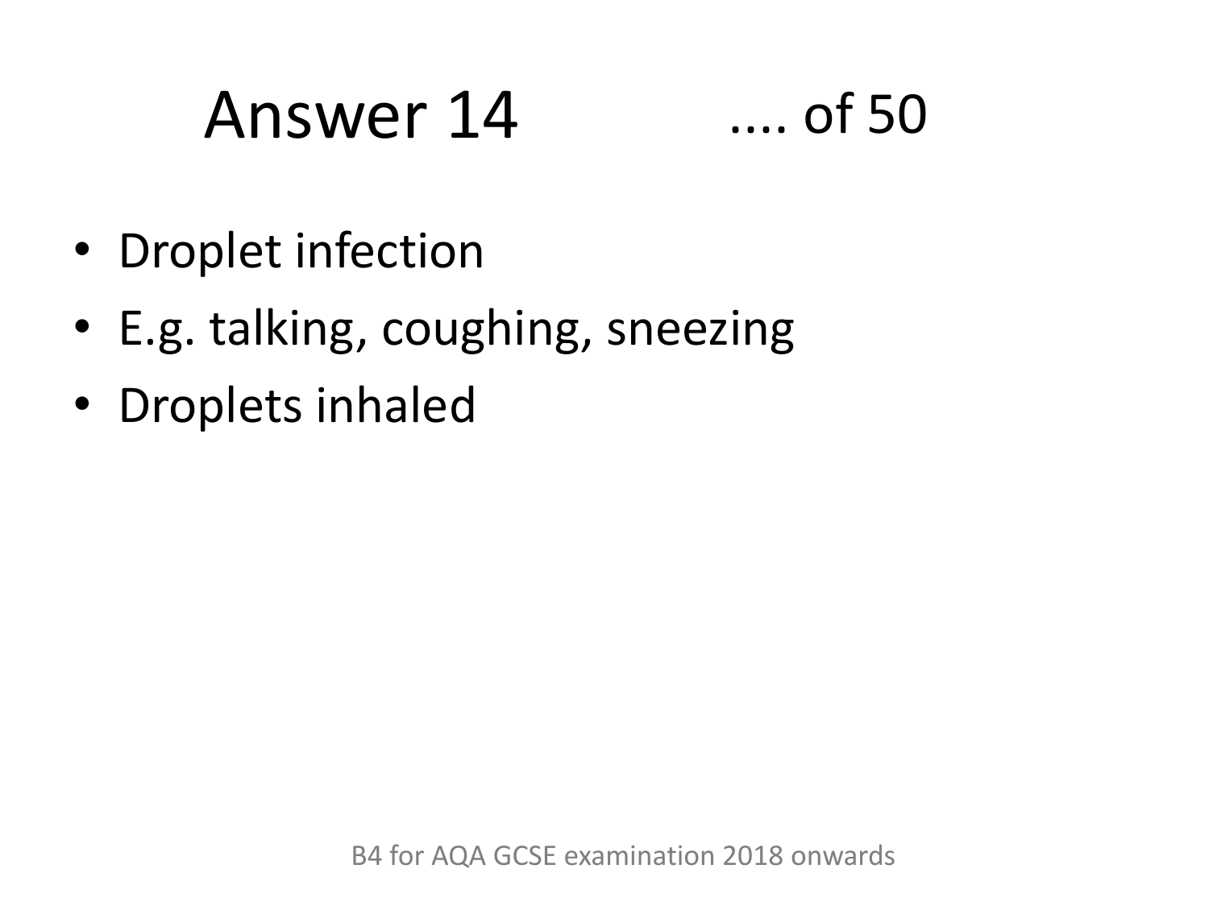# Answer 14 .... of 50

- Droplet infection
- E.g. talking, coughing, sneezing
- Droplets inhaled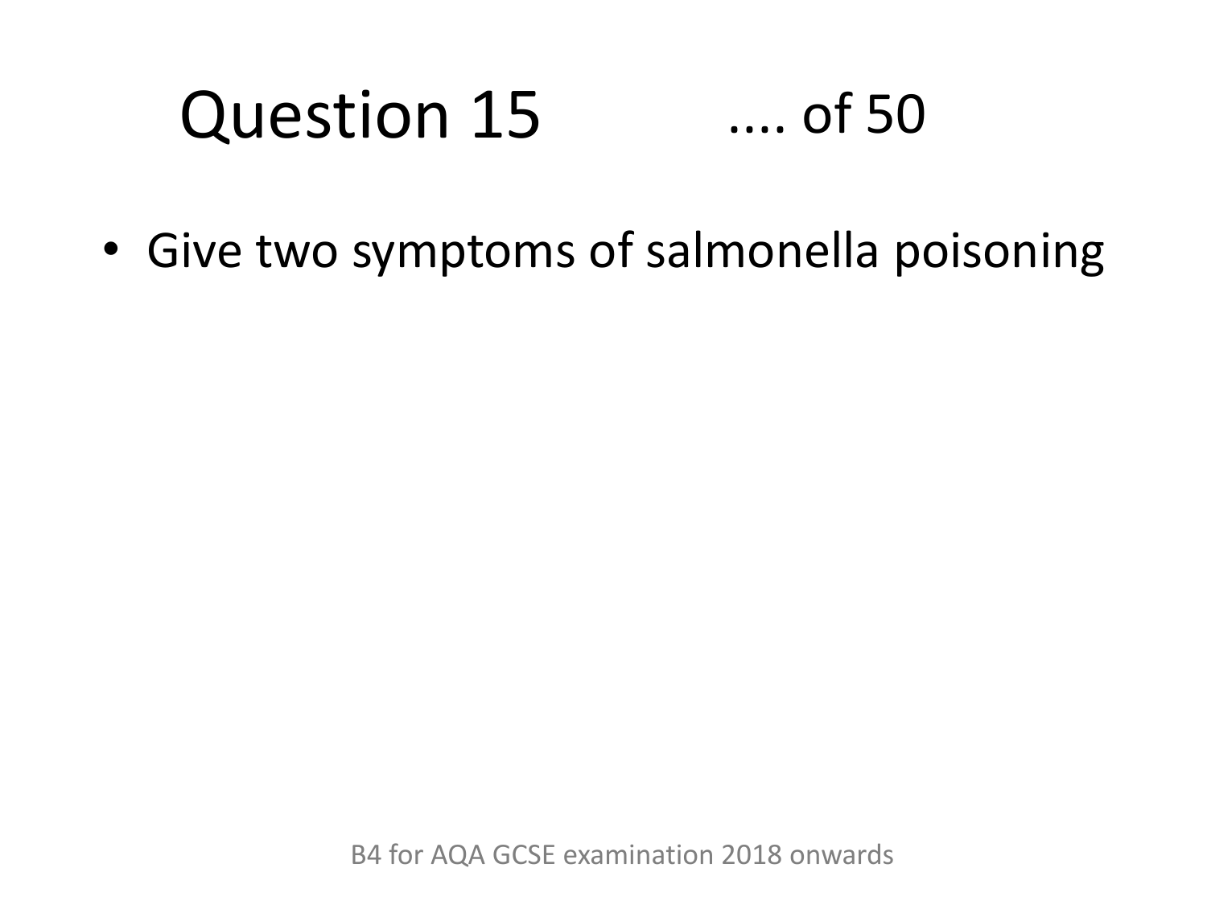# Question 15 .... of 50

- Give two symptoms of salmonella poisoning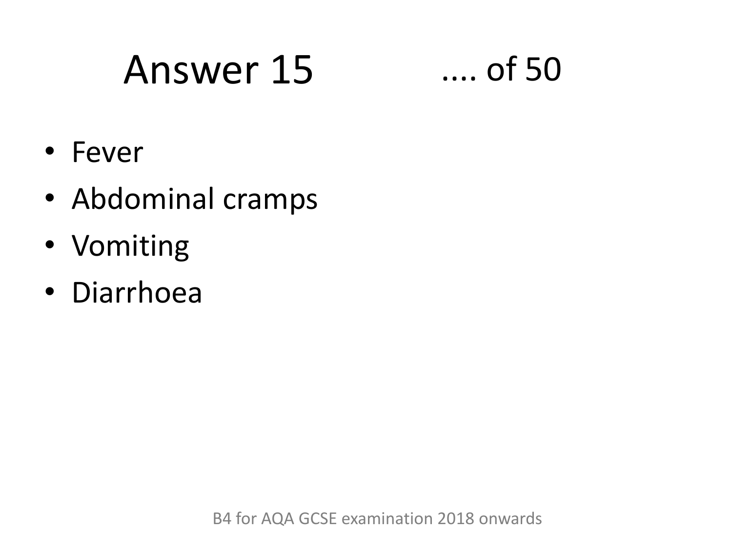# Answer 15 .... of 50

- Fever
- Abdominal cramps
- Vomiting
- Diarrhoea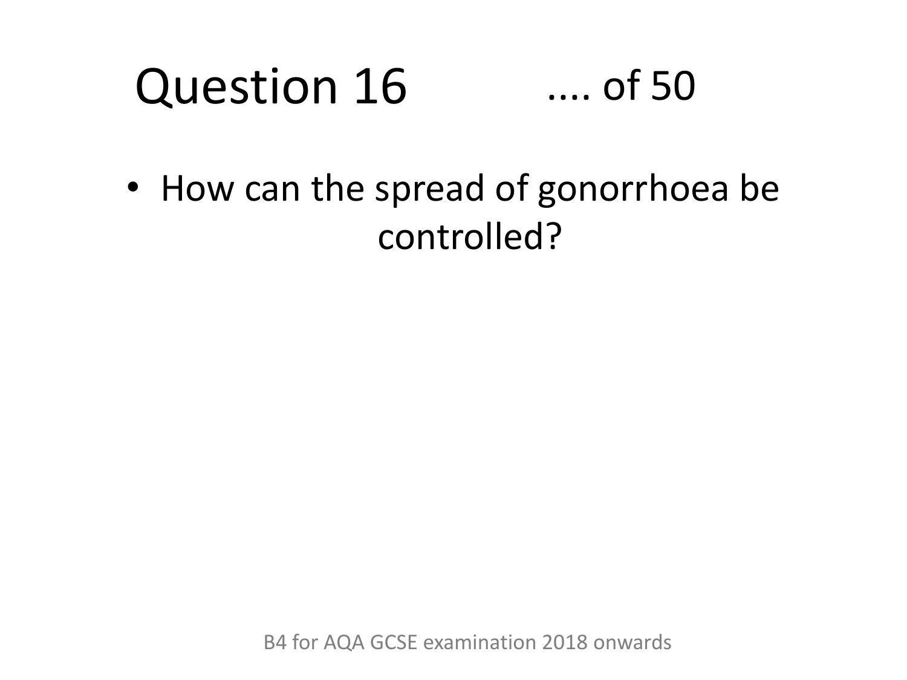# Question 16 .... of 50

- How can the spread of gonorrhoea be controlled?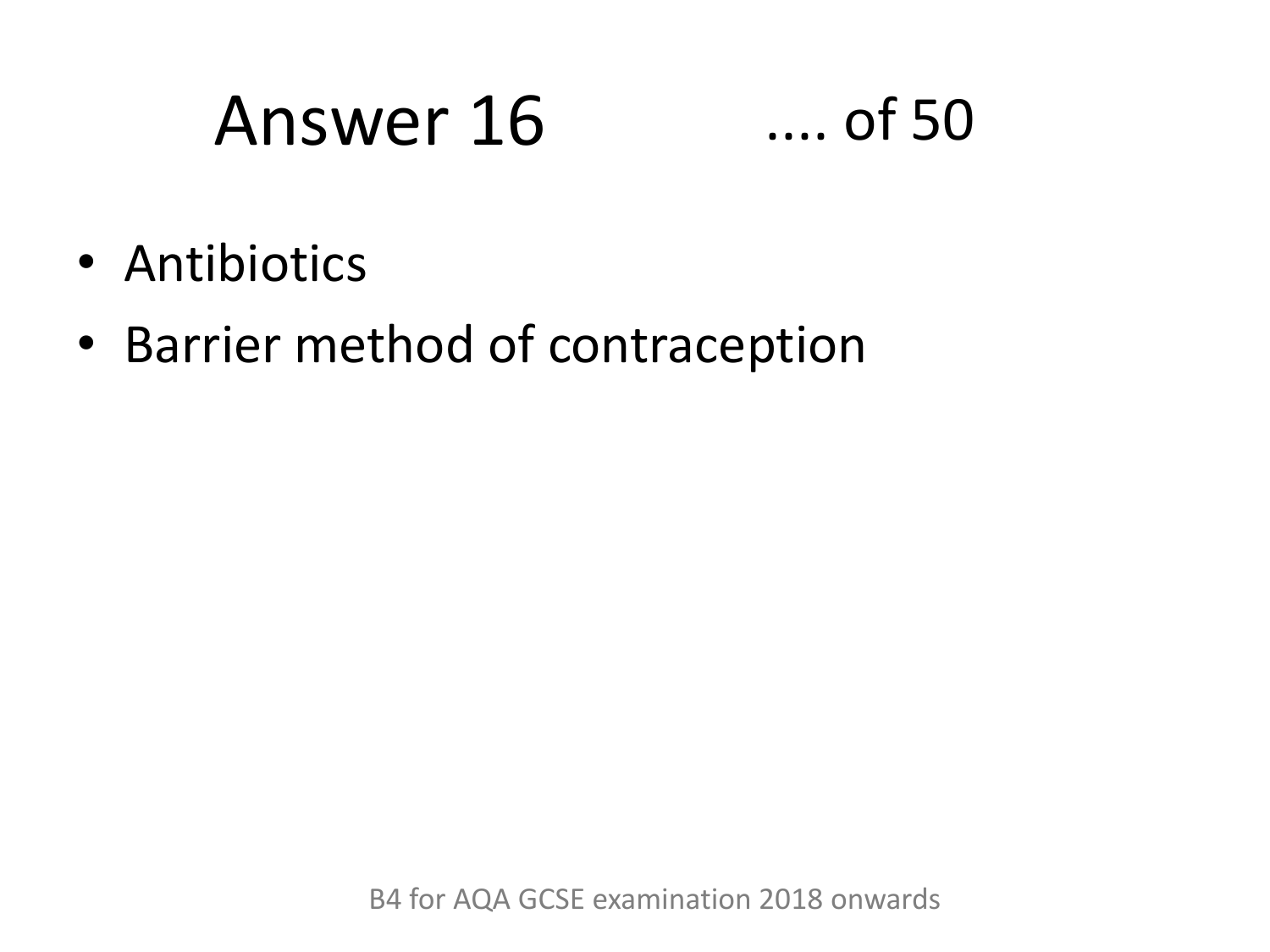# Answer 16

.... of 50

- Antibiotics
- Barrier method of contraception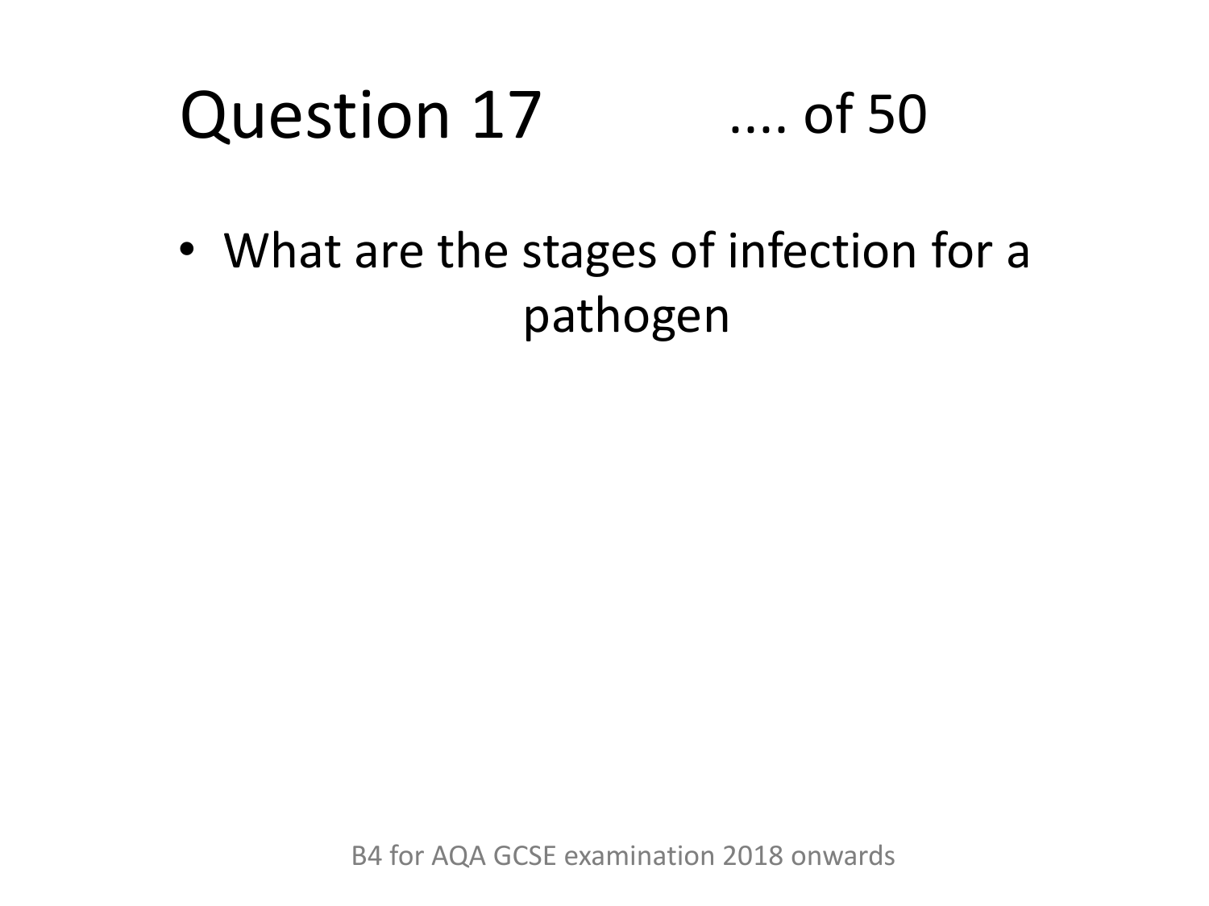# Question 17 .... of 50

- What are the stages of infection for a pathogen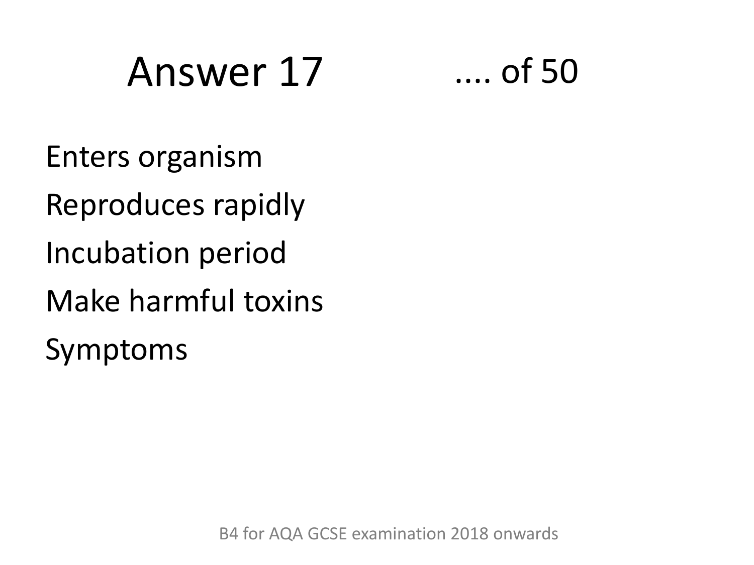# Answer 17

.... of 50

Enters organism

Reproduces rapidly

Incubation period

Make harmful toxins

Symptoms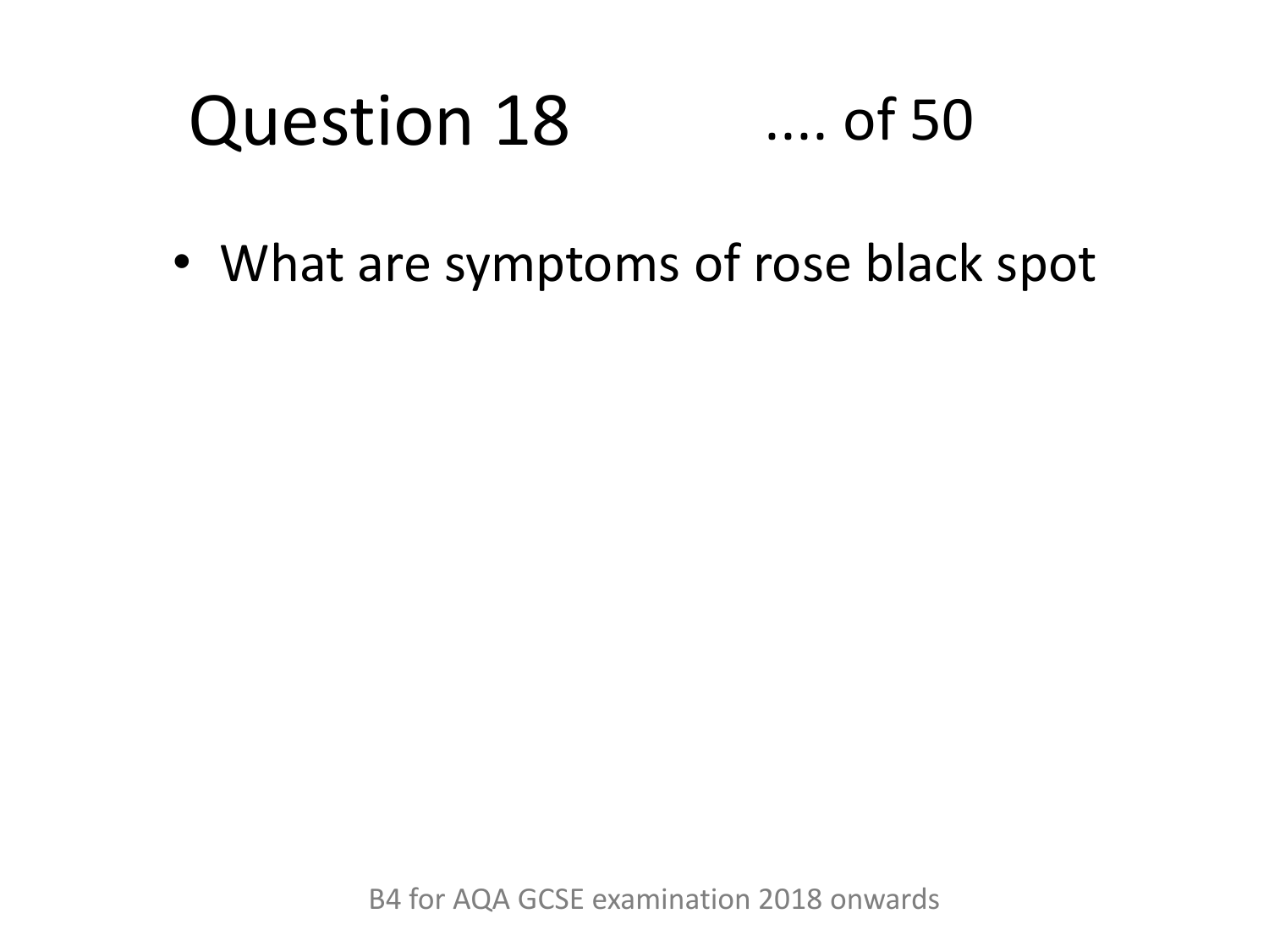# Question 18 .... of 50

- What are symptoms of rose black spot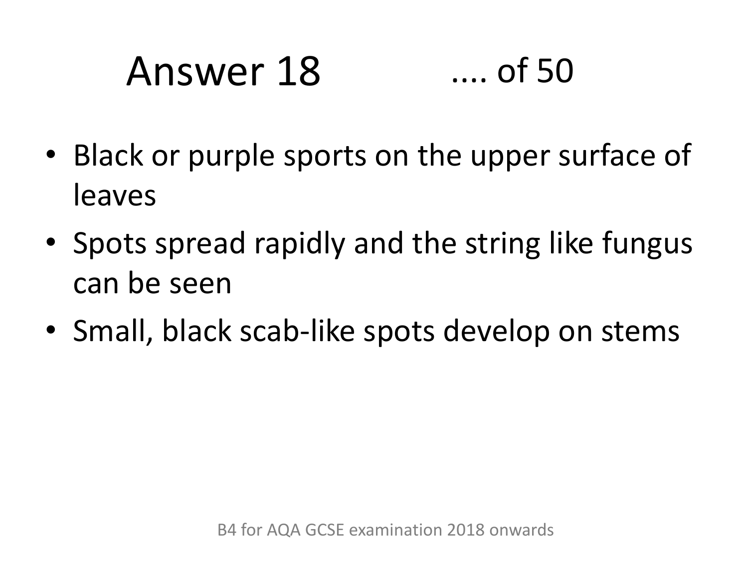# Answer 18 .... of 50

- Black or purple sports on the upper surface of leaves
- Spots spread rapidly and the string like fungus can be seen
- Small, black scab-like spots develop on stems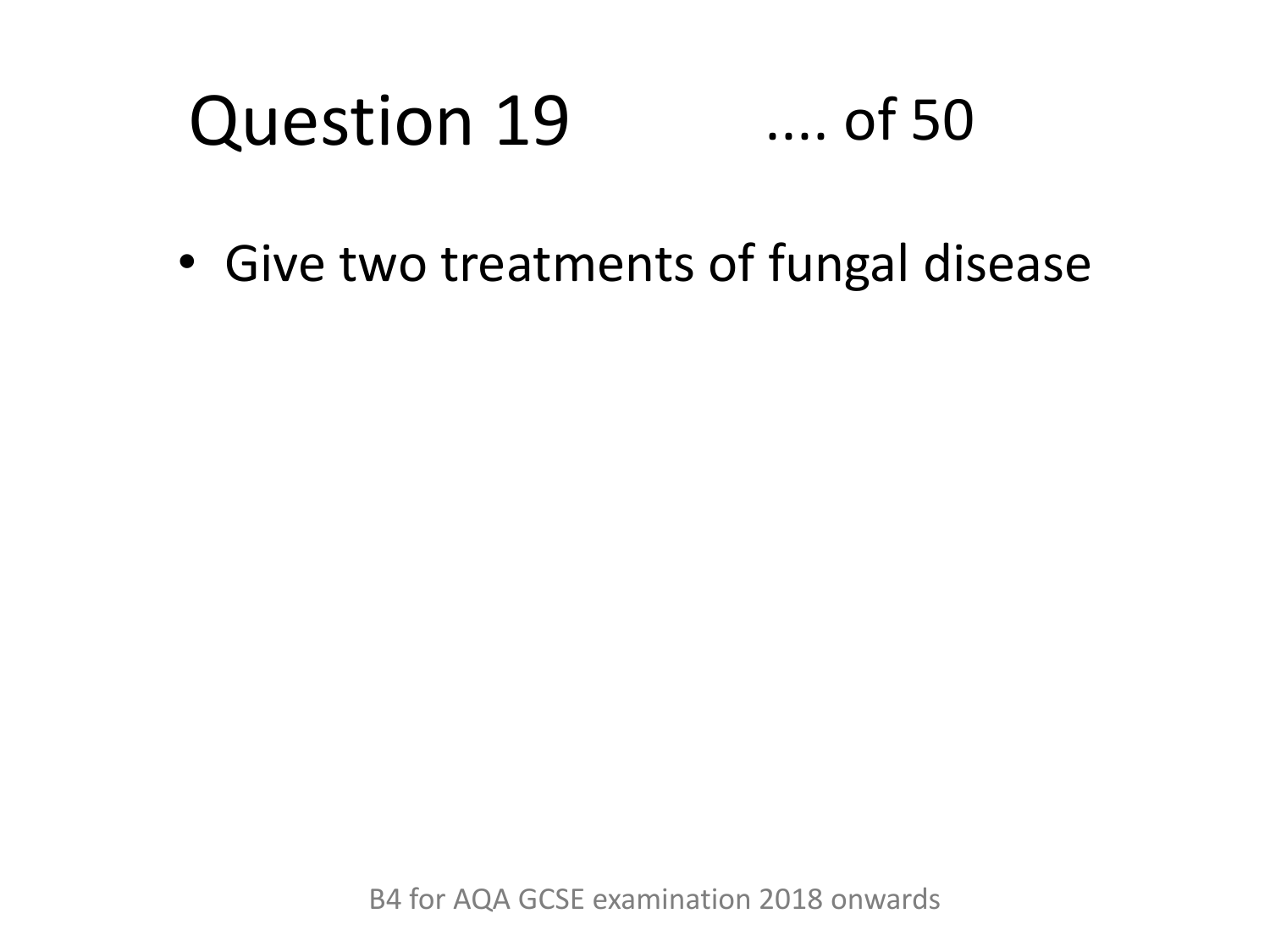# Question 19 .... of 50

- Give two treatments of fungal disease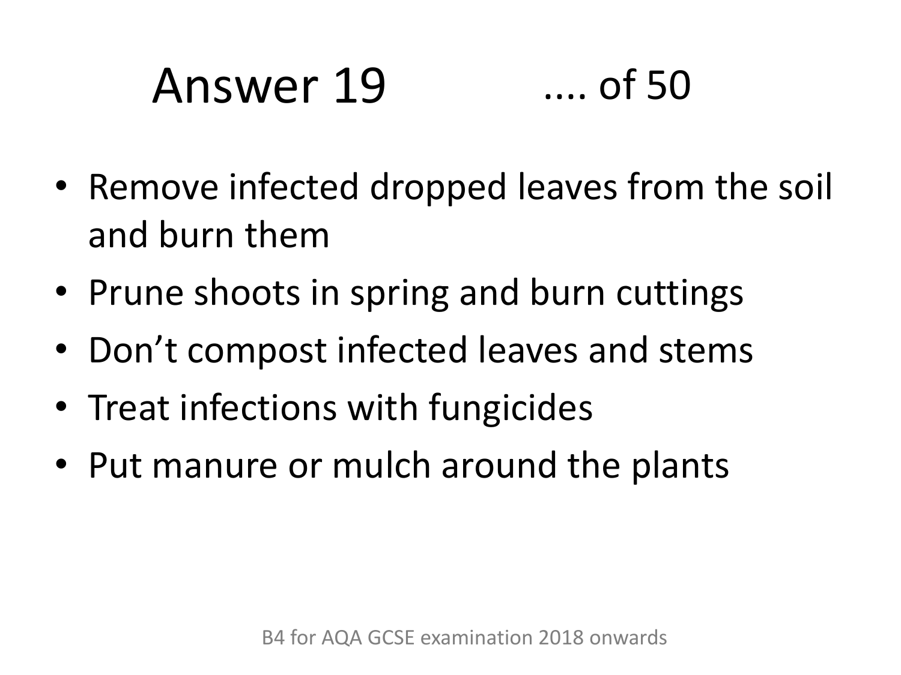# Answer 19

- Remove infected dropped leaves from the soil and burn them
- Prune shoots in spring and burn cuttings
- Don't compost infected leaves and stems
- Treat infections with fungicides
- Put manure or mulch around the plants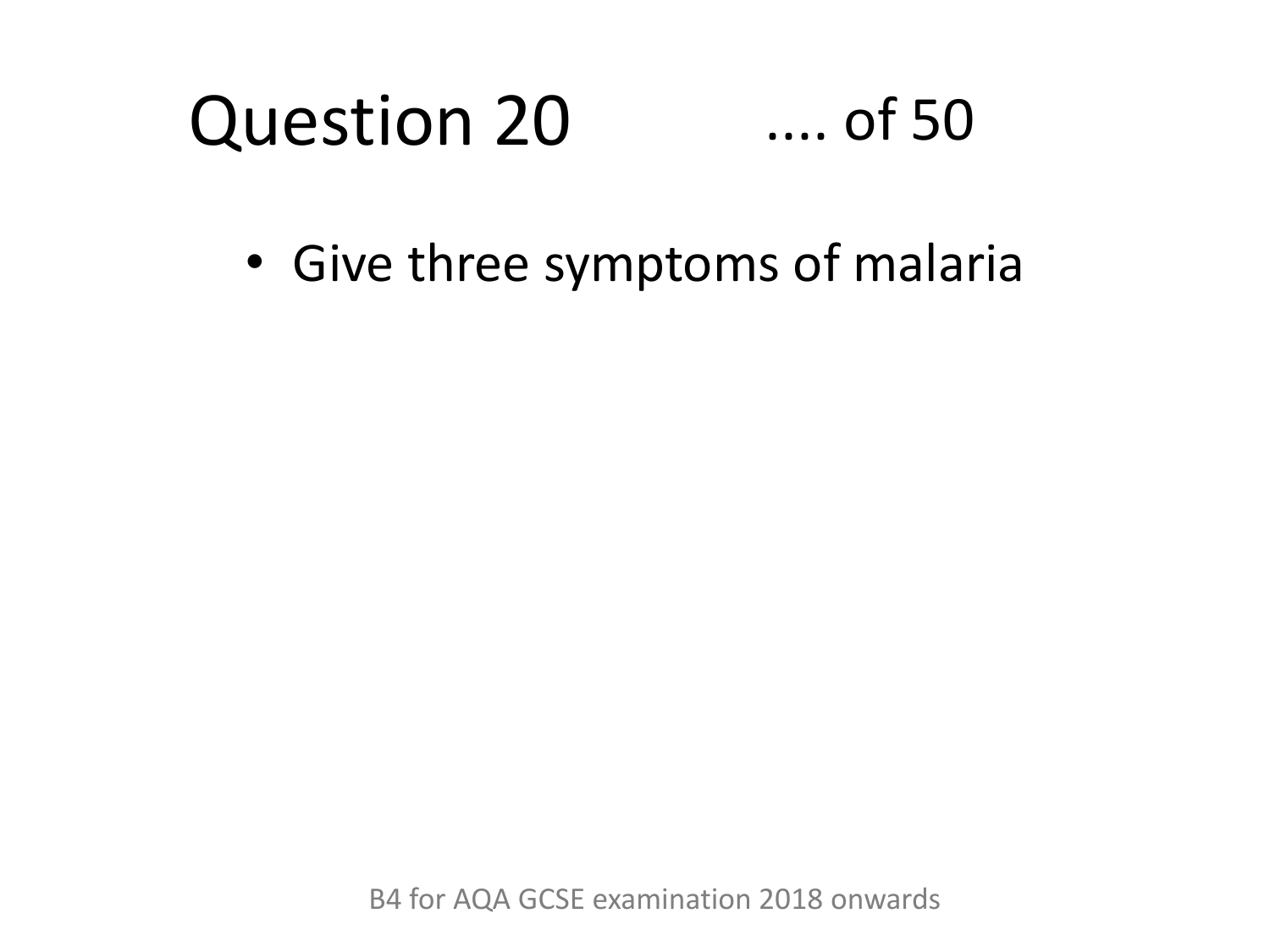# Question 20 .... of 50

- Give three symptoms of malaria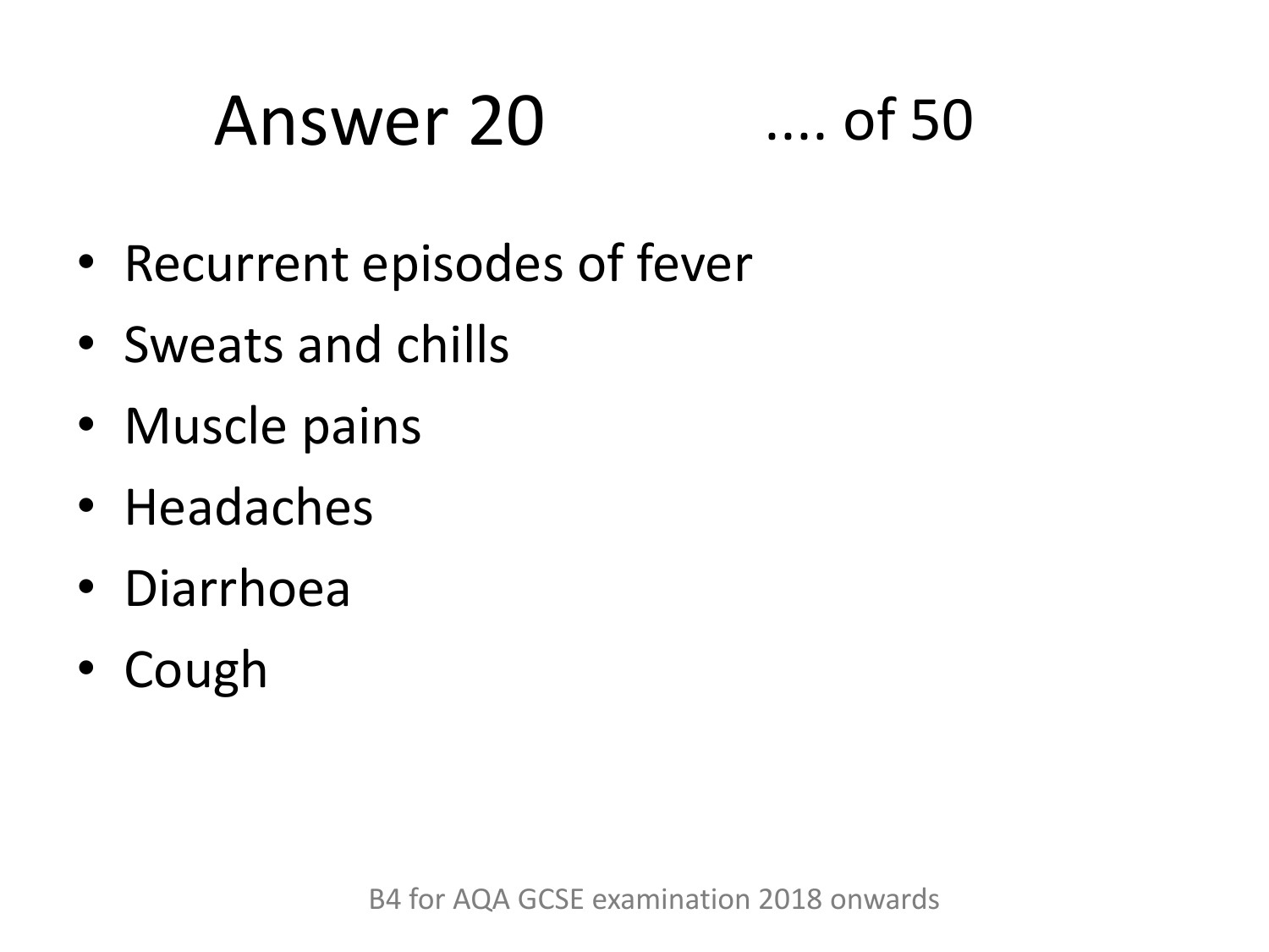# Answer 20 .... of 50

- Recurrent episodes of fever
- Sweats and chills
- Muscle pains
- Headaches
- Diarrhoea
- Cough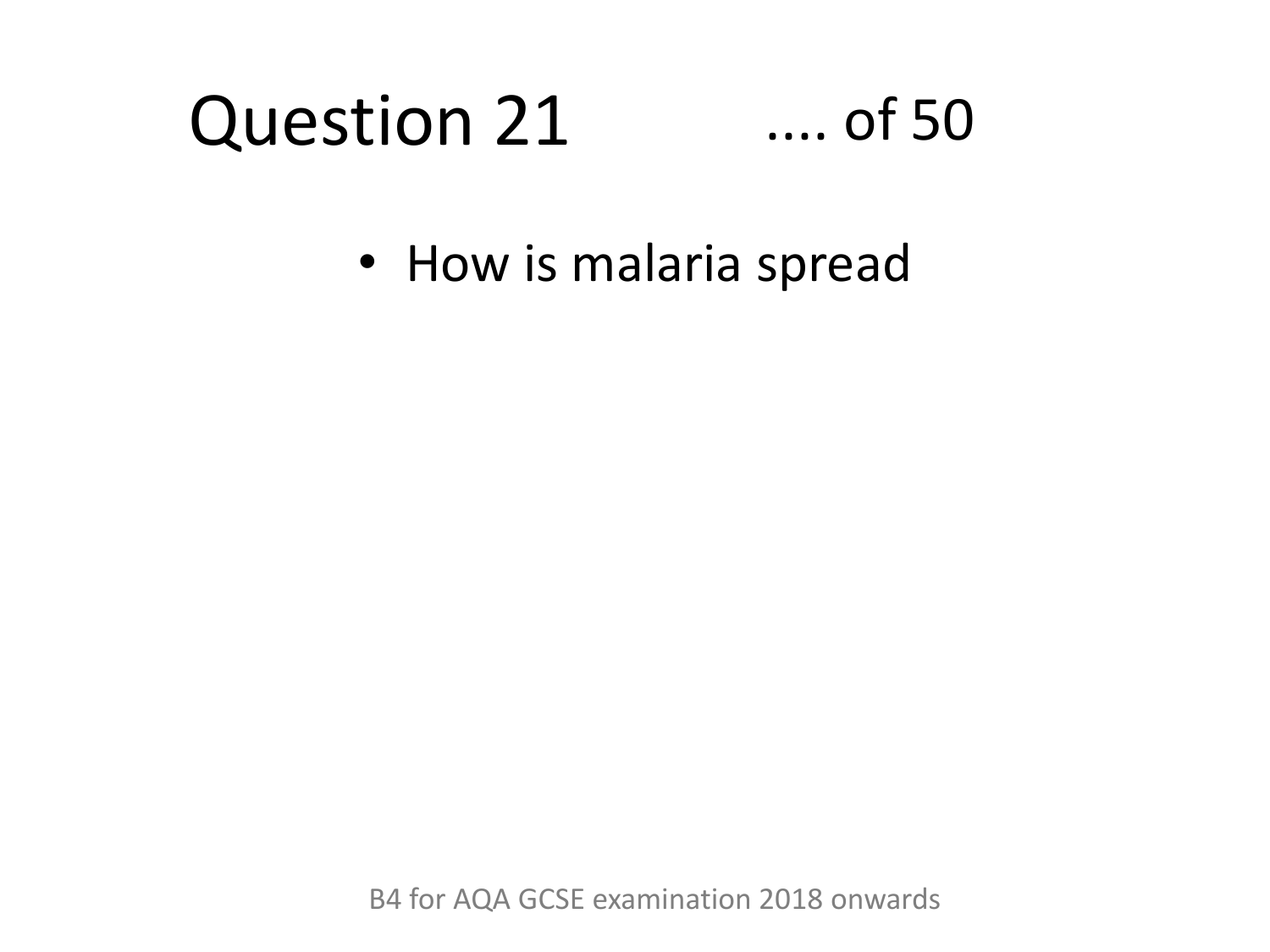# Question 21 .... of 50

- How is malaria spread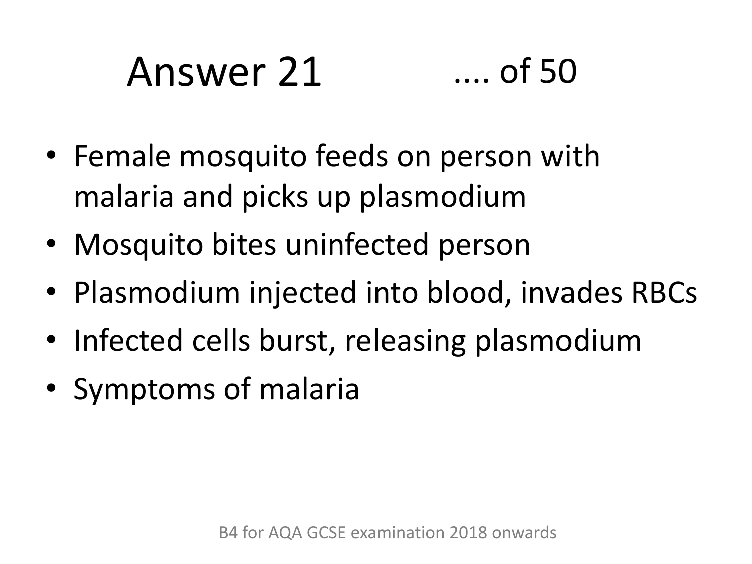# Answer 21 .... of 50

- Female mosquito feeds on person with malaria and picks up plasmodium
- Mosquito bites uninfected person
- Plasmodium injected into blood, invades RBCs
- Infected cells burst, releasing plasmodium
- Symptoms of malaria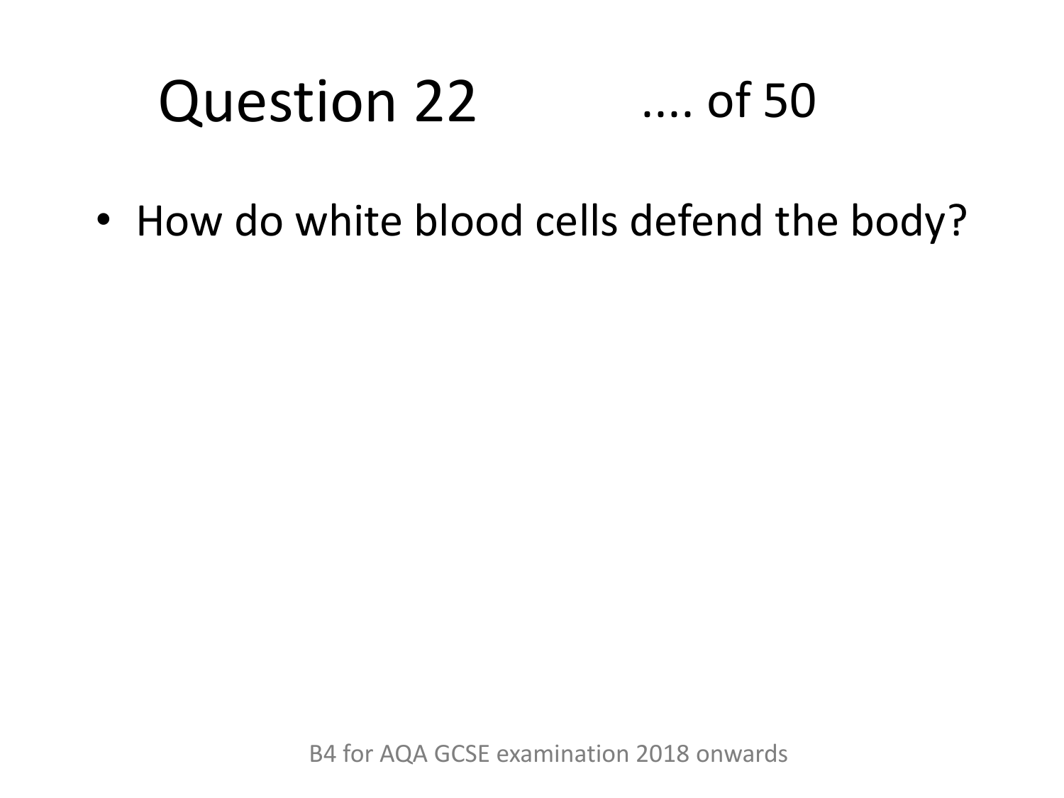# Question 22 .... of 50

- How do white blood cells defend the body?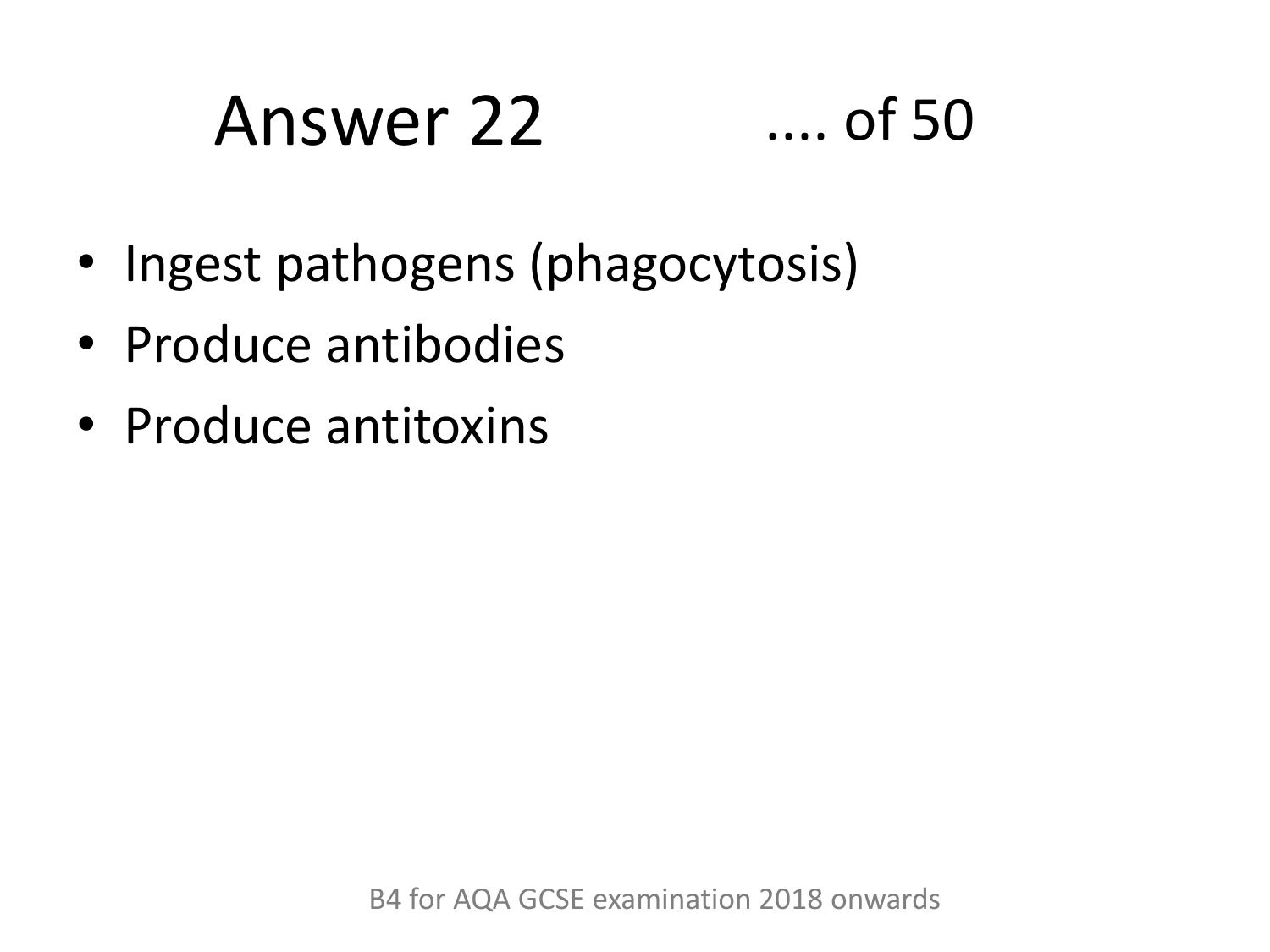# Answer 22 .... of 50

- Ingest pathogens (phagocytosis)
- Produce antibodies
- Produce antitoxins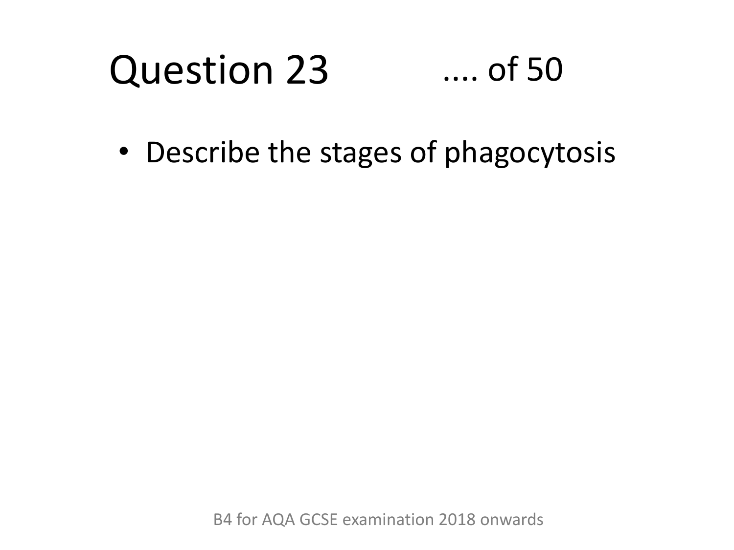# Question 23 .... of 50

- Describe the stages of phagocytosis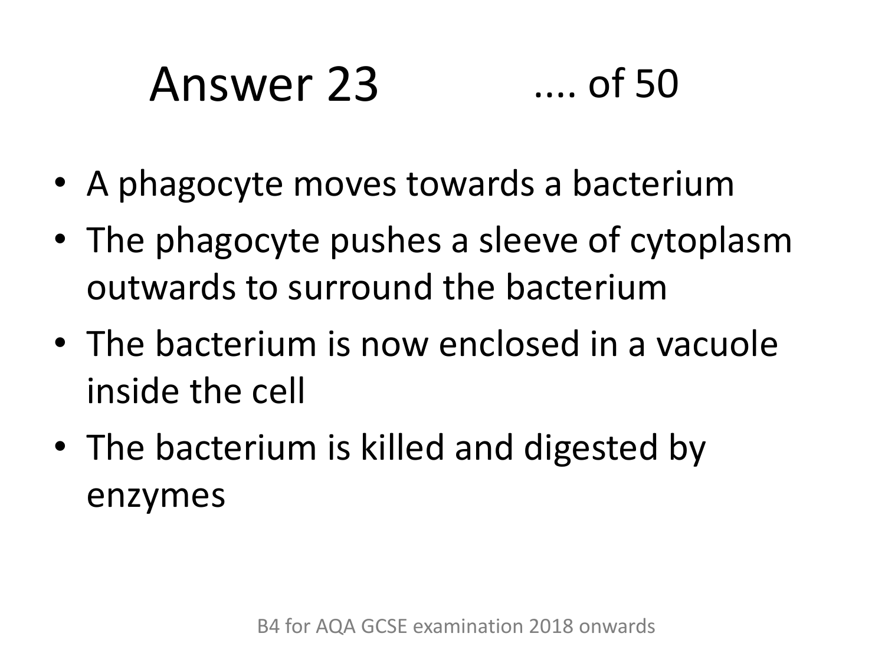# Answer 23

- A phagocyte moves towards a bacterium
- The phagocyte pushes a sleeve of cytoplasm outwards to surround the bacterium
- The bacterium is now enclosed in a vacuole inside the cell
- The bacterium is killed and digested by enzymes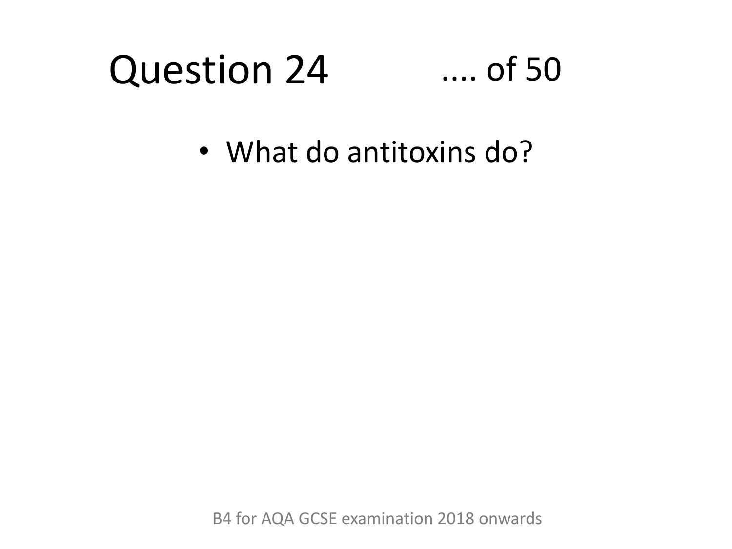# Question 24 .... of 50

- What do antitoxins do?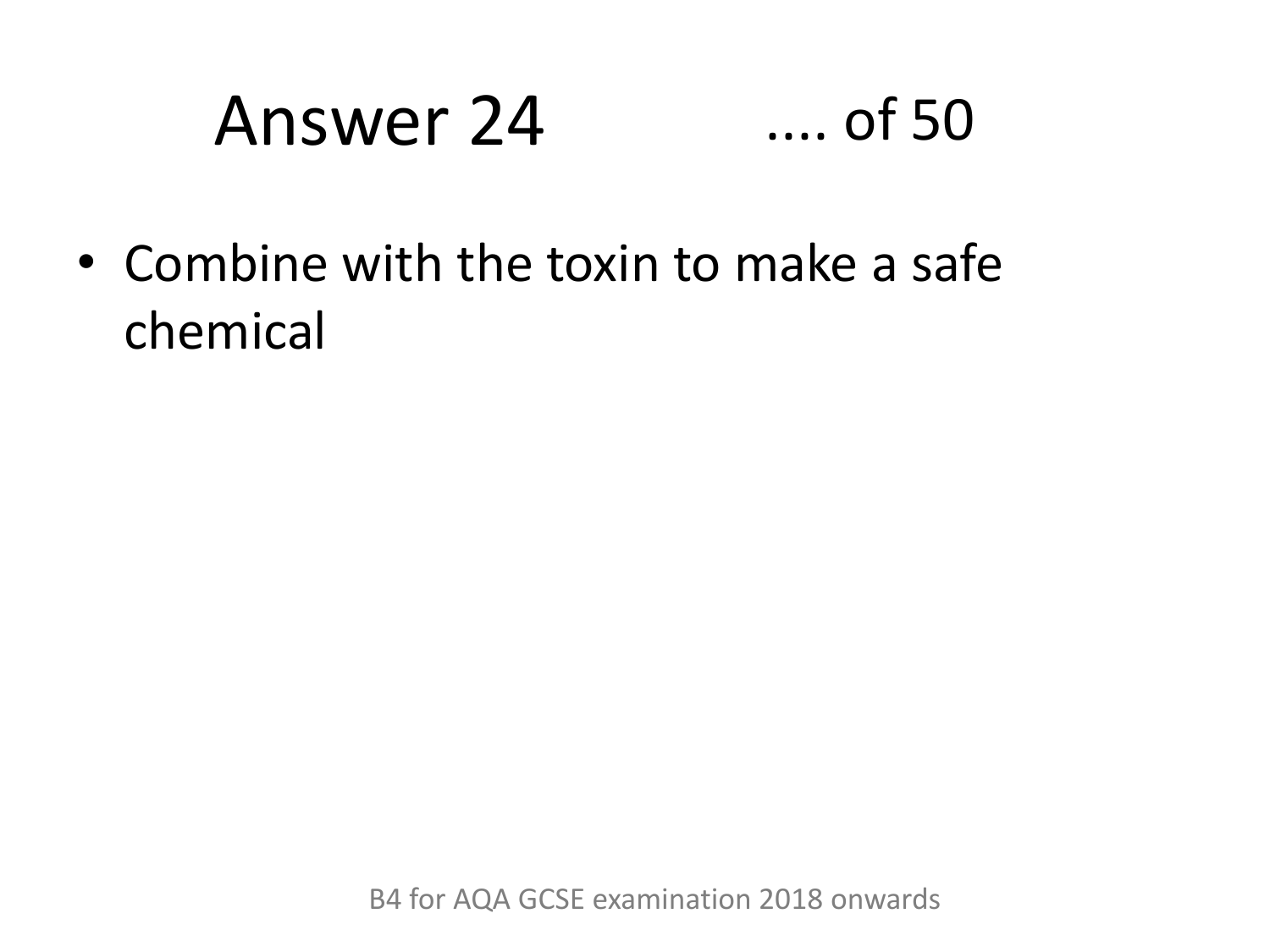# Answer 24 .... of 50

- Combine with the toxin to make a safe chemical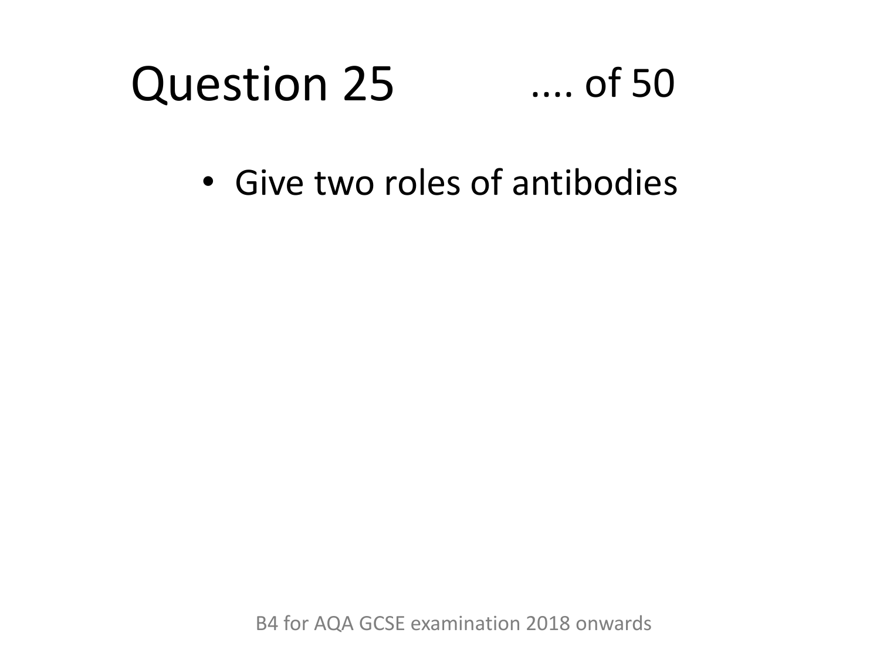# Question 25 .... of 50

- Give two roles of antibodies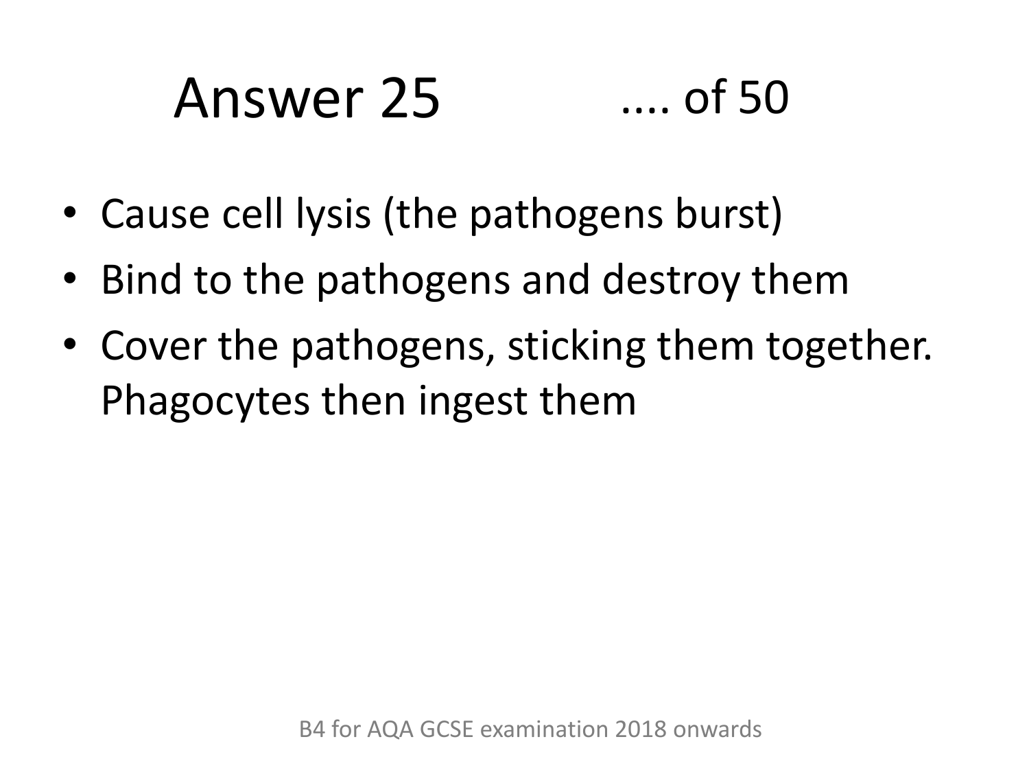# Answer 25 .... of 50

- Cause cell lysis (the pathogens burst)
- Bind to the pathogens and destroy them
- Cover the pathogens, sticking them together. Phagocytes then ingest them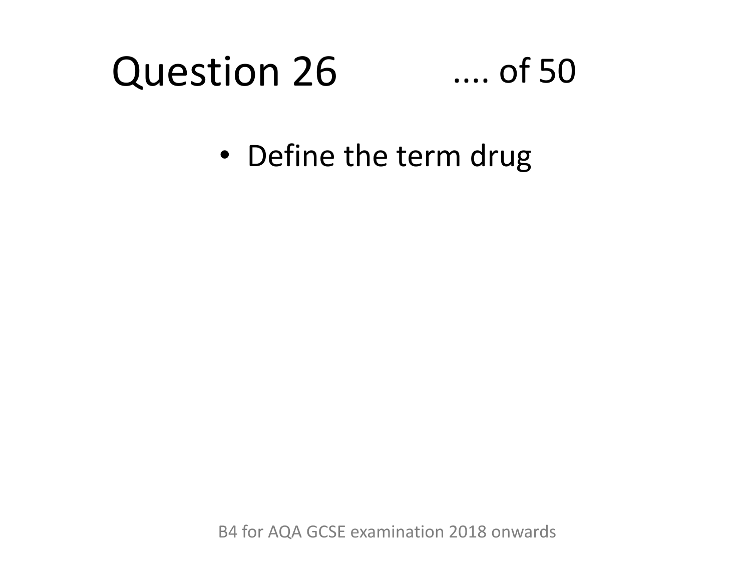# Question 26 .... of 50

- Define the term drug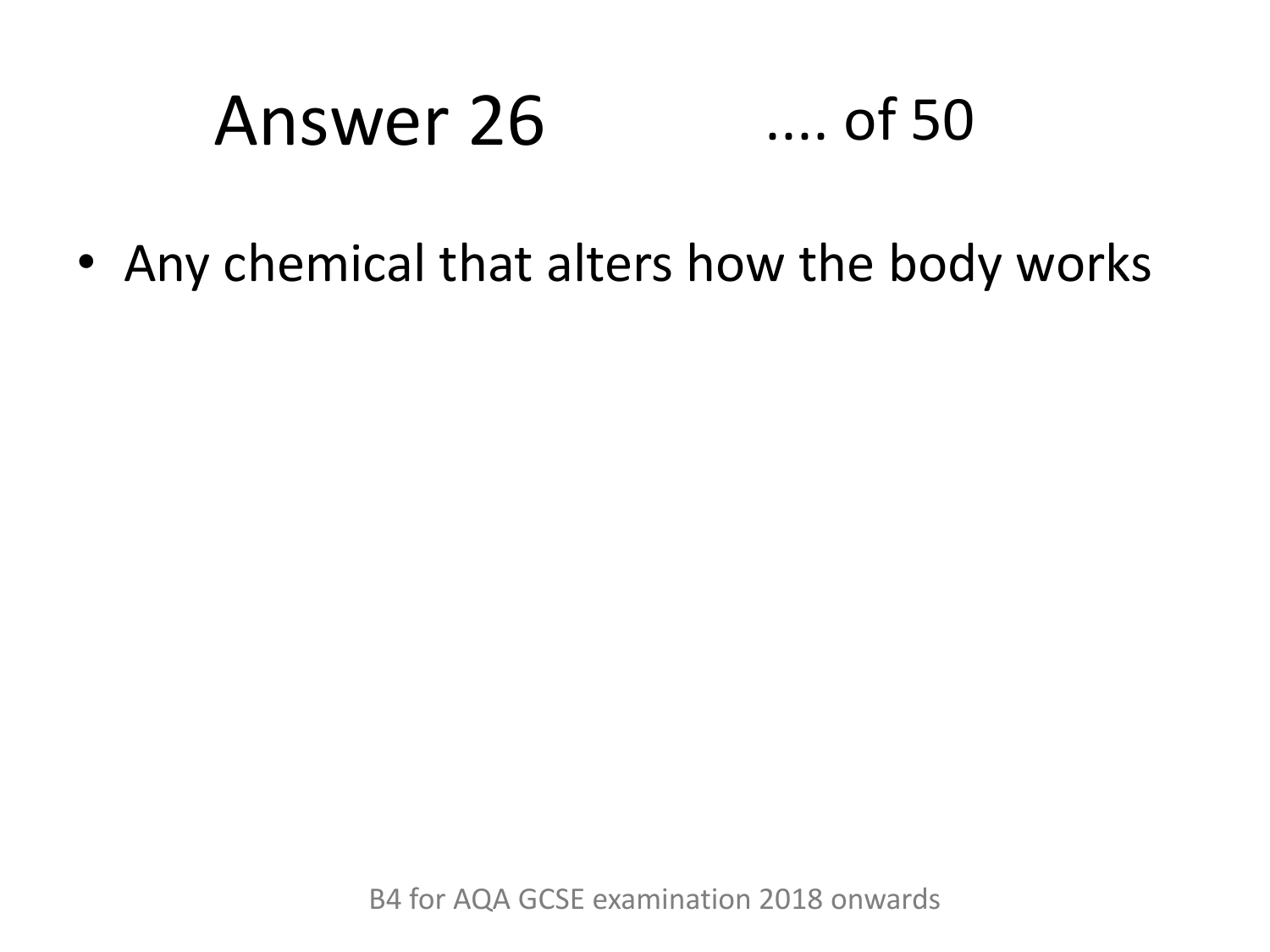# Answer 26 .... of 50

- Any chemical that alters how the body works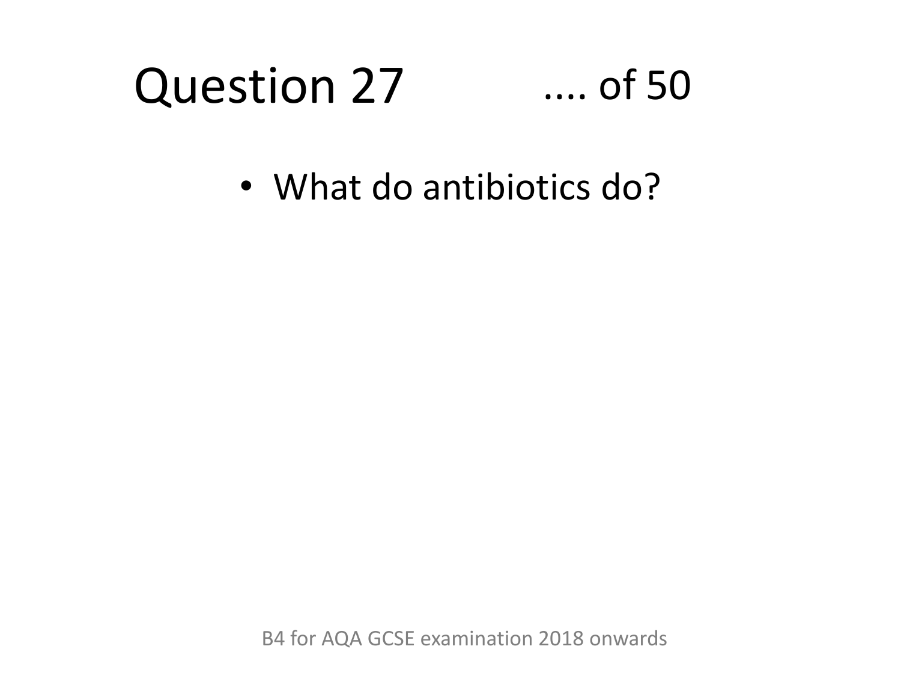# Question 27 .... of 50

- What do antibiotics do?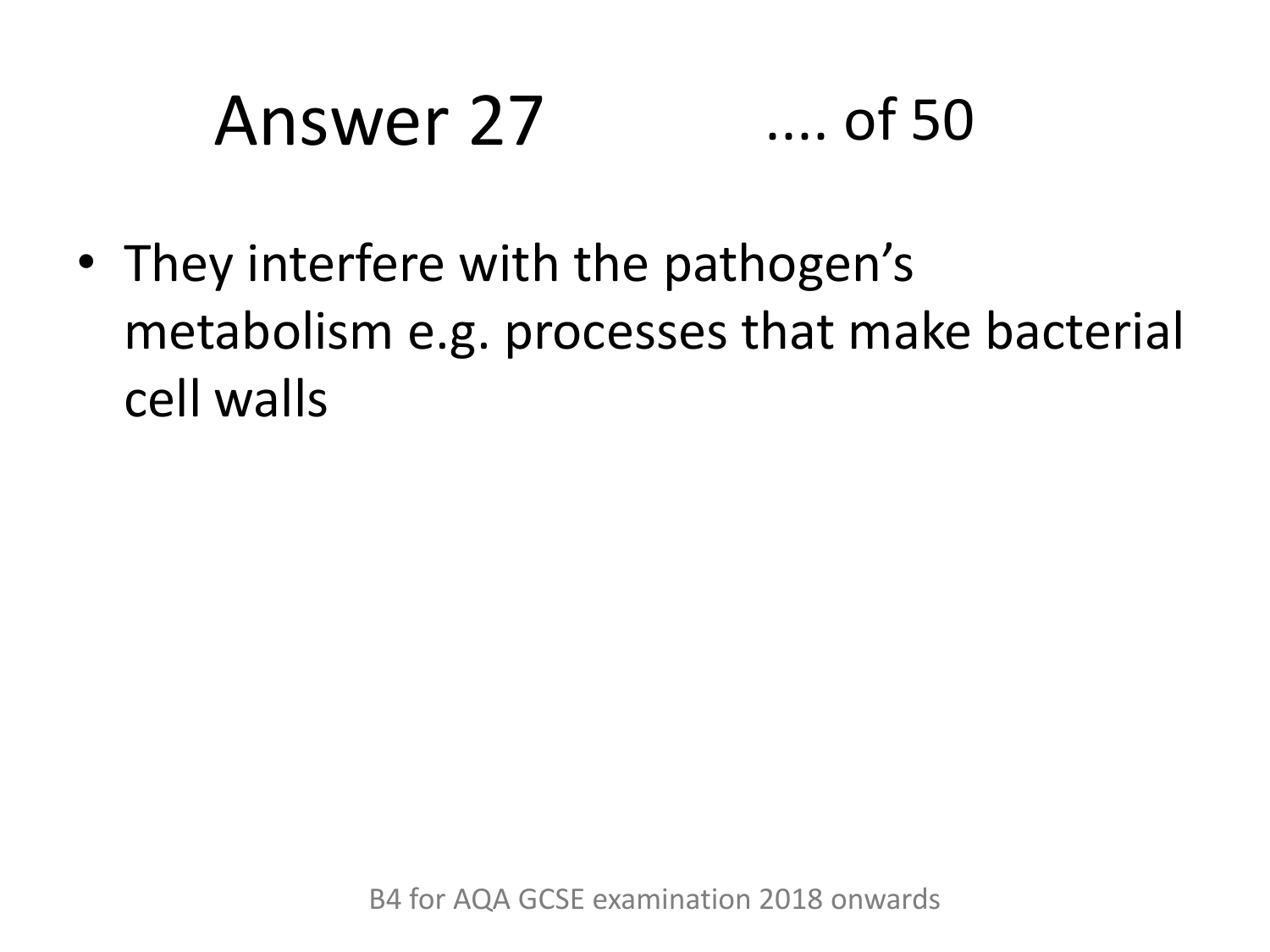# Answer 27 .... of 50

- They interfere with the pathogen's metabolism e.g. processes that make bacterial cell walls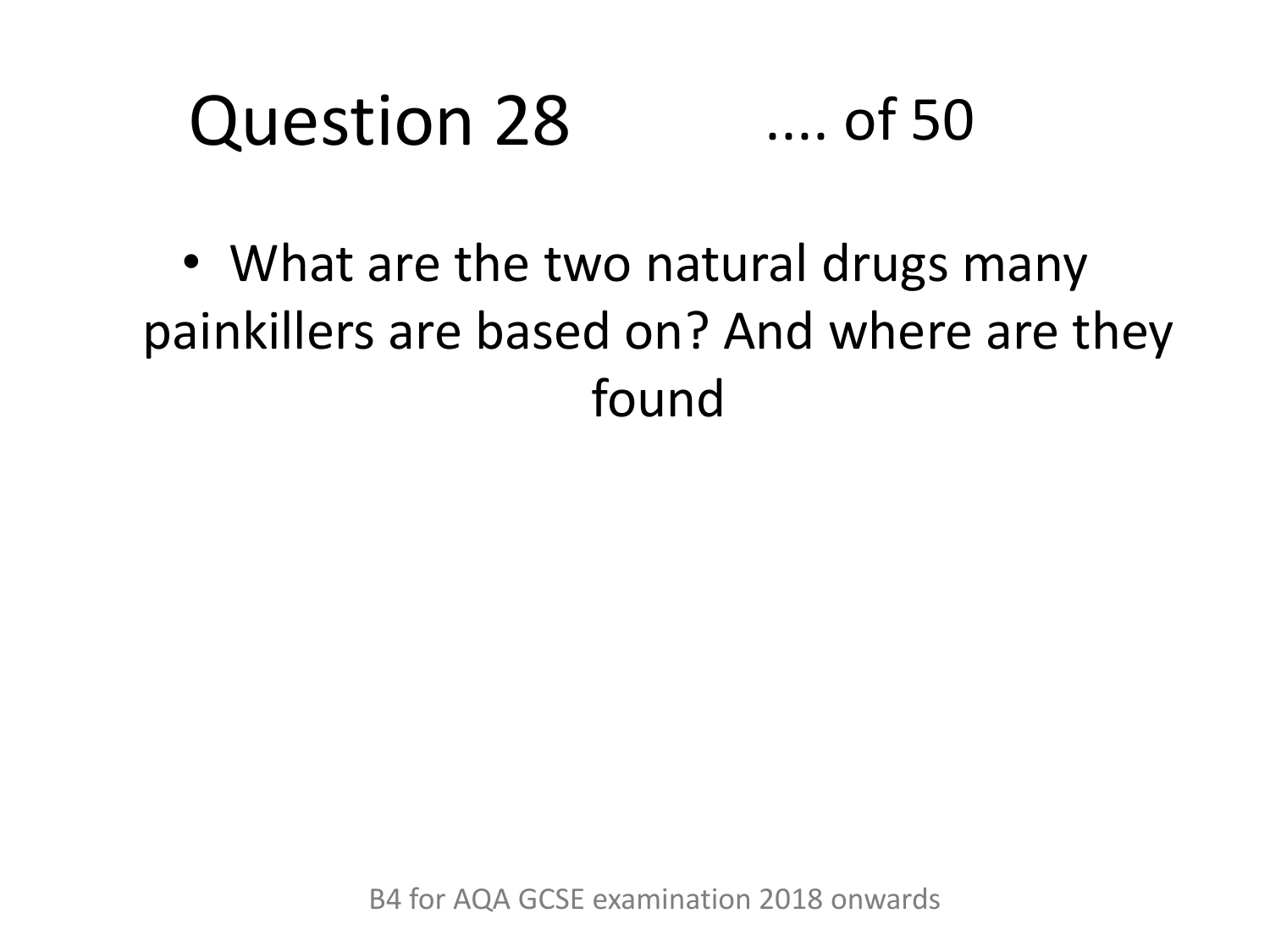# Question 28 .... of 50

- What are the two natural drugs many painkillers are based on? And where are they found

B4 for AQA GCSE examination 2018 onwards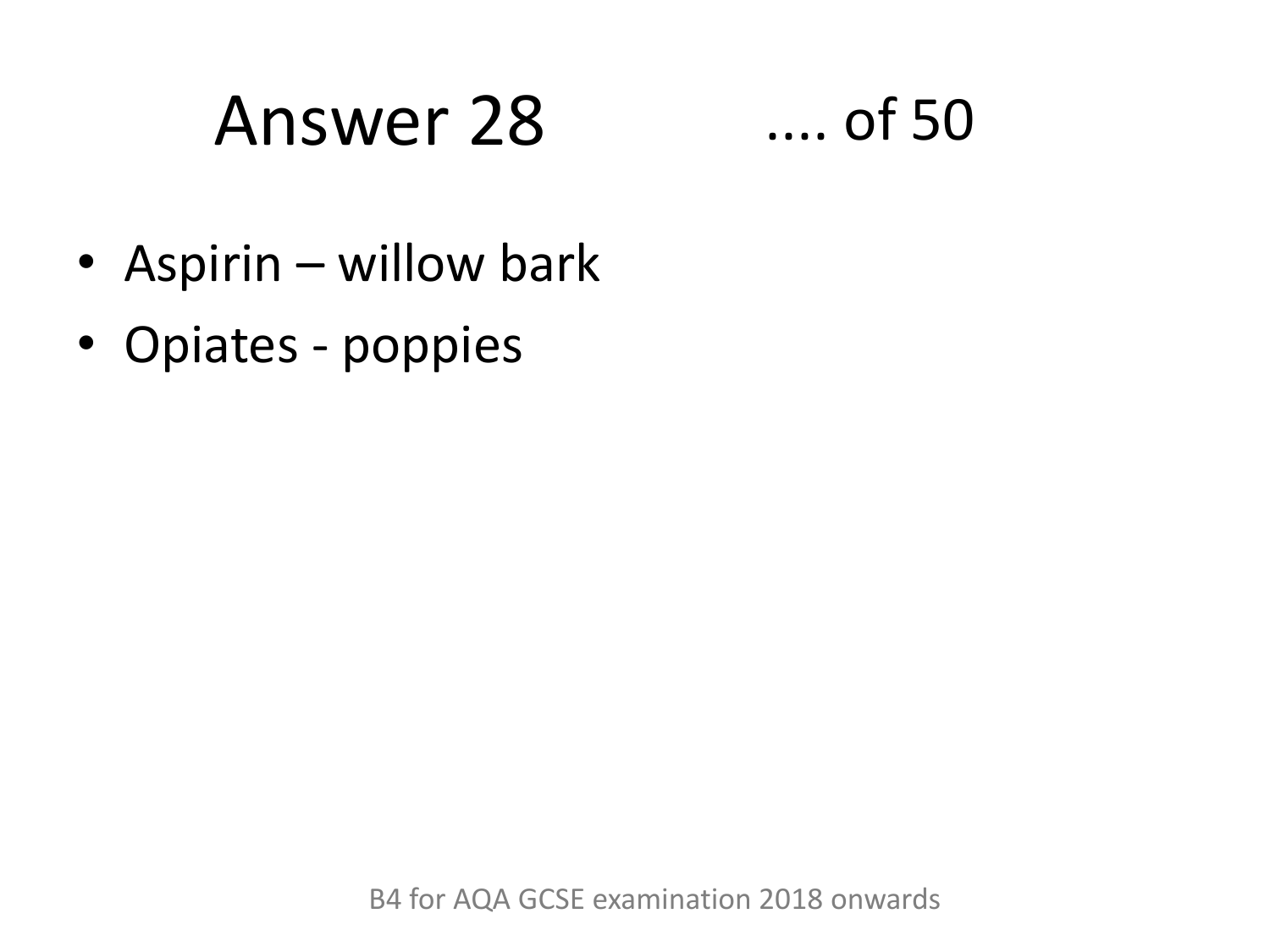# Answer 28 .... of 50

- Aspirin – willow bark
- Opiates - poppies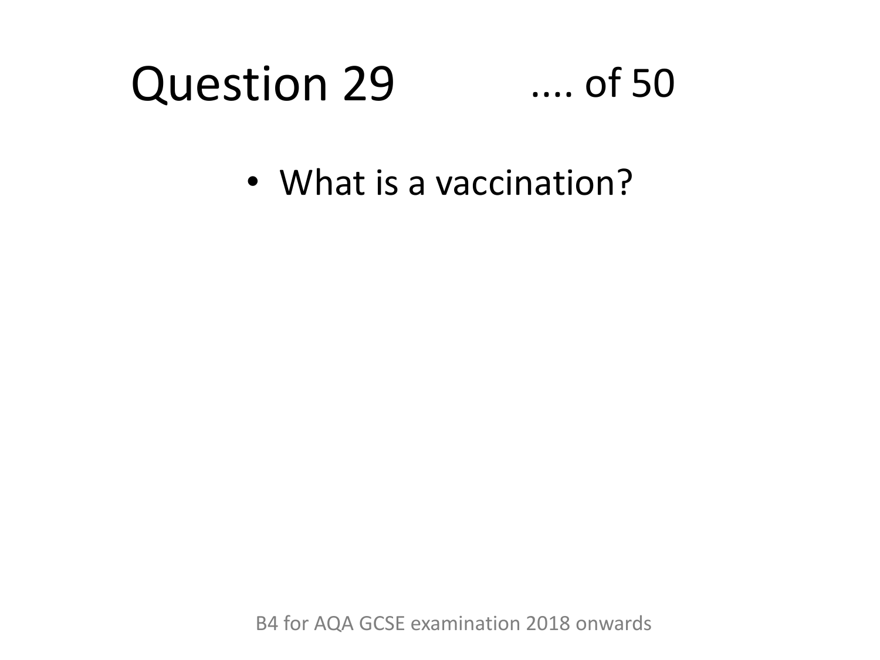# Question 29 .... of 50

- What is a vaccination?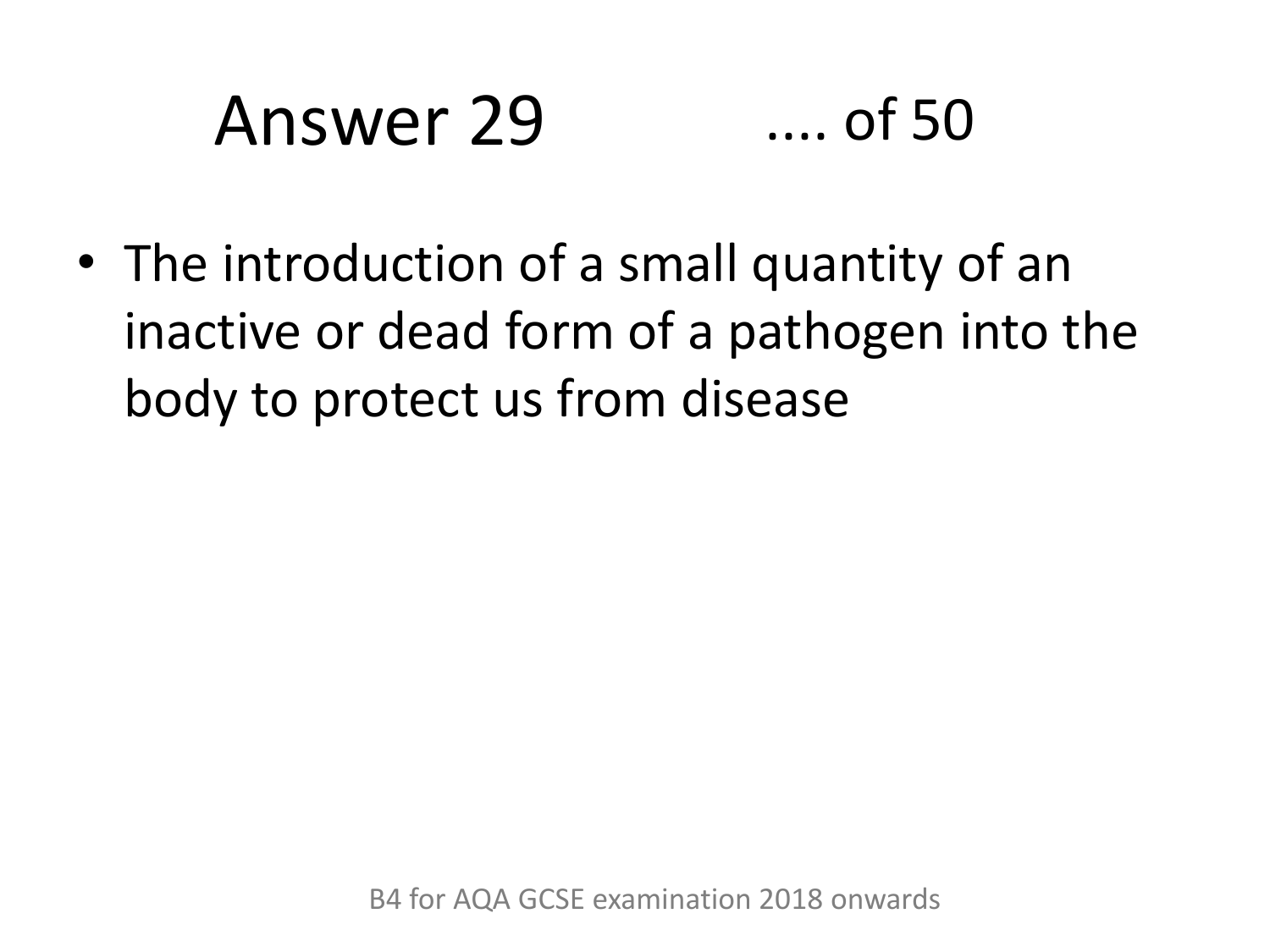# Answer 29 .... of 50

- The introduction of a small quantity of an inactive or dead form of a pathogen into the body to protect us from disease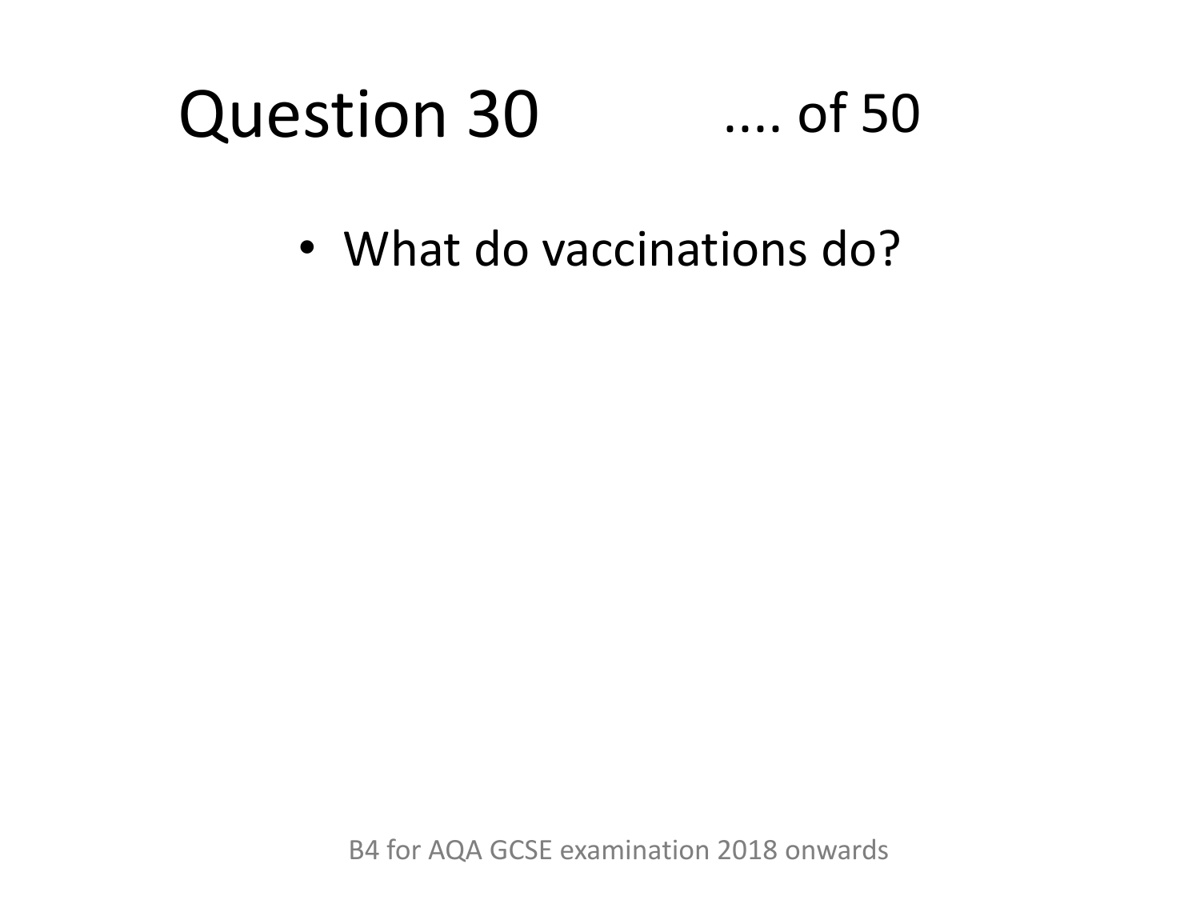# Question 30 .... of 50

- What do vaccinations do?

B4 for AQA GCSE examination 2018 onwards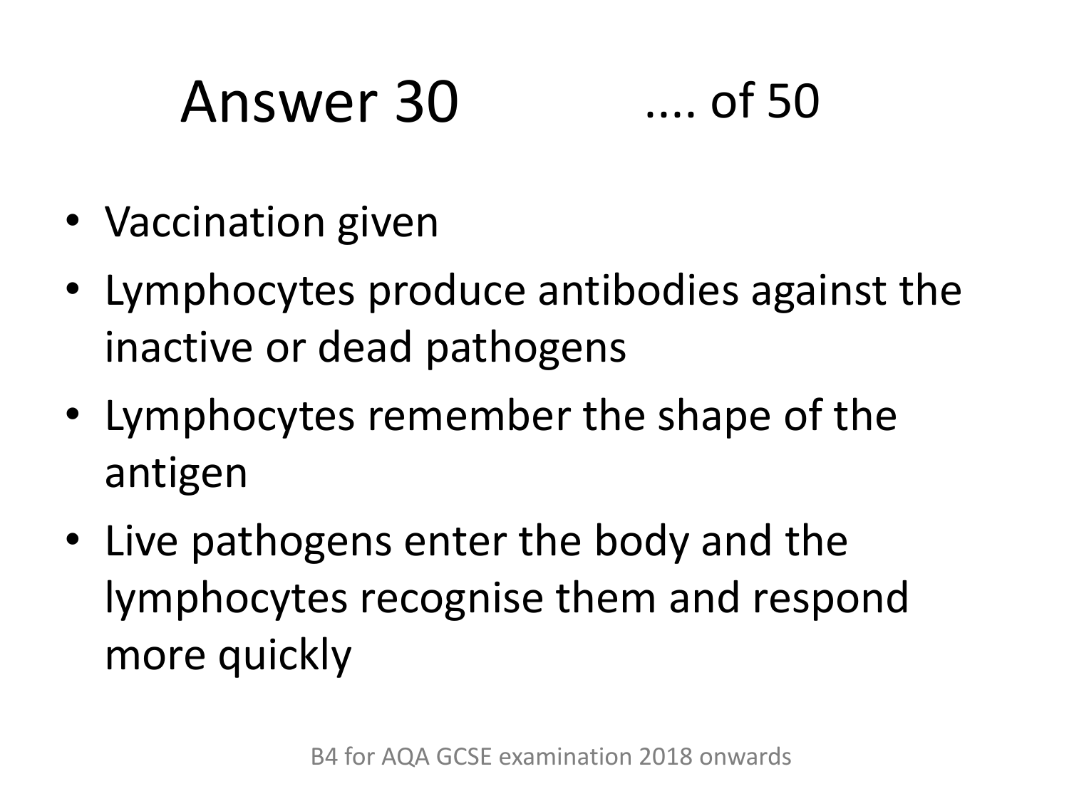# Answer 30 .... of 50

- Vaccination given
- Lymphocytes produce antibodies against the inactive or dead pathogens
- Lymphocytes remember the shape of the antigen
- Live pathogens enter the body and the lymphocytes recognise them and respond more quickly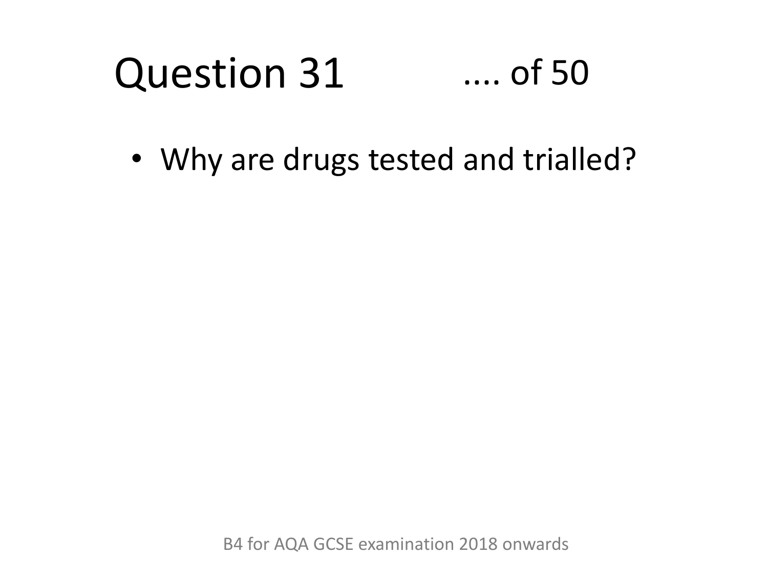# Question 31 .... of 50

- Why are drugs tested and trialled?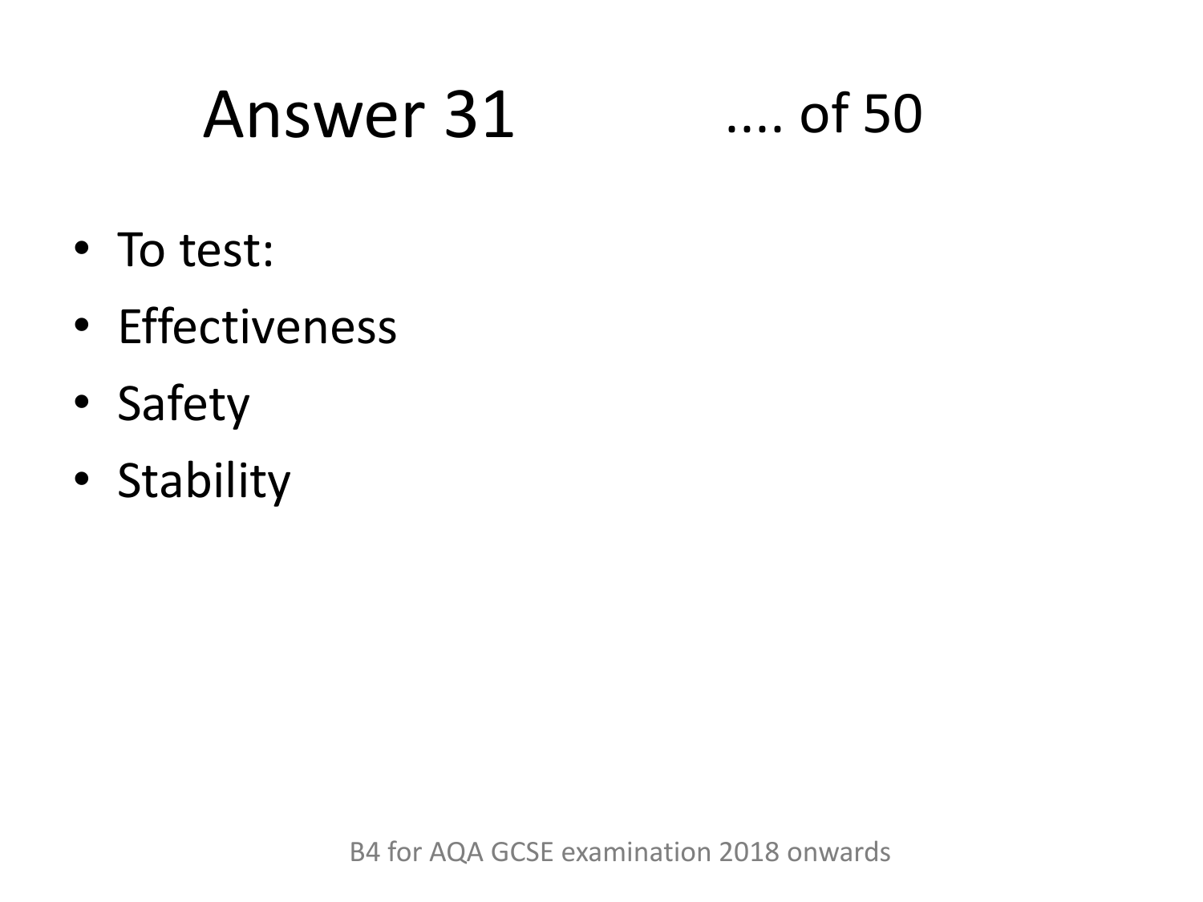# Answer 31

.... of 50

- To test:
- Effectiveness
- Safety
- Stability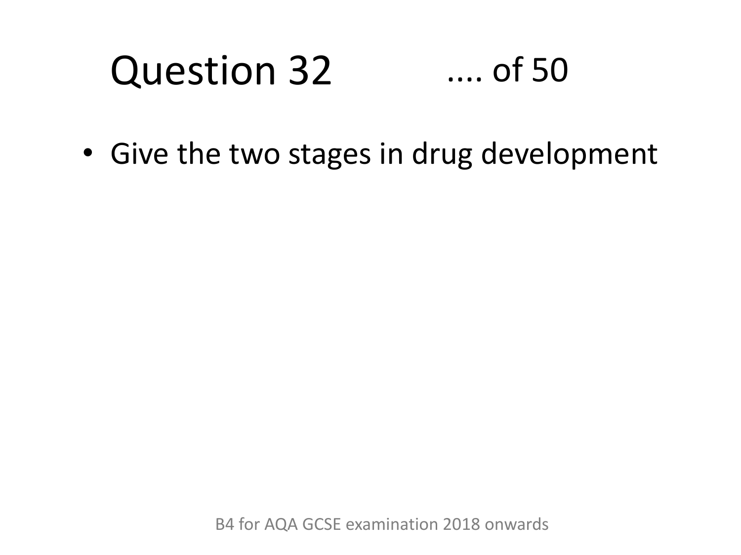# Question 32 .... of 50

- Give the two stages in drug development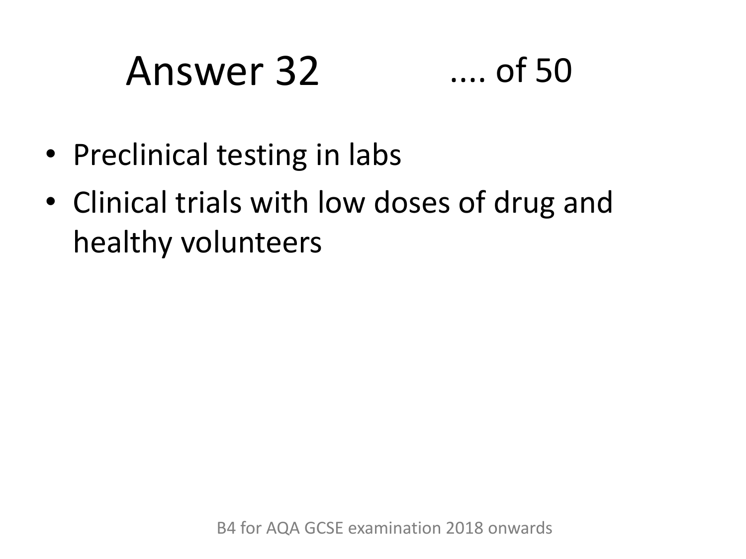# Answer 32

.... of 50

- Preclinical testing in labs
- Clinical trials with low doses of drug and healthy volunteers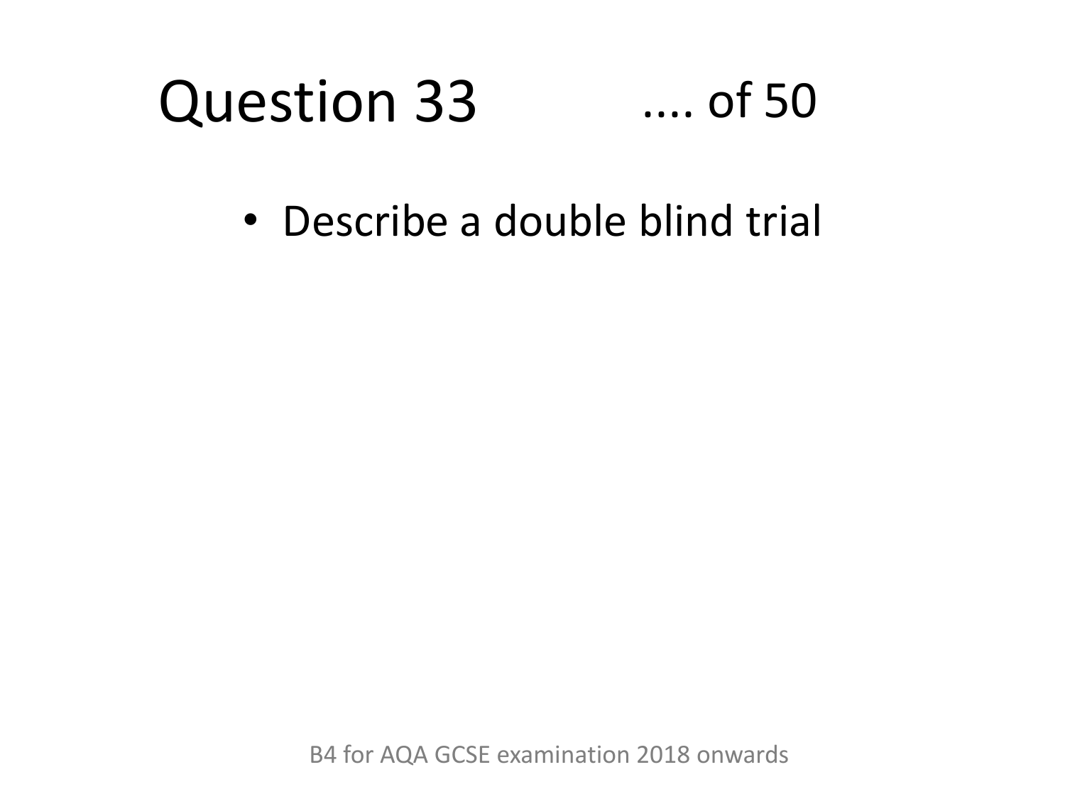# Question 33

.... of 50

- Describe a double blind trial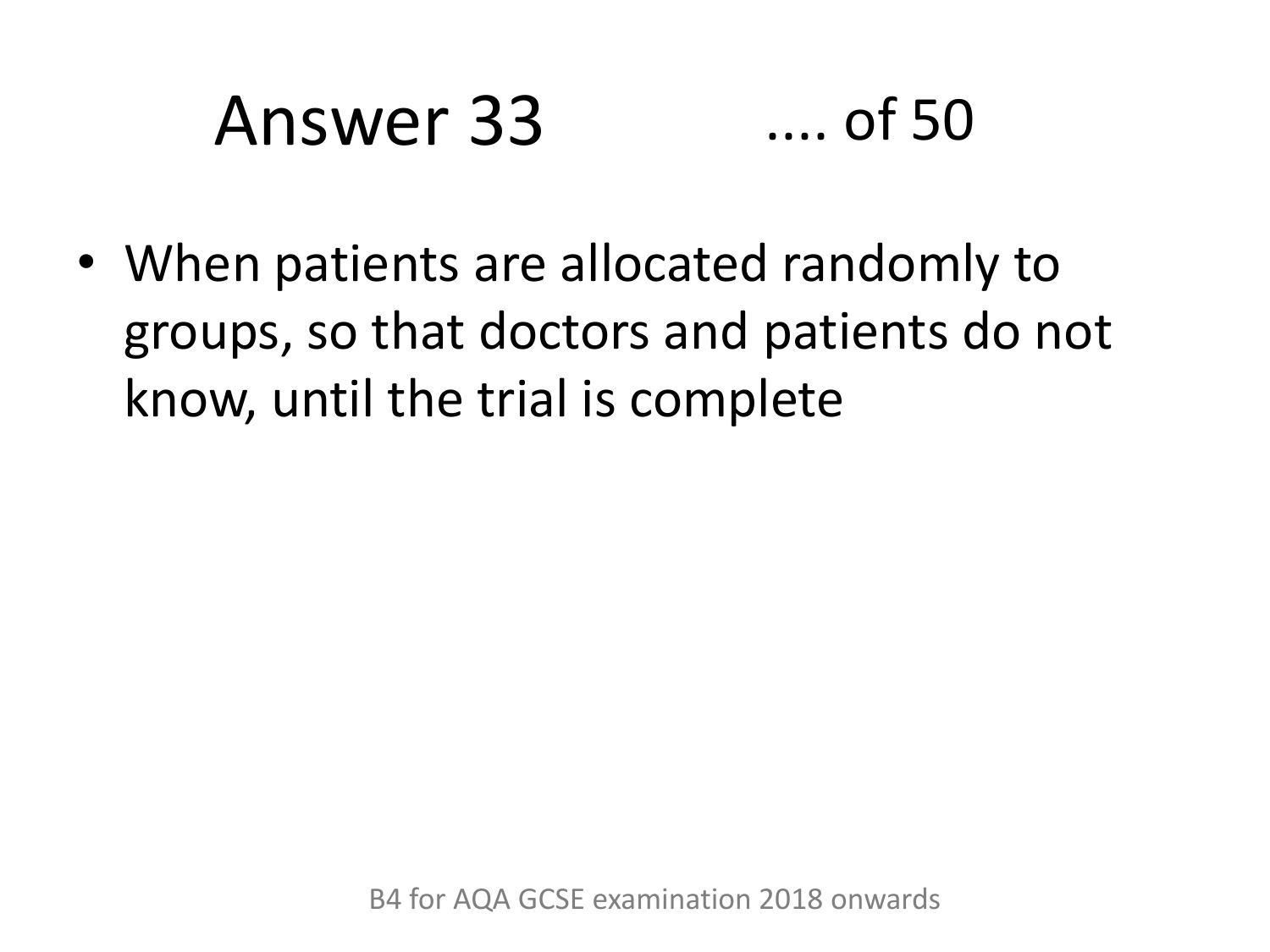# Answer 33 .... of 50

- When patients are allocated randomly to groups, so that doctors and patients do not know, until the trial is complete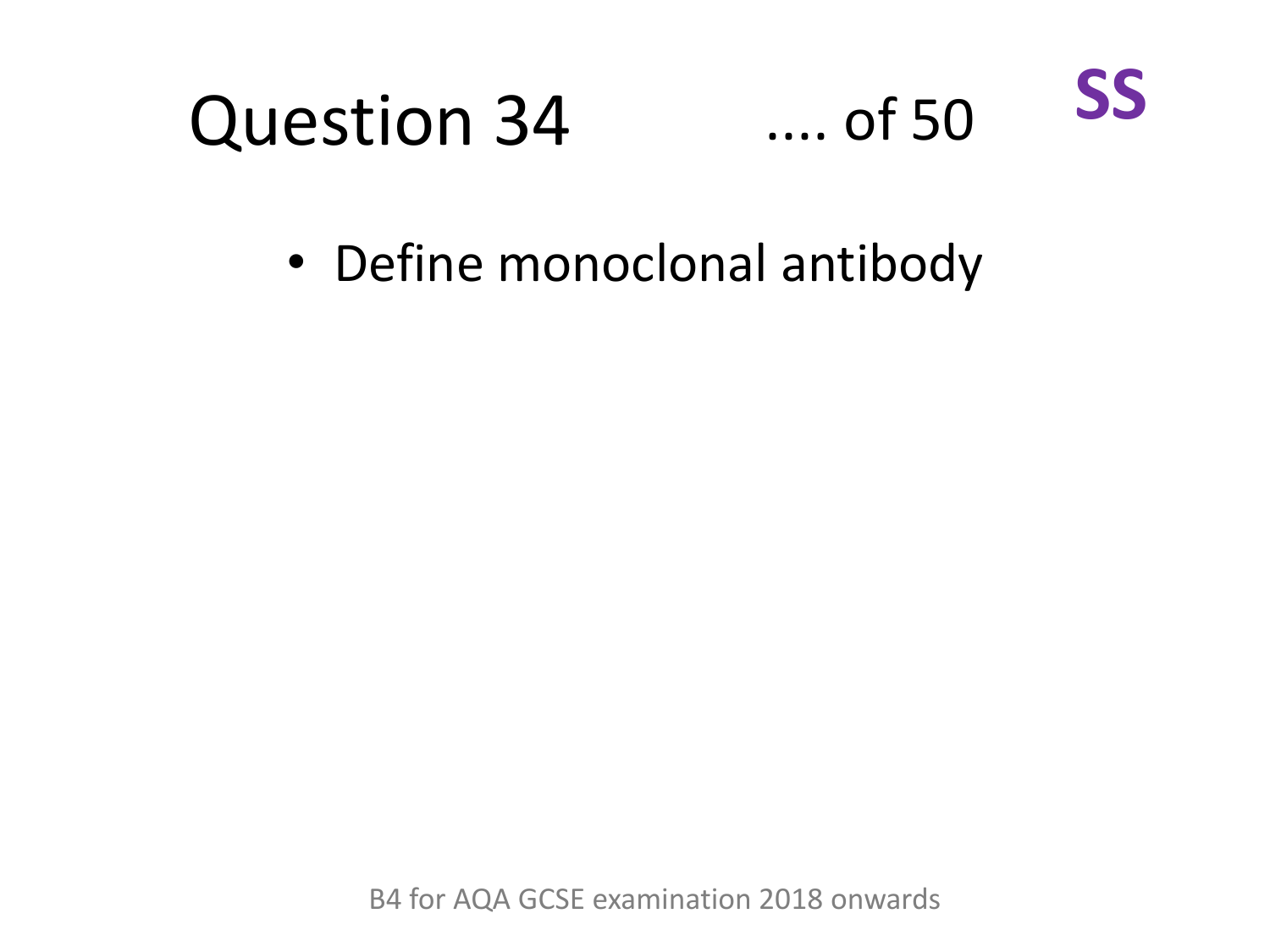# Question 34 .... of 50 SS

- Define monoclonal antibody

B4 for AQA GCSE examination 2018 onwards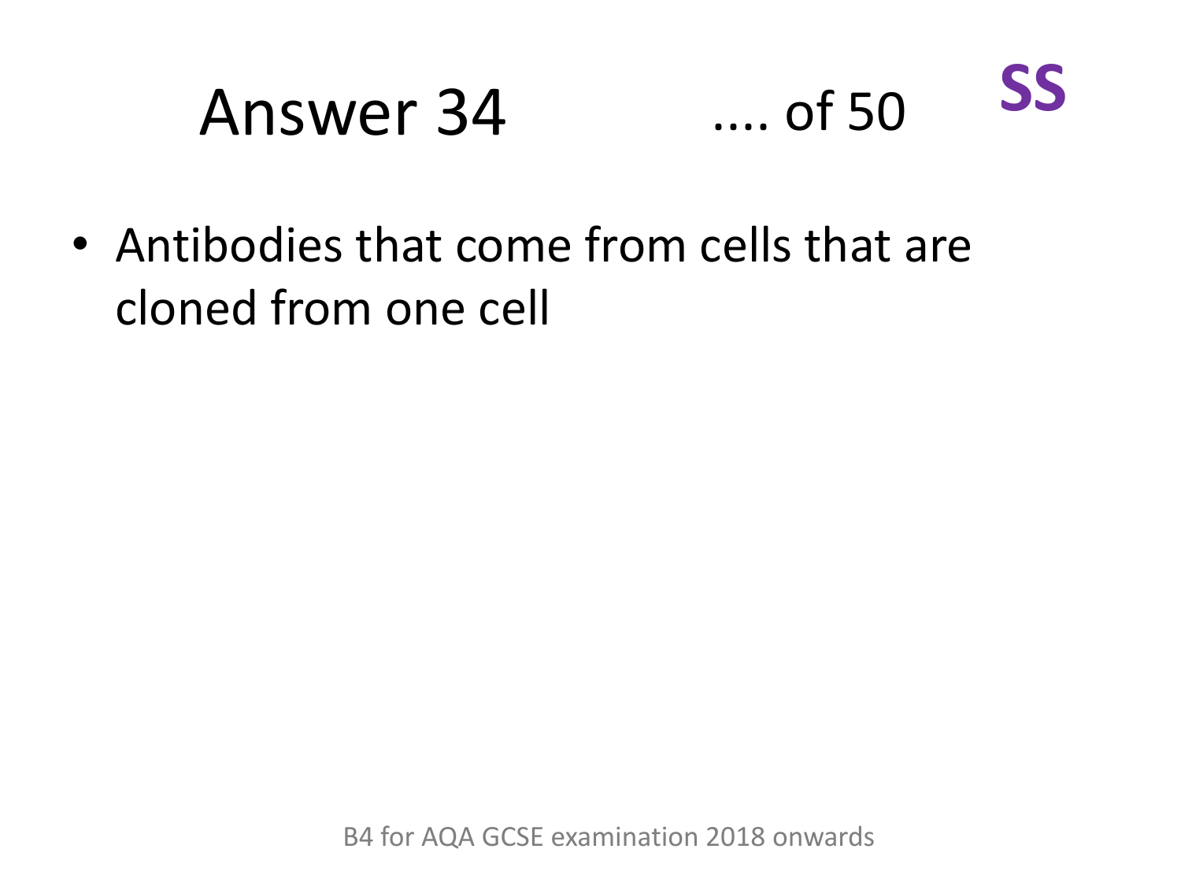# Answer 34

.... of 50

**SS**

- Antibodies that come from cells that are cloned from one cell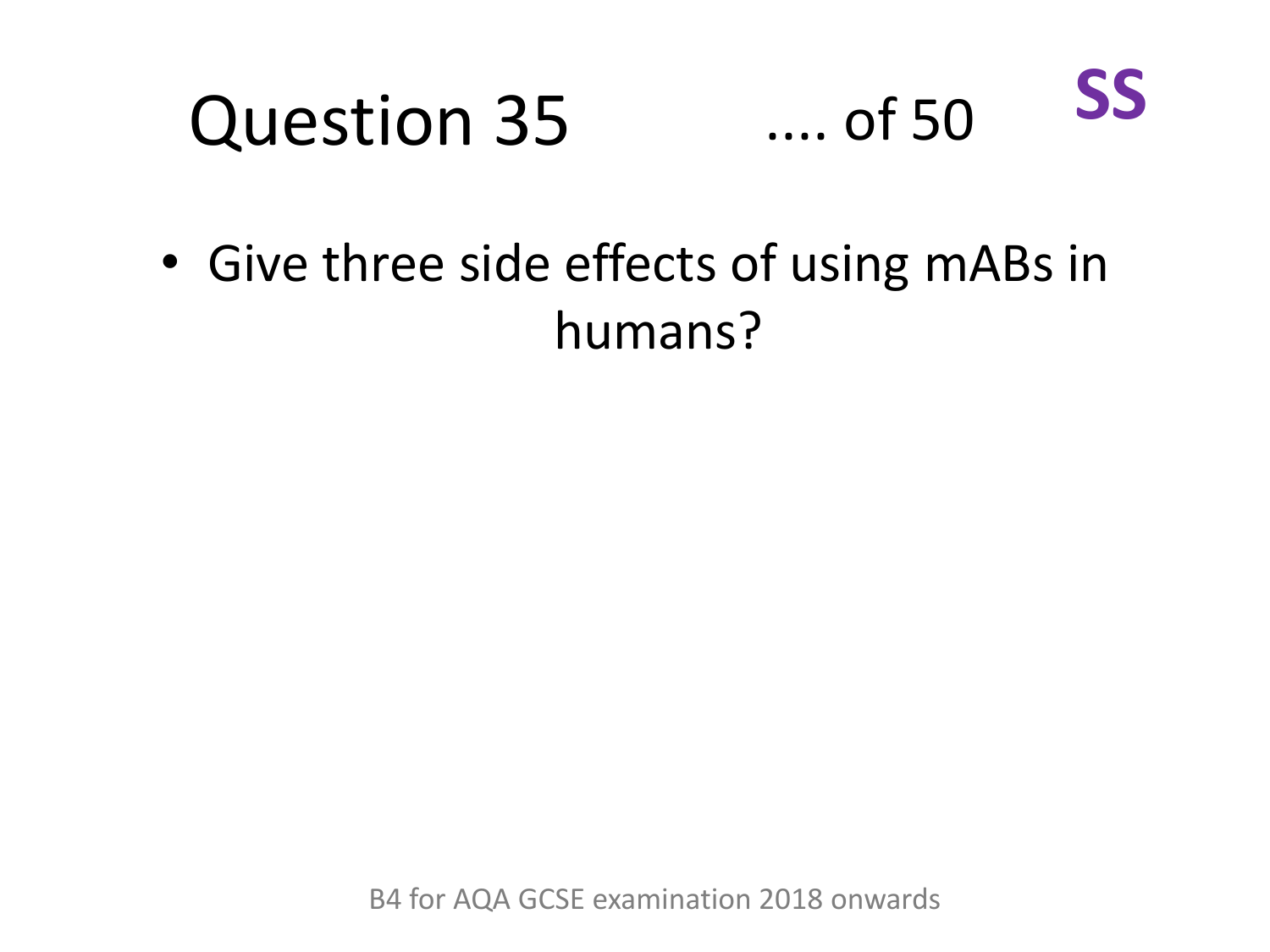# Question 35 .... of 50 **SS**

- Give three side effects of using mABs in humans?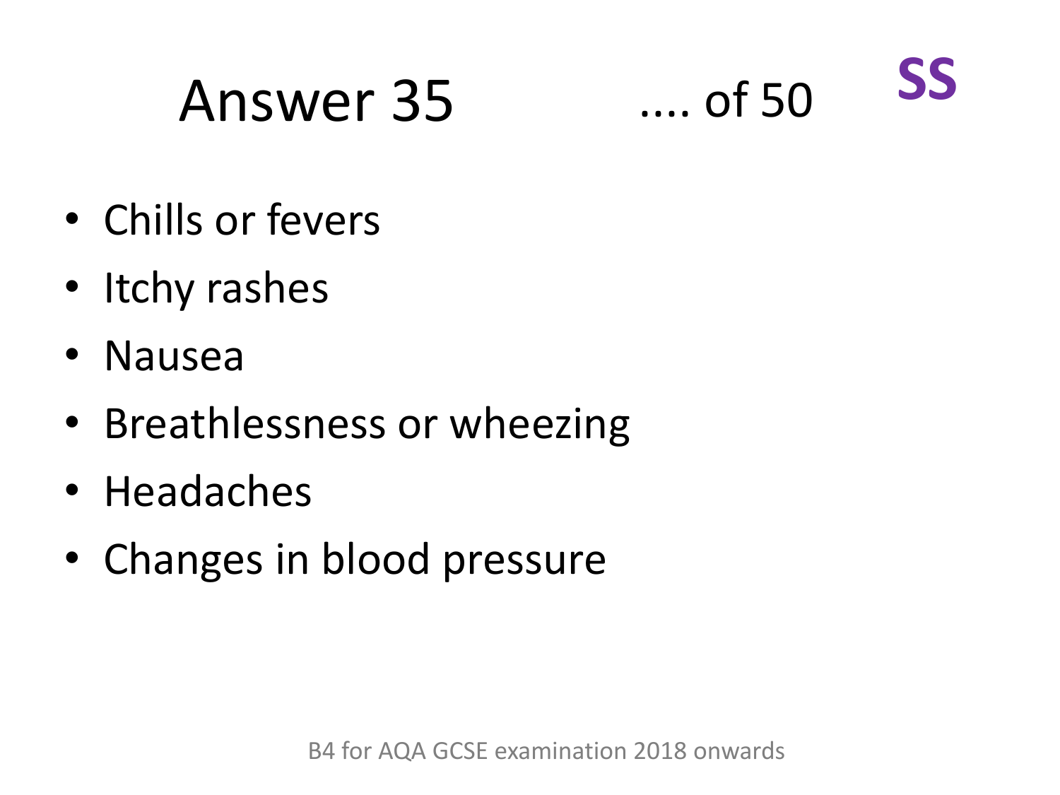# Answer 35

.... of 50

**SS**

- Chills or fevers
- Itchy rashes
- Nausea
- Breathlessness or wheezing
- Headaches
- Changes in blood pressure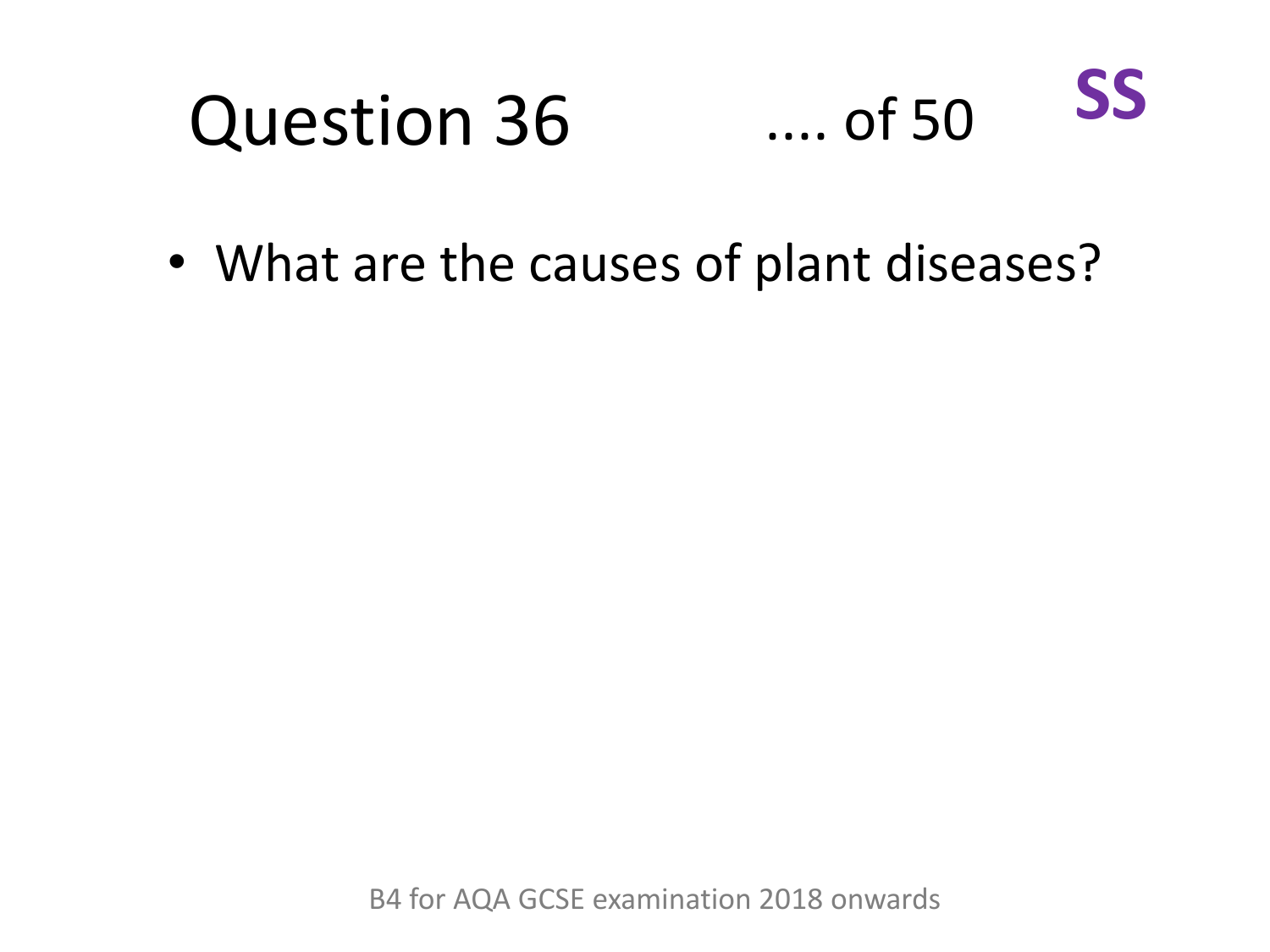# Question 36 .... of 50 **SS**

- What are the causes of plant diseases?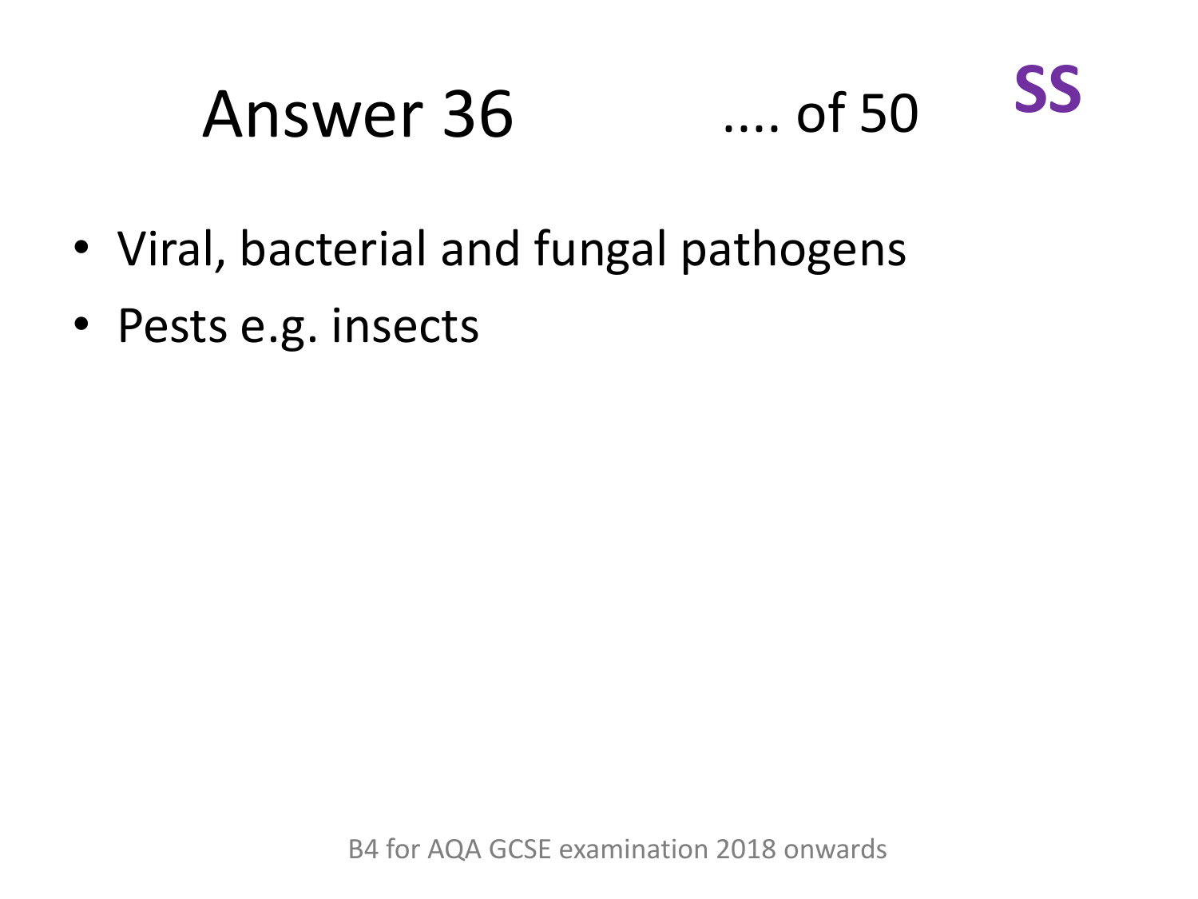# Answer 36 .... of 50

**SS**

- Viral, bacterial and fungal pathogens
- Pests e.g. insects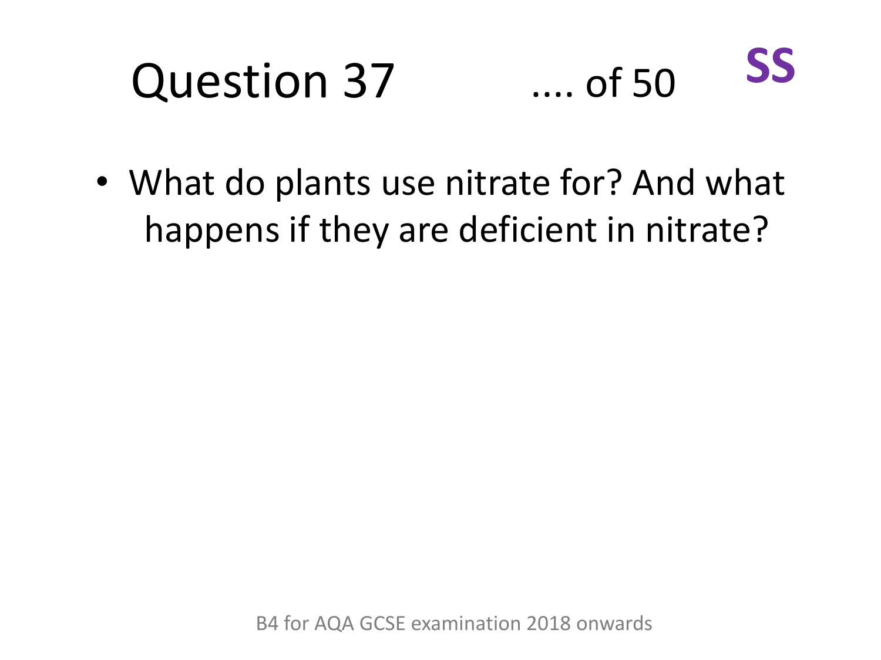# Question 37 .... of 50 **SS**

- What do plants use nitrate for? And what happens if they are deficient in nitrate?

B4 for AQA GCSE examination 2018 onwards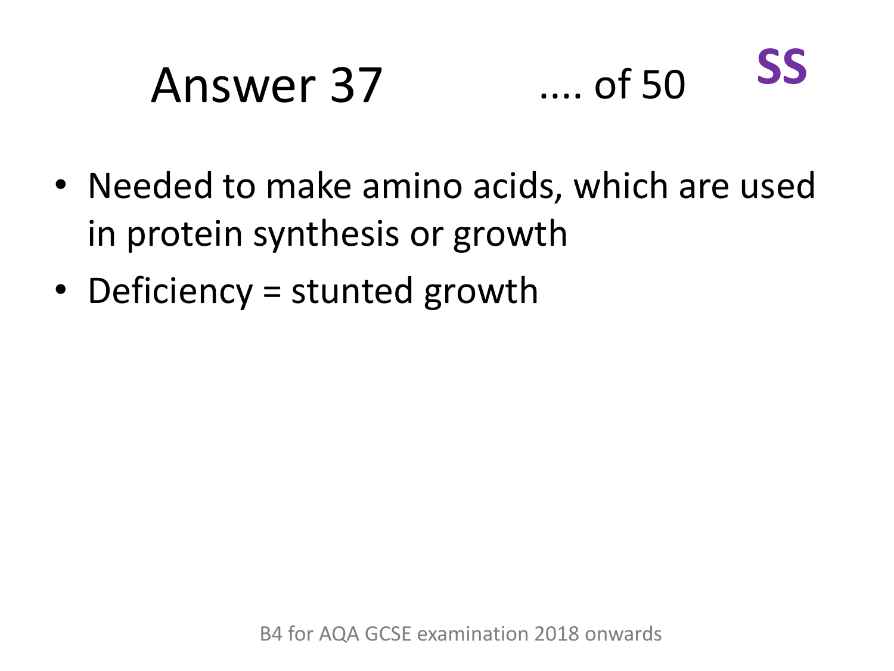# Answer 37

.... of 50 **SS**

- Needed to make amino acids, which are used in protein synthesis or growth
- Deficiency = stunted growth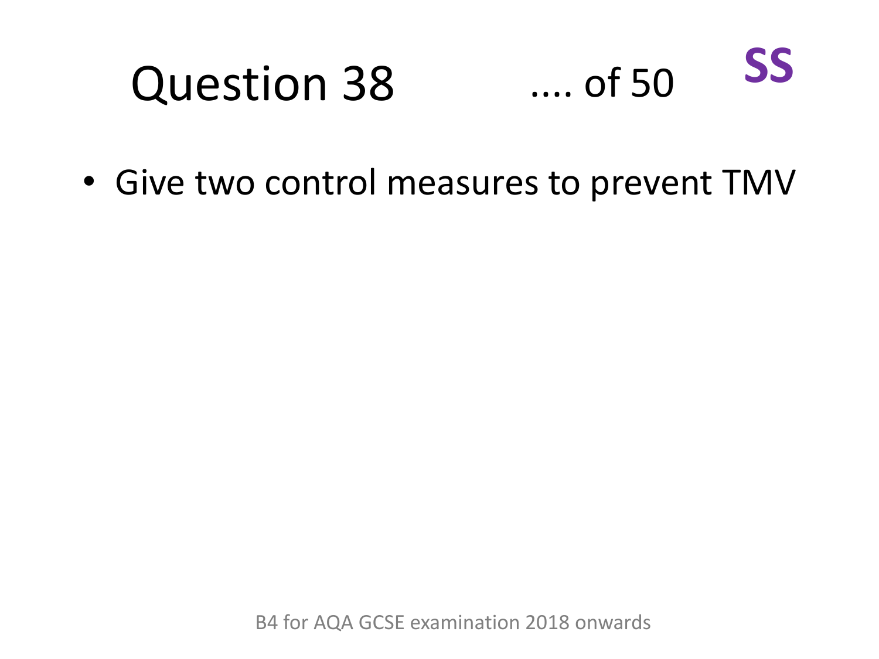# Question 38 .... of 50 **SS**

- Give two control measures to prevent TMV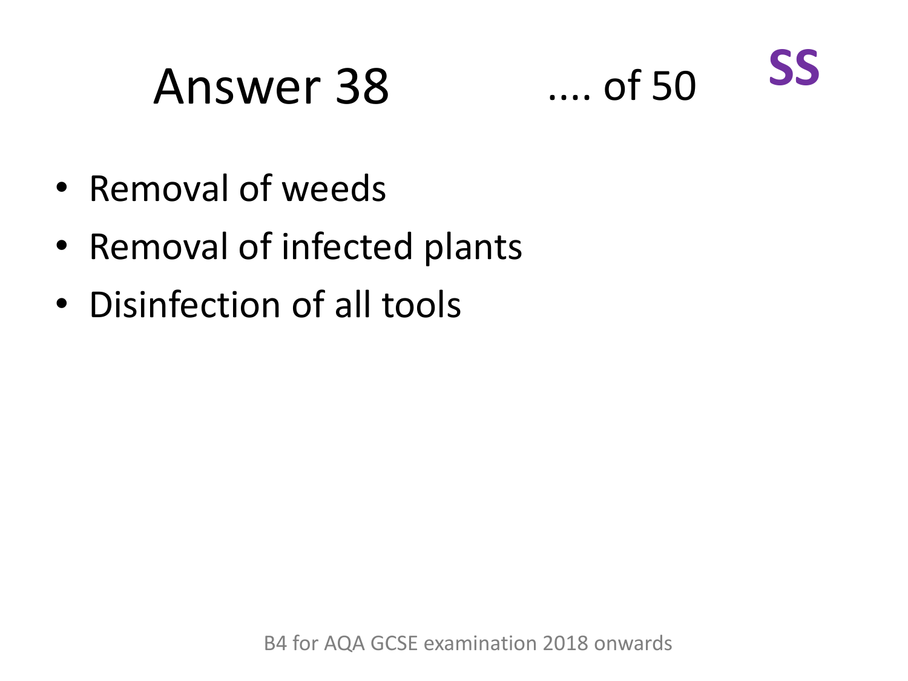# Answer 38

.... of 50

**SS**

- Removal of weeds
- Removal of infected plants
- Disinfection of all tools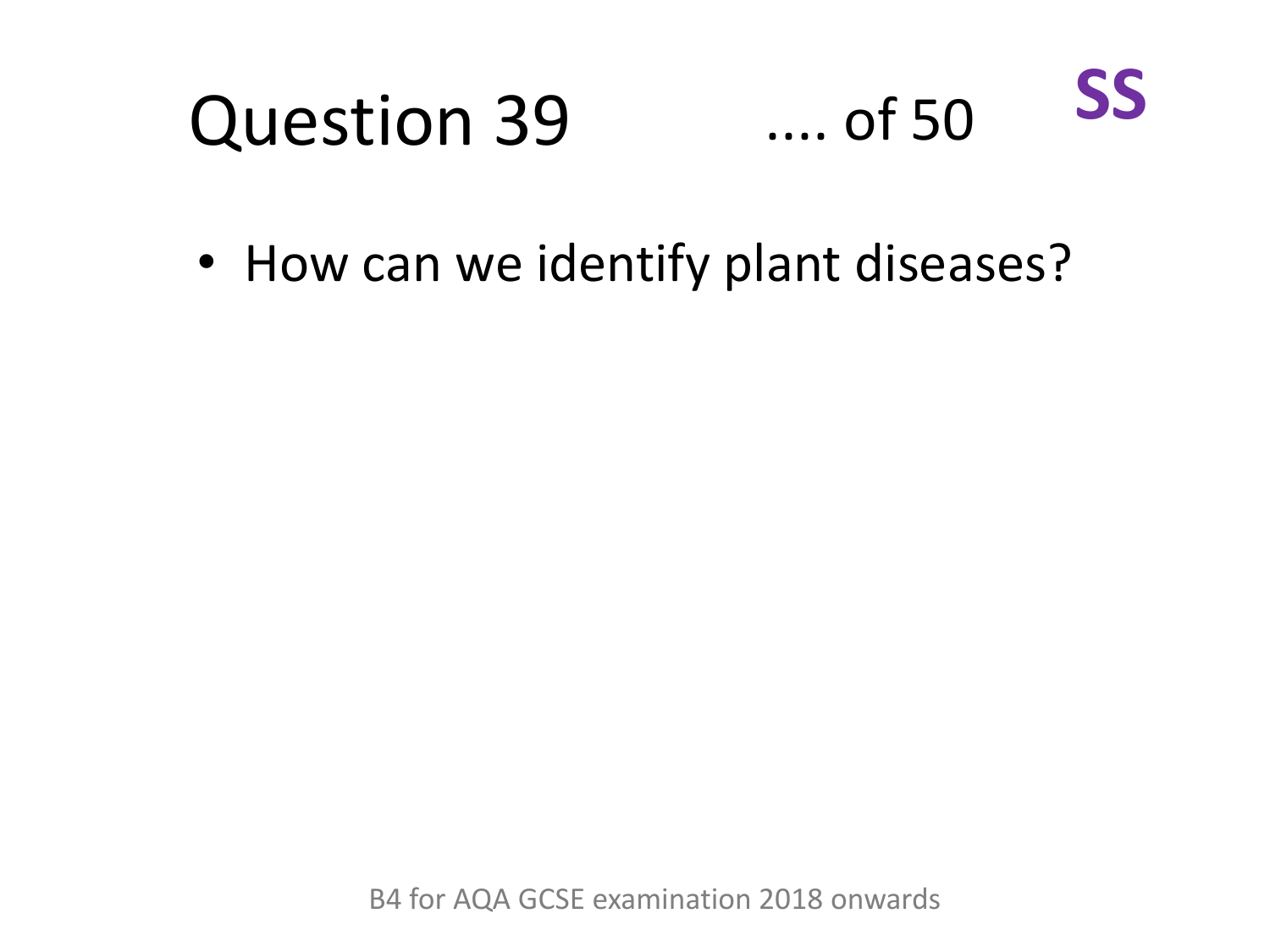# Question 39 .... of 50 **SS**

- How can we identify plant diseases?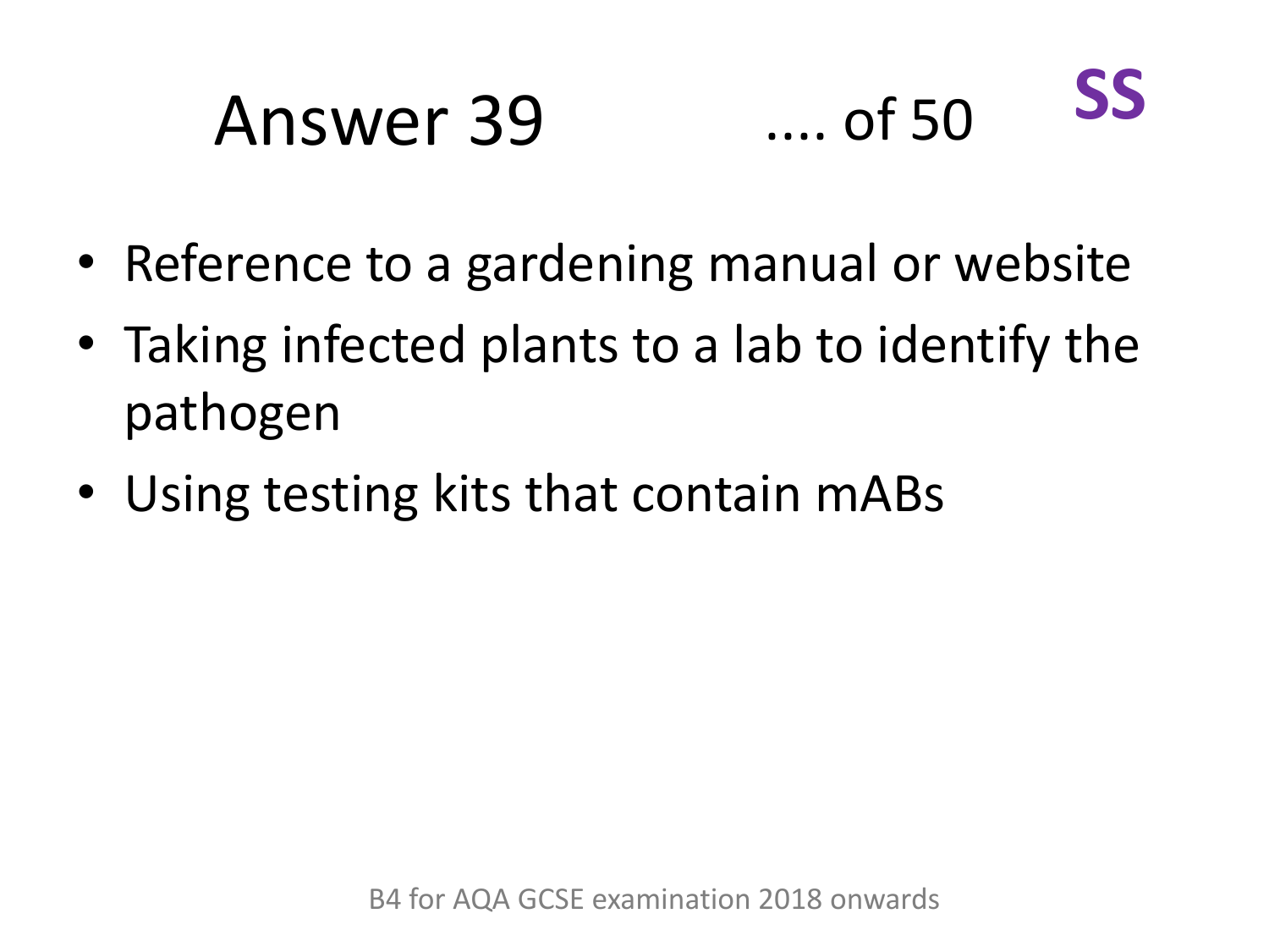# Answer 39 .... of 50 **SS**

- Reference to a gardening manual or website
- Taking infected plants to a lab to identify the pathogen
- Using testing kits that contain mABs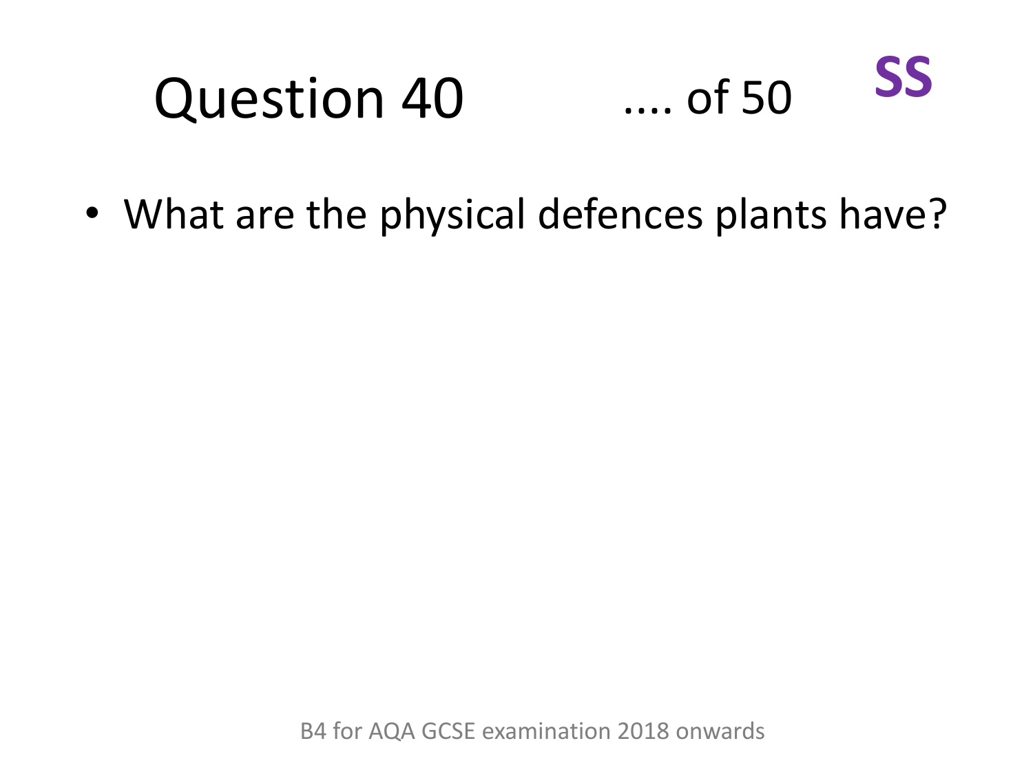# Question 40 .... of 50 SS

- What are the physical defences plants have?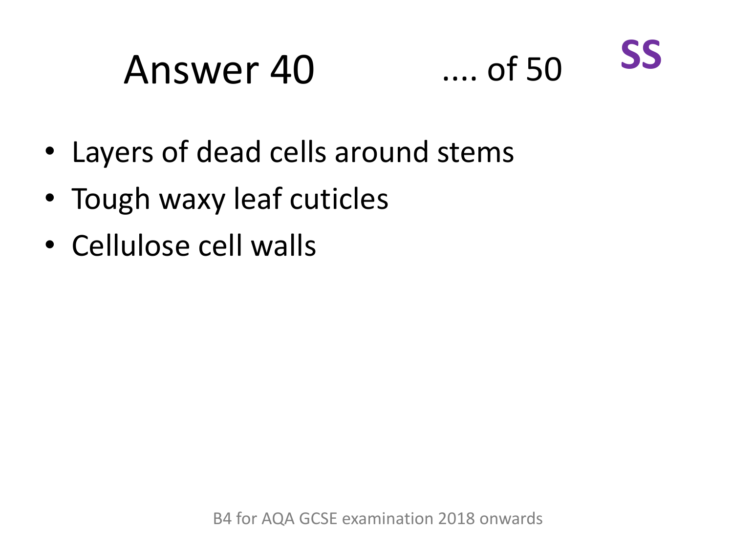# Answer 40

.... of 50

**SS**

- Layers of dead cells around stems
- Tough waxy leaf cuticles
- Cellulose cell walls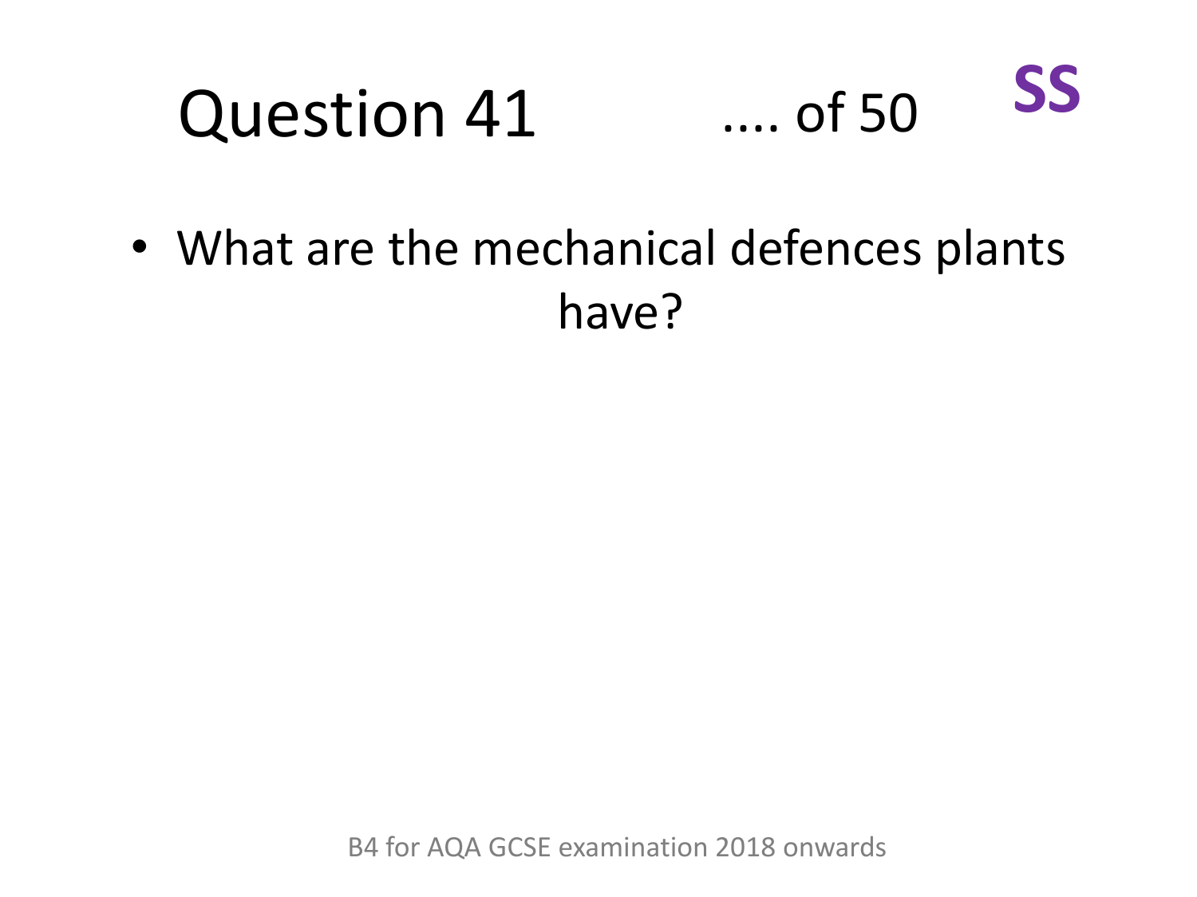# Question 41 .... of 50 **SS**

- What are the mechanical defences plants have?

B4 for AQA GCSE examination 2018 onwards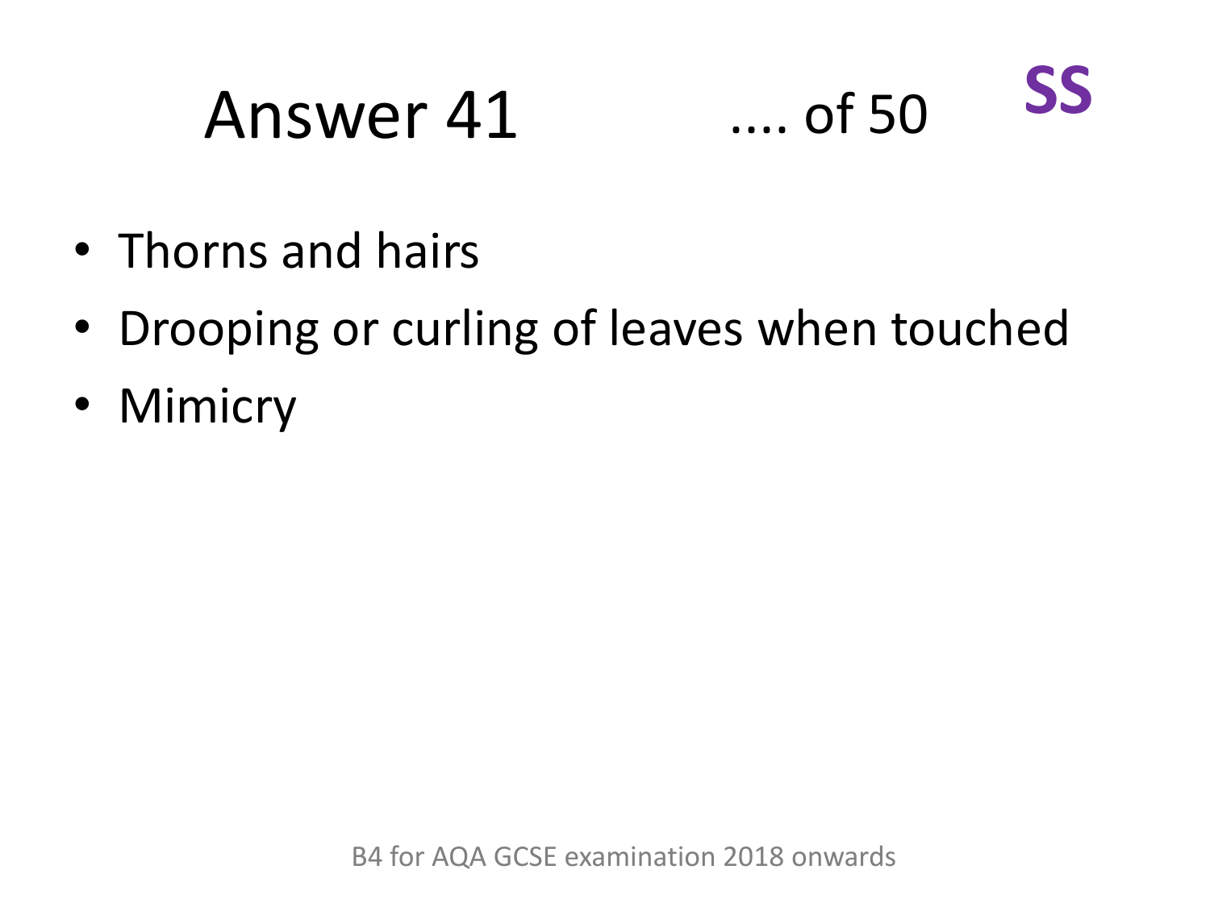# Answer 41

.... of 50

**SS**

- Thorns and hairs
- Drooping or curling of leaves when touched
- Mimicry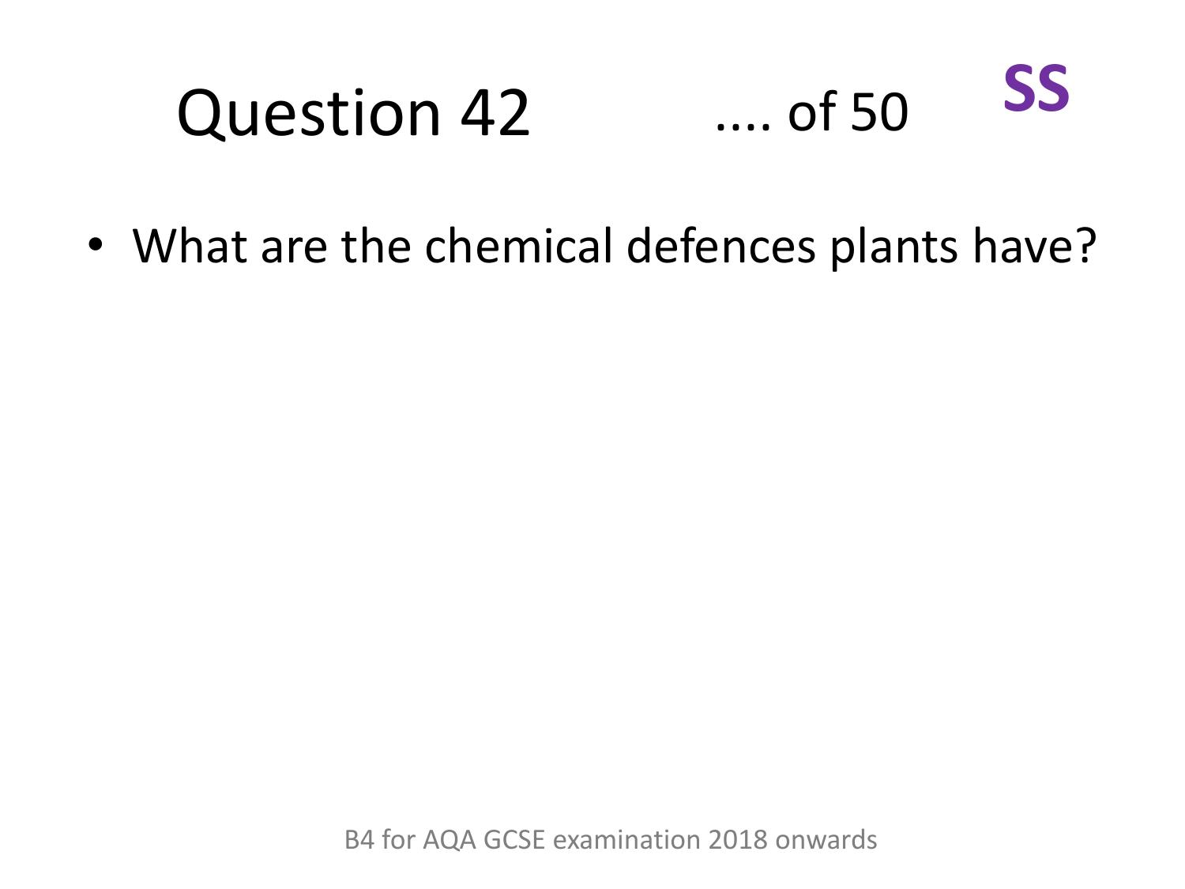# Question 42 .... of 50 **SS**

- What are the chemical defences plants have?

B4 for AQA GCSE examination 2018 onwards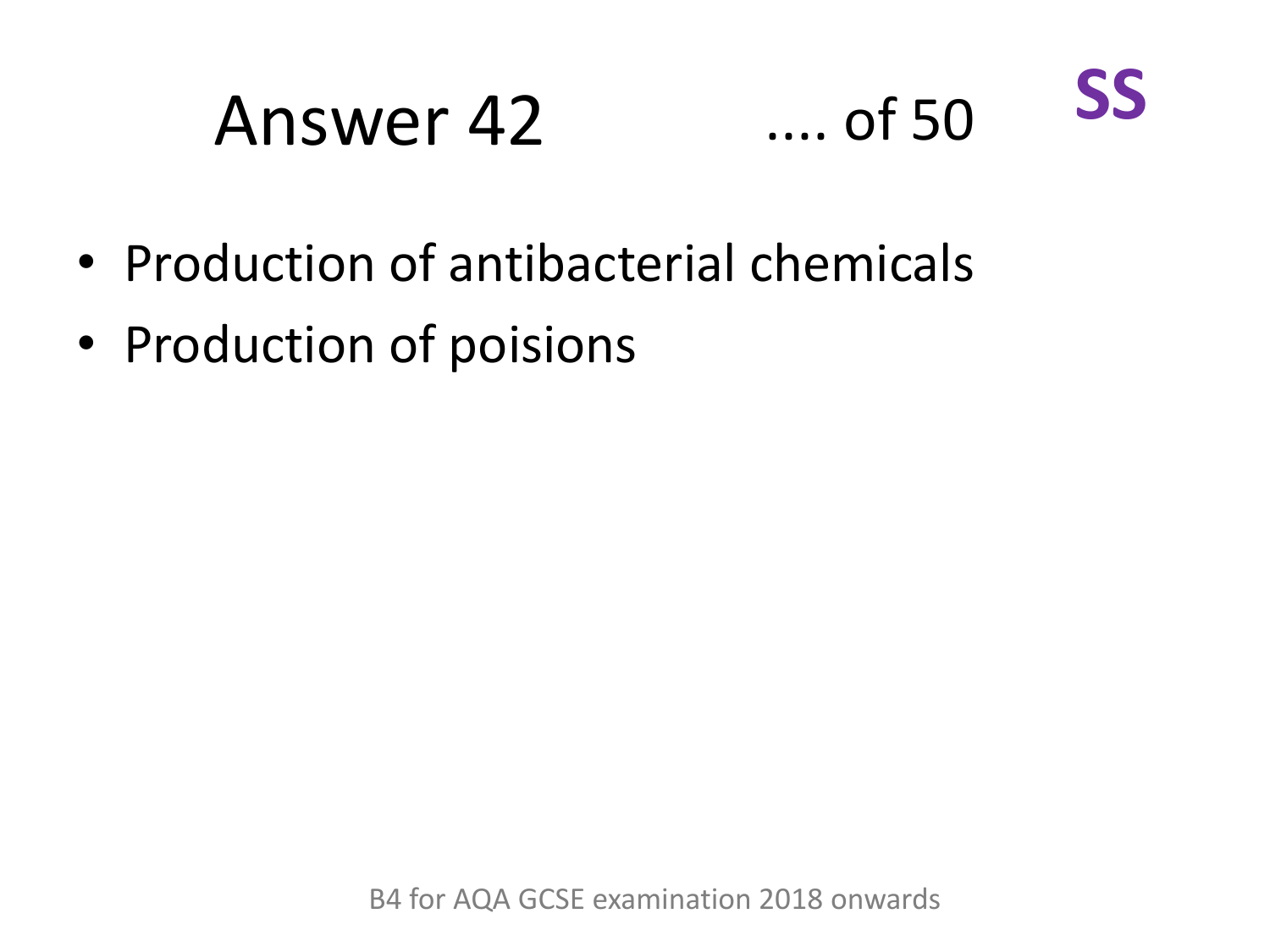# Answer 42

.... of 50

**SS**

- Production of antibacterial chemicals
- Production of poisions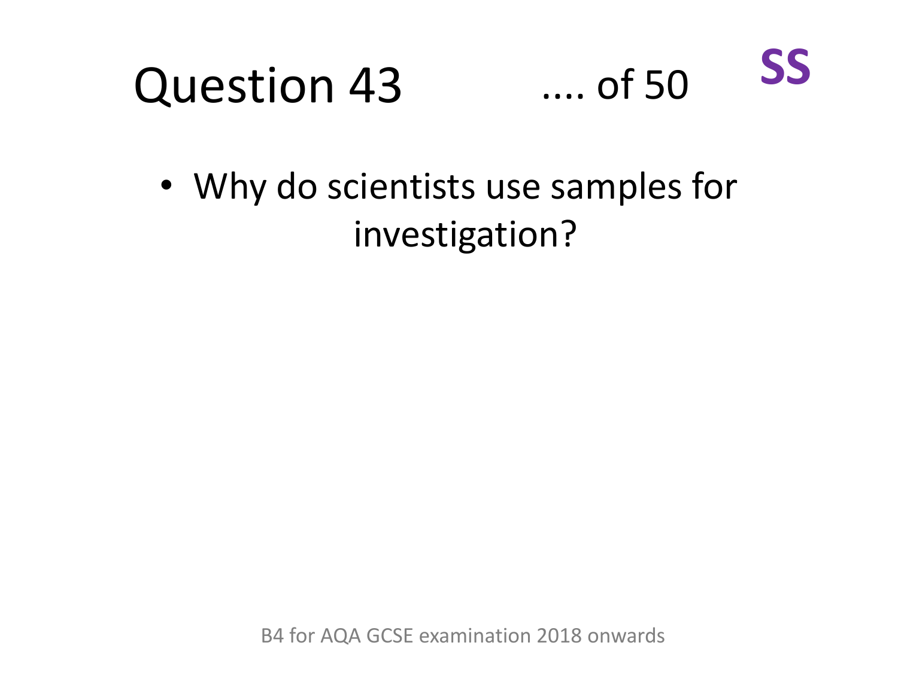# Question 43 .... of 50 **SS**

- Why do scientists use samples for investigation?

B4 for AQA GCSE examination 2018 onwards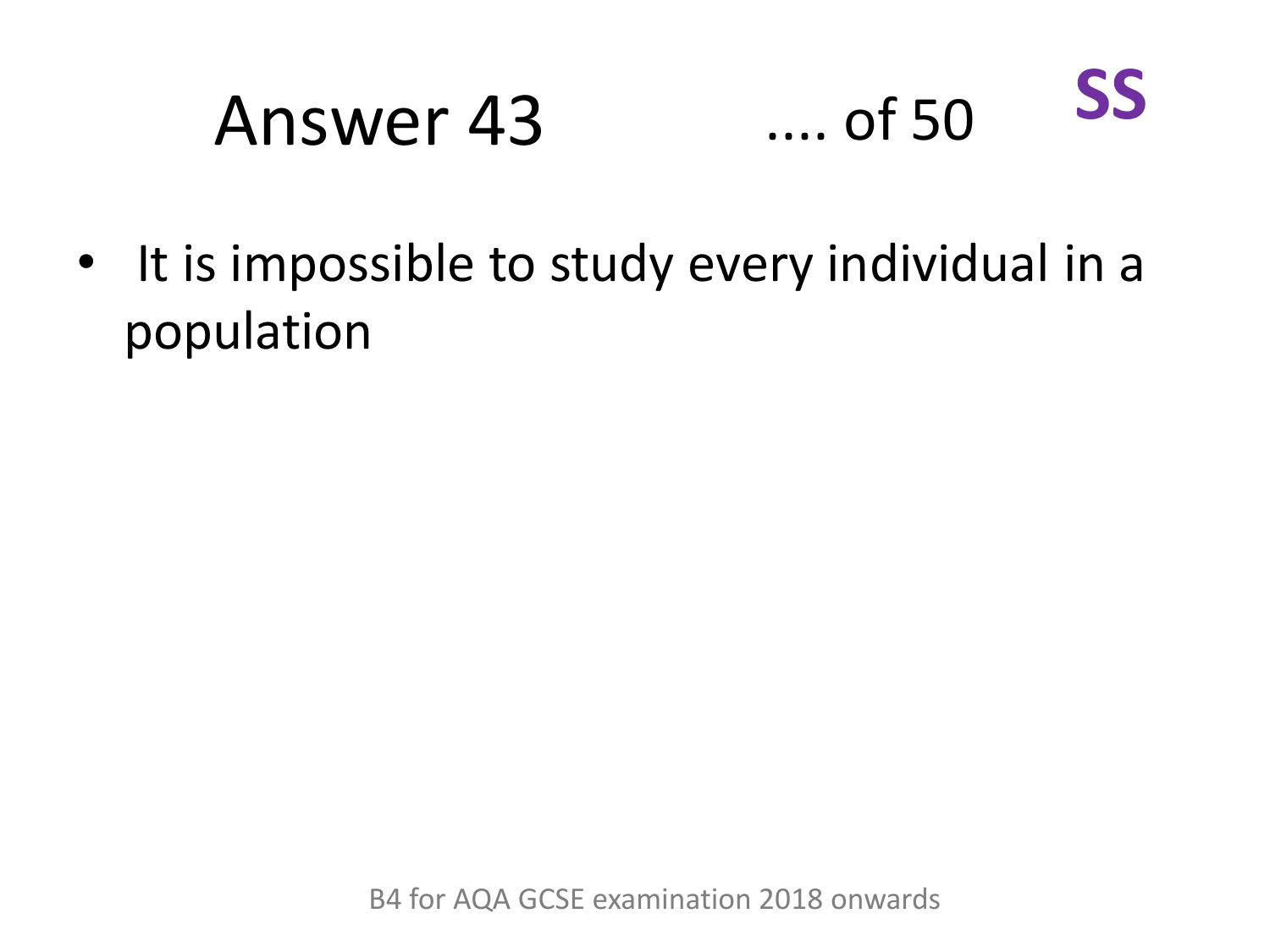# Answer 43 .... of 50 **SS**

- It is impossible to study every individual in a population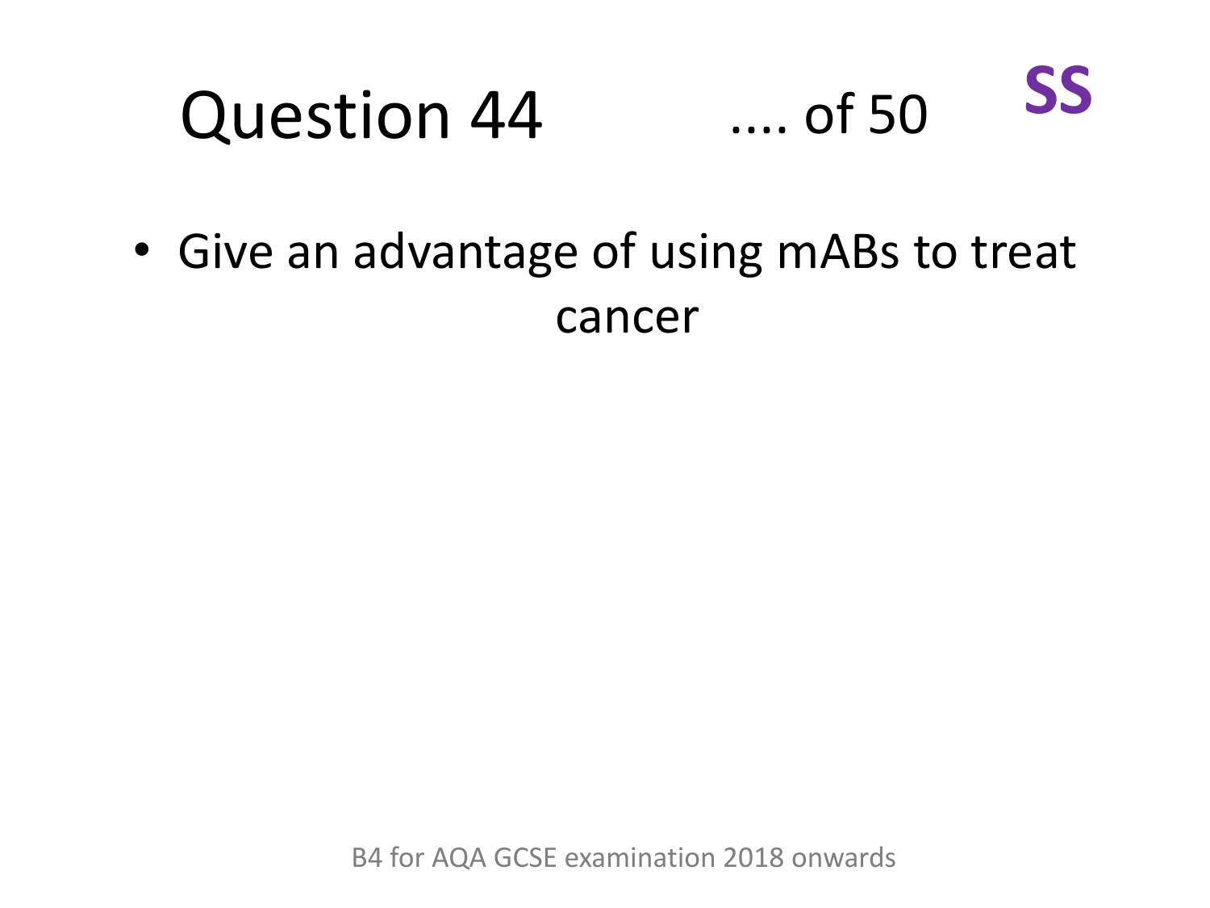# Question 44

.... of 50

**SS**

- Give an advantage of using mABs to treat cancer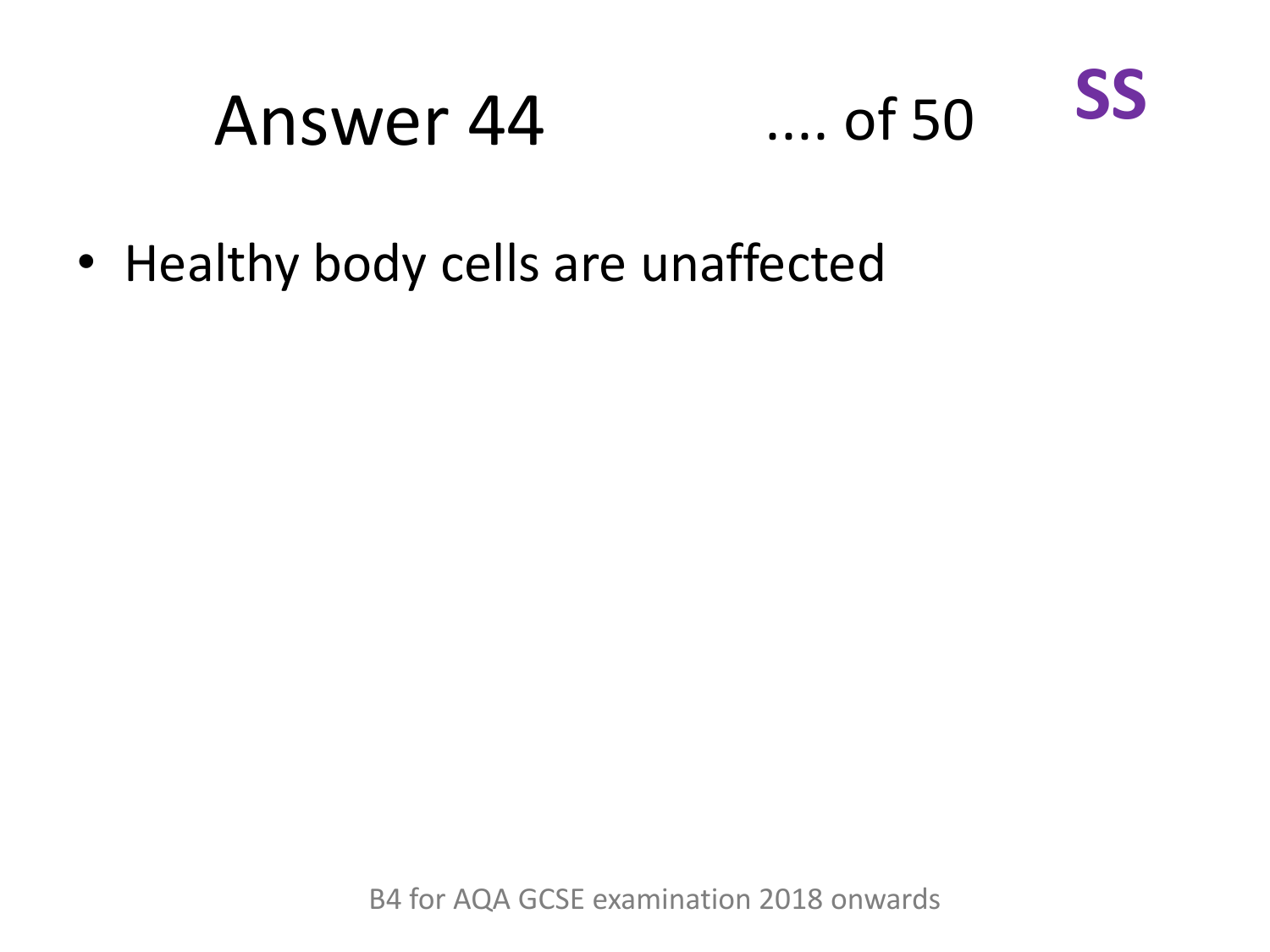# Answer 44

.... of 50

**SS**

- Healthy body cells are unaffected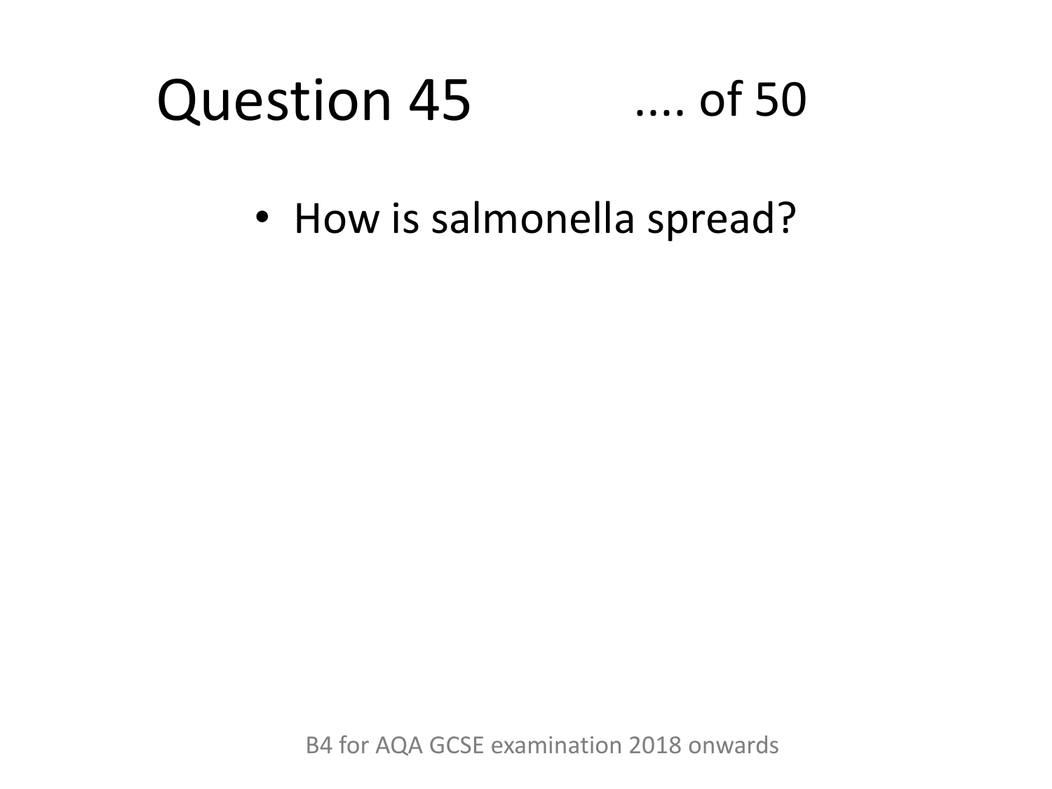# Question 45 .... of 50

- How is salmonella spread?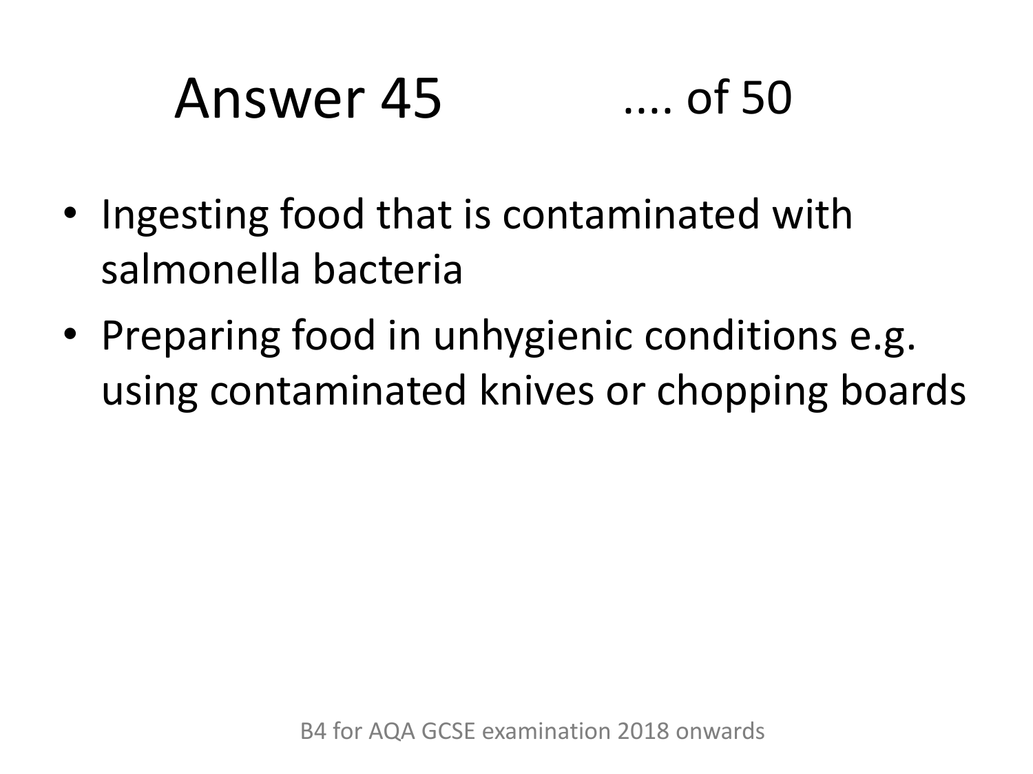# Answer 45 .... of 50

- Ingesting food that is contaminated with salmonella bacteria
- Preparing food in unhygienic conditions e.g. using contaminated knives or chopping boards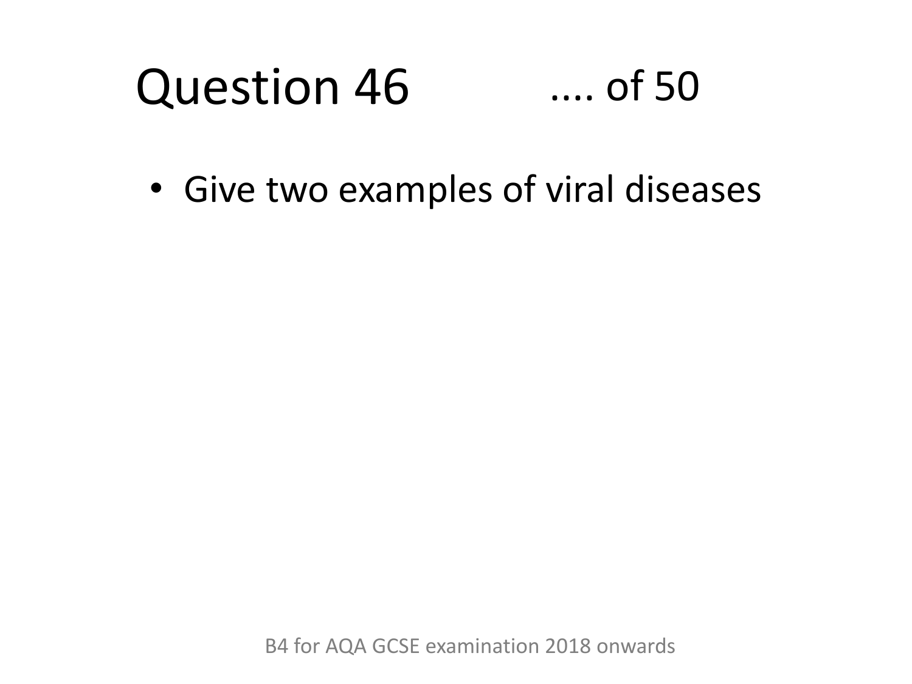# Question 46 .... of 50

- Give two examples of viral diseases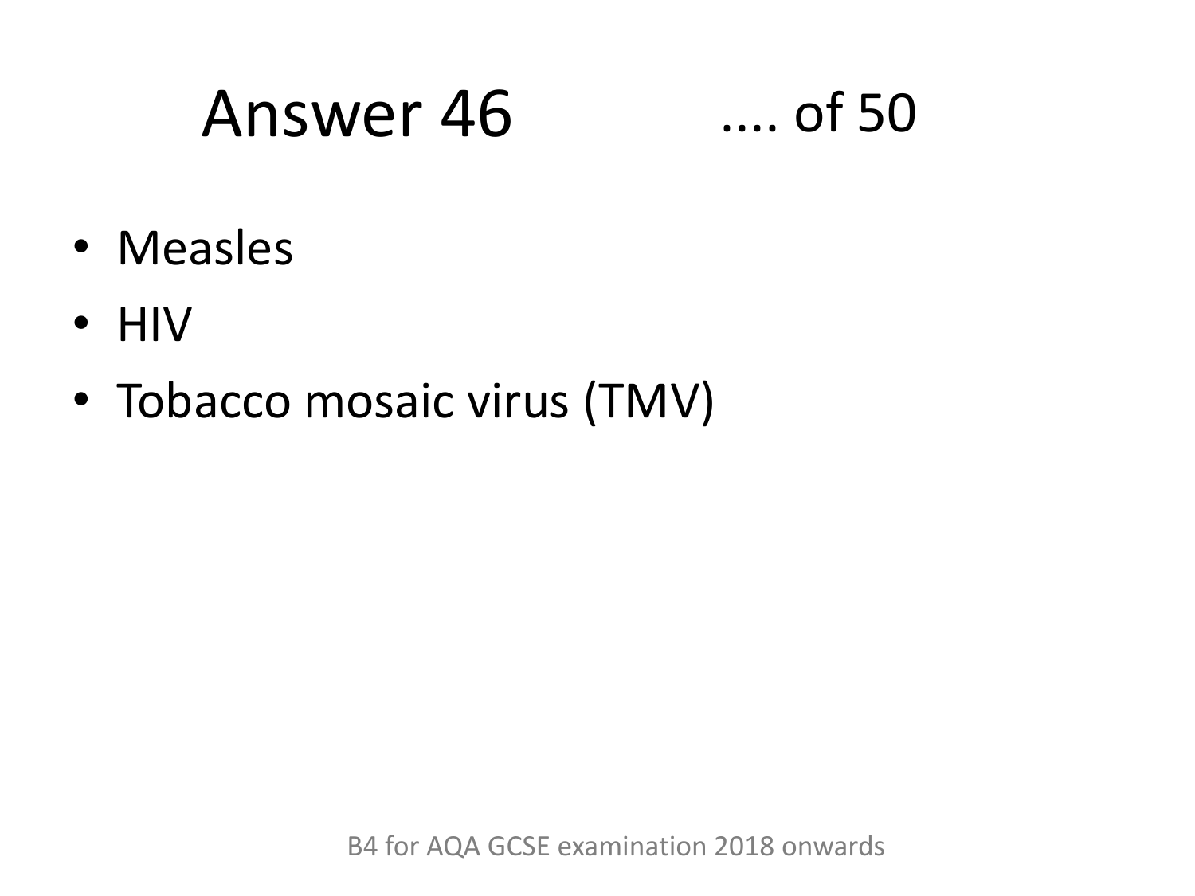# Answer 46 .... of 50

- Measles
- HIV
- Tobacco mosaic virus (TMV)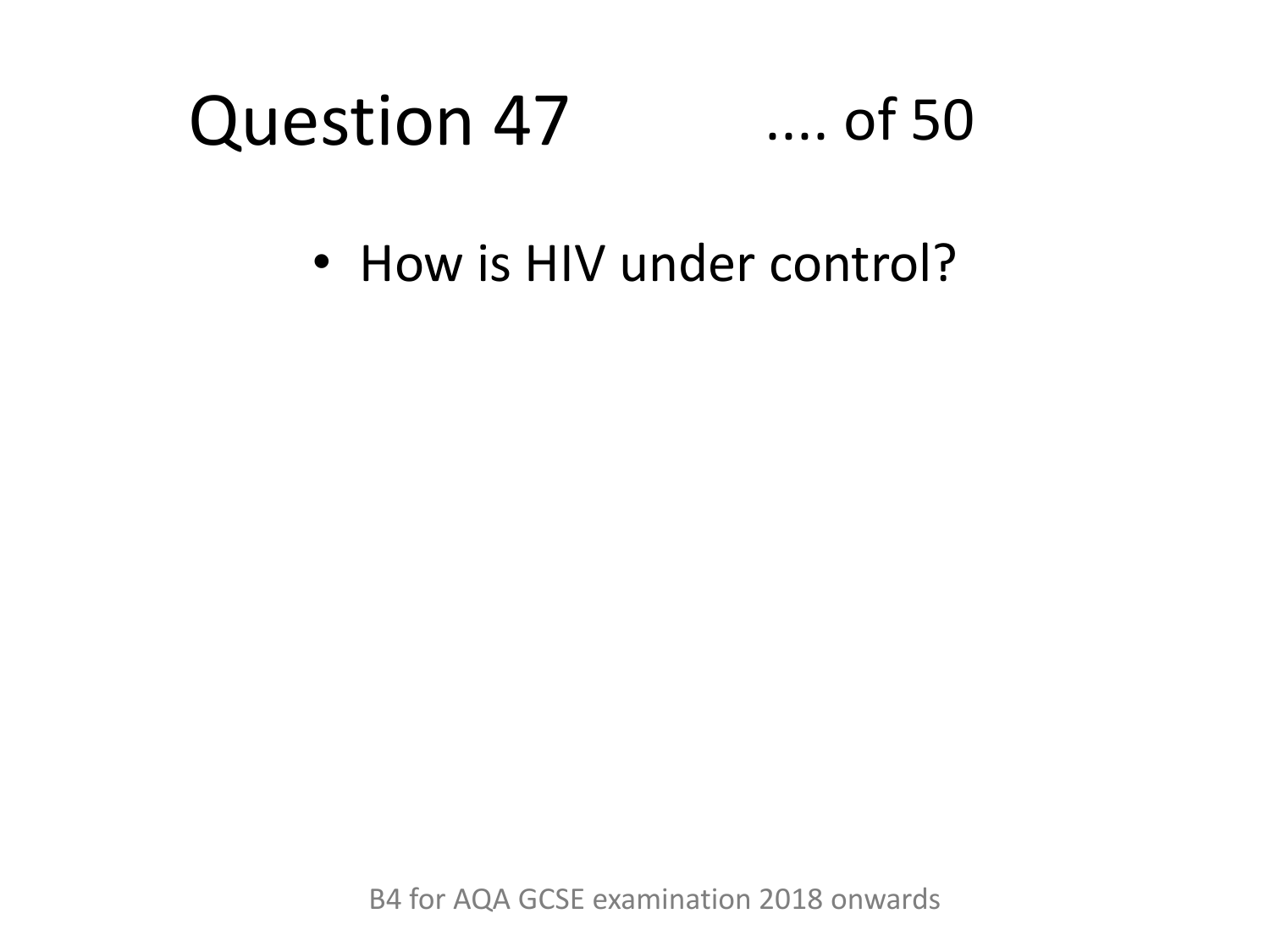# Question 47 .... of 50

- How is HIV under control?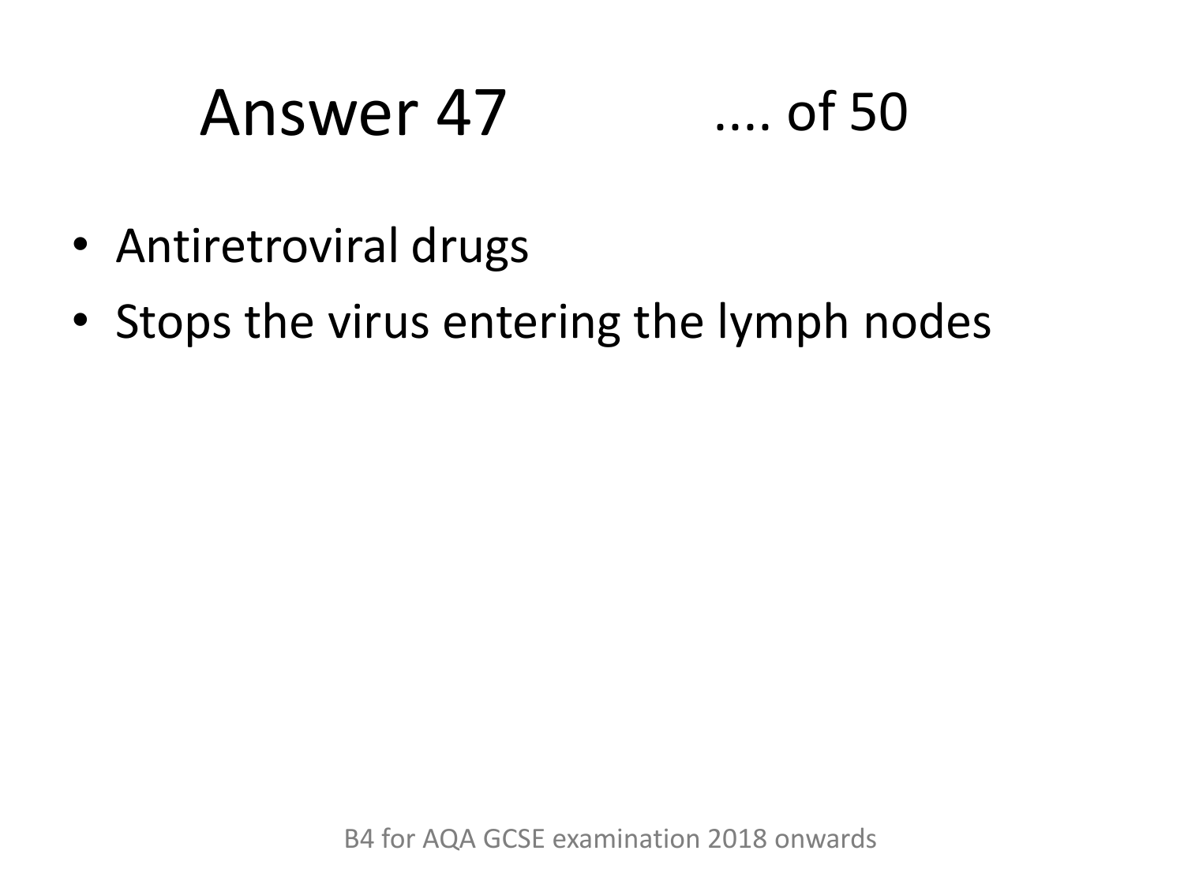# Answer 47 .... of 50

- Antiretroviral drugs
- Stops the virus entering the lymph nodes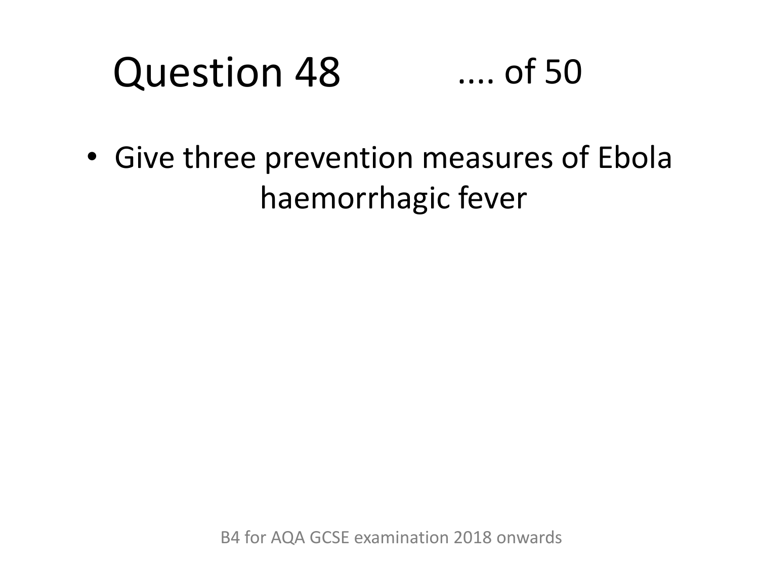# Question 48 .... of 50

- Give three prevention measures of Ebola haemorrhagic fever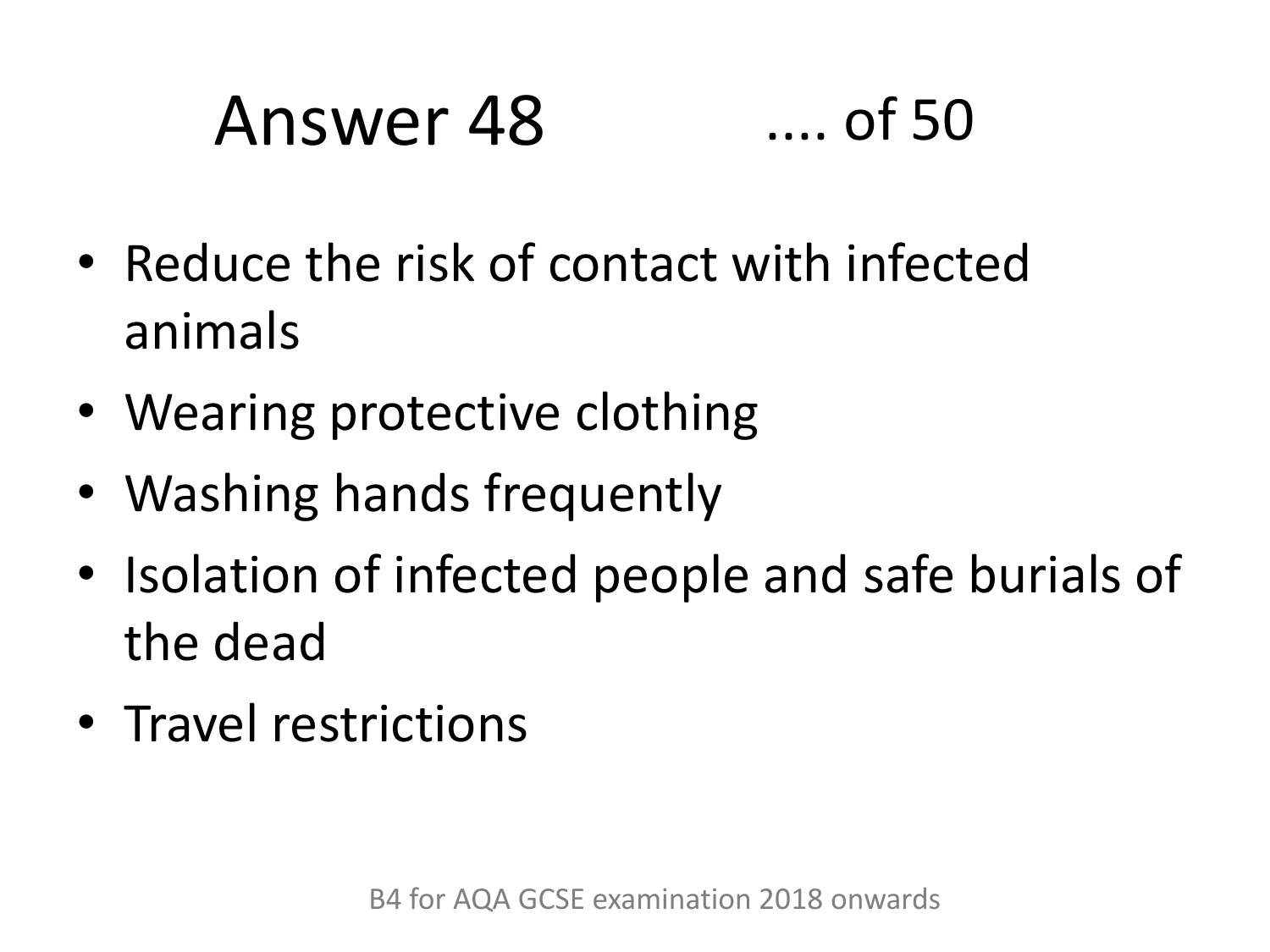# Answer 48

- Reduce the risk of contact with infected animals
- Wearing protective clothing
- Washing hands frequently
- Isolation of infected people and safe burials of the dead
- Travel restrictions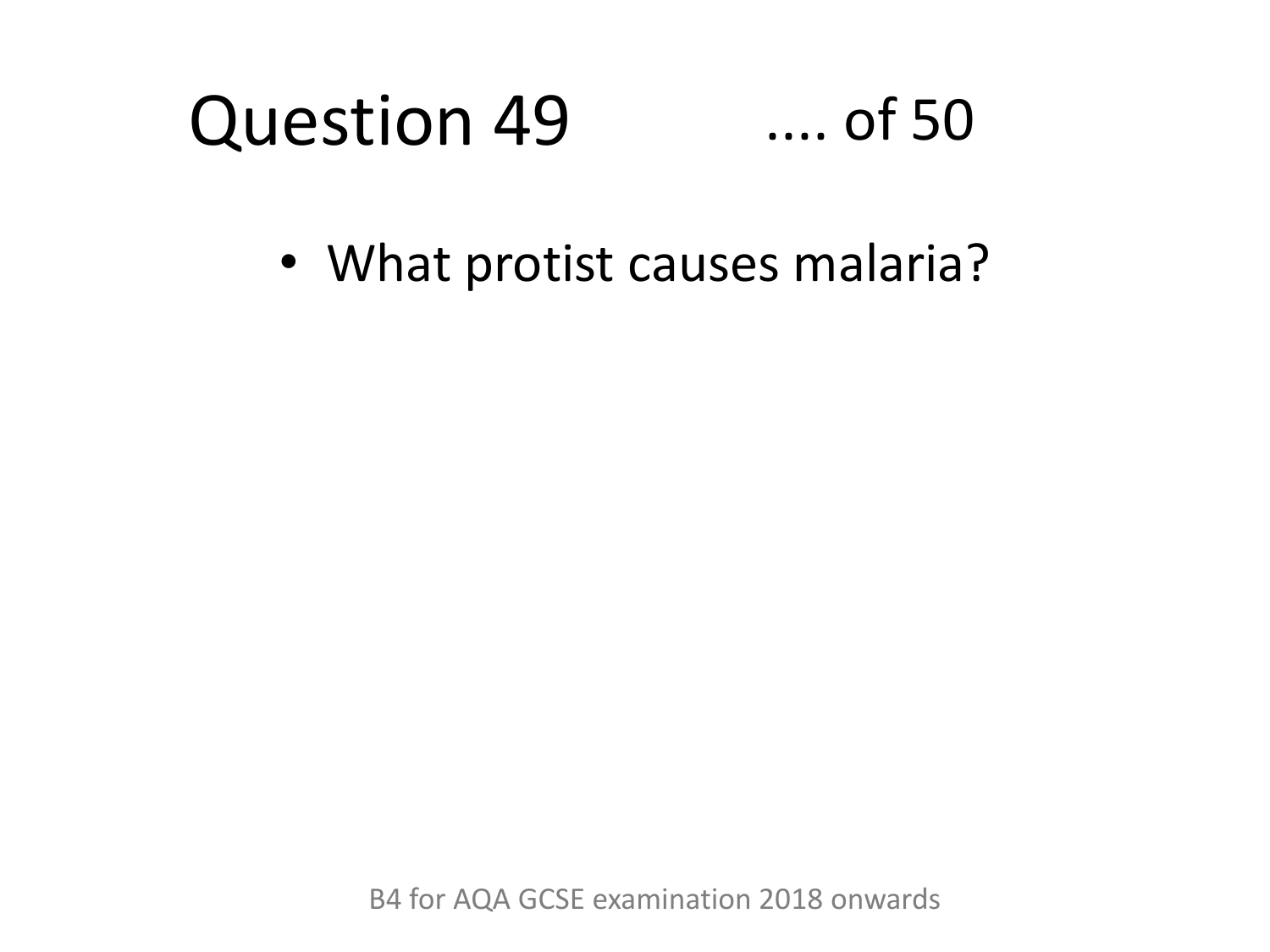# Question 49 .... of 50

- What protist causes malaria?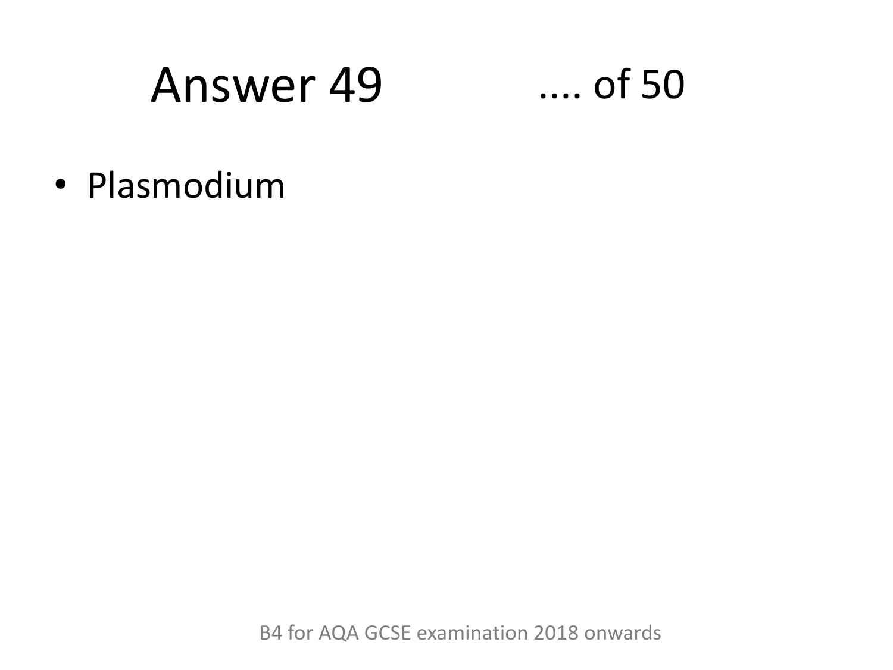# Answer 49 .... of 50

- Plasmodium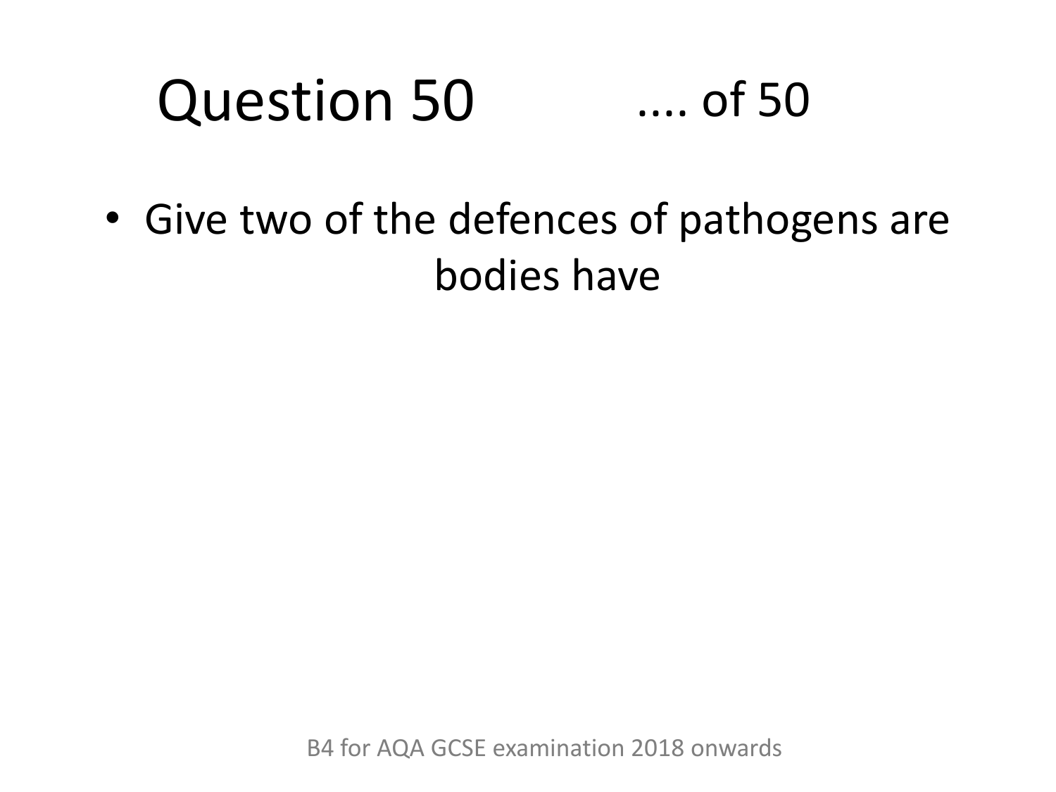# Question 50

.... of 50

- Give two of the defences of pathogens are bodies have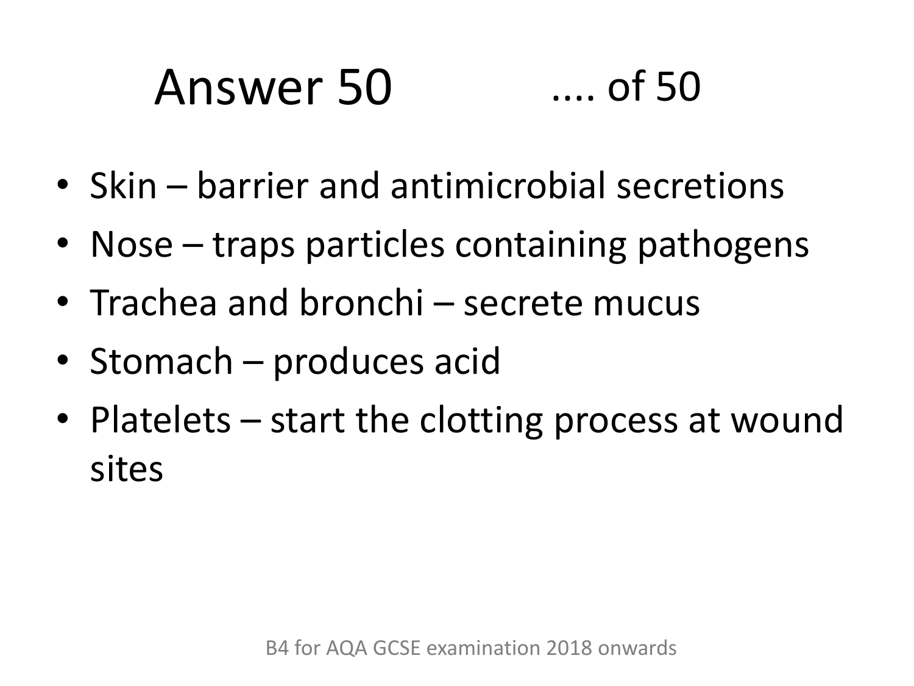# Answer 50 .... of 50

- Skin – barrier and antimicrobial secretions
- Nose – traps particles containing pathogens
- Trachea and bronchi – secrete mucus
- Stomach – produces acid
- Platelets – start the clotting process at wound sites